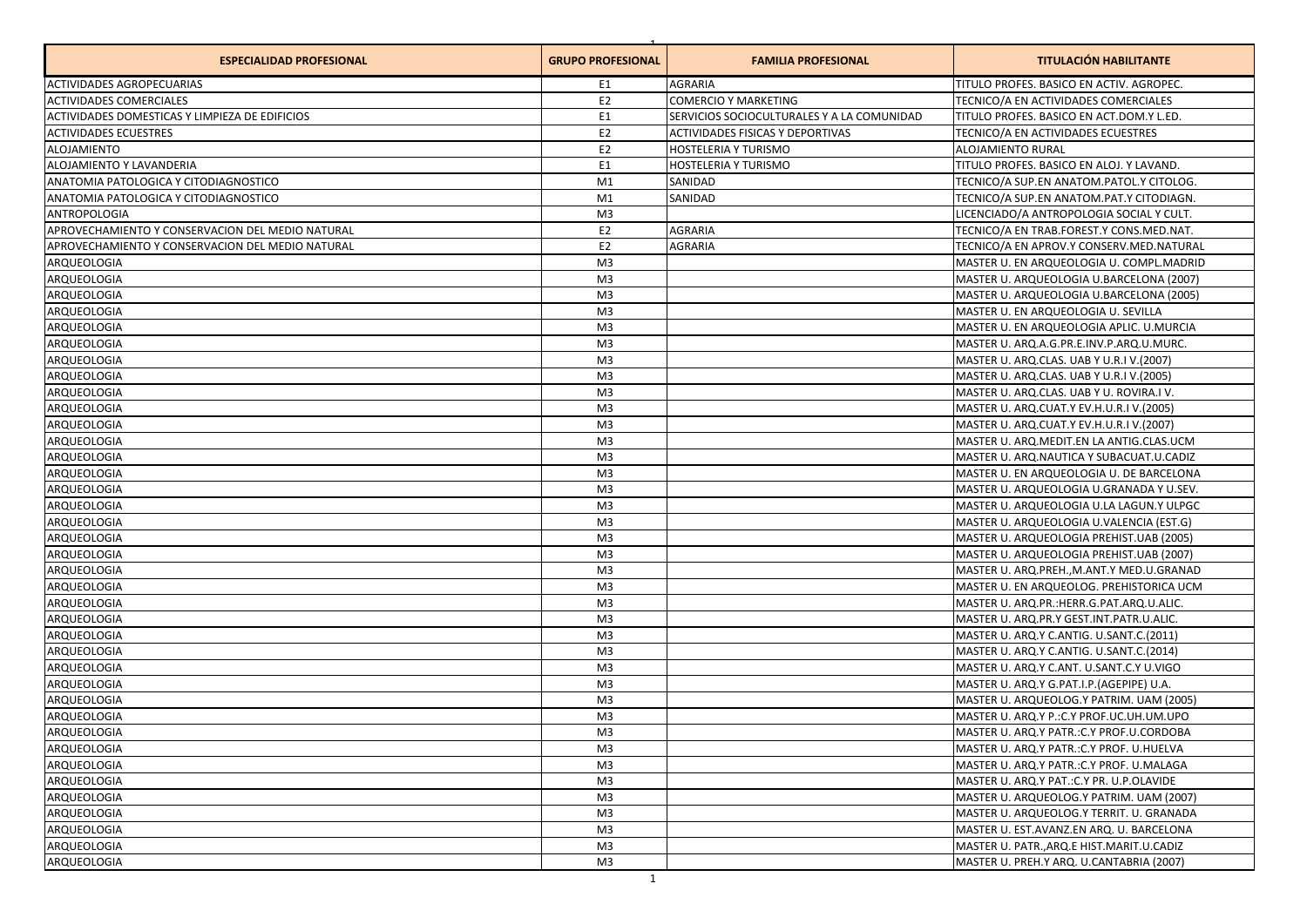| ESPECIALIDAD PROFESIONAL | GRUPO PROFESIONAL | FAMILIA PROFESIONAL | TITULACIÓN HABILITANTE |
|---|---|---|---|
| ACTIVIDADES AGROPECUARIAS | E1 | AGRARIA | TITULO PROFES. BASICO EN ACTIV. AGROPEC. |
| ACTIVIDADES COMERCIALES | E2 | COMERCIO Y MARKETING | TECNICO/A EN ACTIVIDADES COMERCIALES |
| ACTIVIDADES DOMESTICAS Y LIMPIEZA DE EDIFICIOS | E1 | SERVICIOS SOCIOCULTURALES Y A LA COMUNIDAD | TITULO PROFES. BASICO EN ACT.DOM.Y L.ED. |
| ACTIVIDADES ECUESTRES | E2 | ACTIVIDADES FISICAS Y DEPORTIVAS | TECNICO/A EN ACTIVIDADES ECUESTRES |
| ALOJAMIENTO | E2 | HOSTELERIA Y TURISMO | ALOJAMIENTO RURAL |
| ALOJAMIENTO Y LAVANDERIA | E1 | HOSTELERIA Y TURISMO | TITULO PROFES. BASICO EN ALOJ. Y LAVAND. |
| ANATOMIA PATOLOGICA Y CITODIAGNOSTICO | M1 | SANIDAD | TECNICO/A SUP.EN ANATOM.PATOL.Y CITOLOG. |
| ANATOMIA PATOLOGICA Y CITODIAGNOSTICO | M1 | SANIDAD | TECNICO/A SUP.EN ANATOM.PAT.Y CITODIAGN. |
| ANTROPOLOGIA | M3 | | LICENCIADO/A ANTROPOLOGIA SOCIAL Y CULT. |
| APROVECHAMIENTO Y CONSERVACION DEL MEDIO NATURAL | E2 | AGRARIA | TECNICO/A EN TRAB.FOREST.Y CONS.MED.NAT. |
| APROVECHAMIENTO Y CONSERVACION DEL MEDIO NATURAL | E2 | AGRARIA | TECNICO/A EN APROV.Y CONSERV.MED.NATURAL |
| ARQUEOLOGIA | M3 | | MASTER U. EN ARQUEOLOGIA U. COMPL.MADRID |
| ARQUEOLOGIA | M3 | | MASTER U. ARQUEOLOGIA U.BARCELONA (2007) |
| ARQUEOLOGIA | M3 | | MASTER U. ARQUEOLOGIA U.BARCELONA (2005) |
| ARQUEOLOGIA | M3 | | MASTER U. EN ARQUEOLOGIA U. SEVILLA |
| ARQUEOLOGIA | M3 | | MASTER U. EN ARQUEOLOGIA APLIC. U.MURCIA |
| ARQUEOLOGIA | M3 | | MASTER U. ARQ.A.G.PR.E.INV.P.ARQ.U.MURC. |
| ARQUEOLOGIA | M3 | | MASTER U. ARQ.CLAS. UAB Y U.R.I V.(2007) |
| ARQUEOLOGIA | M3 | | MASTER U. ARQ.CLAS. UAB Y U.R.I V.(2005) |
| ARQUEOLOGIA | M3 | | MASTER U. ARQ.CLAS. UAB Y U. ROVIRA.I V. |
| ARQUEOLOGIA | M3 | | MASTER U. ARQ.CUAT.Y EV.H.U.R.I V.(2005) |
| ARQUEOLOGIA | M3 | | MASTER U. ARQ.CUAT.Y EV.H.U.R.I V.(2007) |
| ARQUEOLOGIA | M3 | | MASTER U. ARQ.MEDIT.EN LA ANTIG.CLAS.UCM |
| ARQUEOLOGIA | M3 | | MASTER U. ARQ.NAUTICA Y SUBACUAT.U.CADIZ |
| ARQUEOLOGIA | M3 | | MASTER U. EN ARQUEOLOGIA U. DE BARCELONA |
| ARQUEOLOGIA | M3 | | MASTER U. ARQUEOLOGIA U.GRANADA Y U.SEV. |
| ARQUEOLOGIA | M3 | | MASTER U. ARQUEOLOGIA U.LA LAGUN.Y ULPGC |
| ARQUEOLOGIA | M3 | | MASTER U. ARQUEOLOGIA U.VALENCIA (EST.G) |
| ARQUEOLOGIA | M3 | | MASTER U. ARQUEOLOGIA PREHIST.UAB (2005) |
| ARQUEOLOGIA | M3 | | MASTER U. ARQUEOLOGIA PREHIST.UAB (2007) |
| ARQUEOLOGIA | M3 | | MASTER U. ARQ.PREH.,M.ANT.Y MED.U.GRANAD |
| ARQUEOLOGIA | M3 | | MASTER U. EN ARQUEOLOG. PREHISTORICA UCM |
| ARQUEOLOGIA | M3 | | MASTER U. ARQ.PR.:HERR.G.PAT.ARQ.U.ALIC. |
| ARQUEOLOGIA | M3 | | MASTER U. ARQ.PR.Y GEST.INT.PATR.U.ALIC. |
| ARQUEOLOGIA | M3 | | MASTER U. ARQ.Y C.ANTIG. U.SANT.C.(2011) |
| ARQUEOLOGIA | M3 | | MASTER U. ARQ.Y C.ANTIG. U.SANT.C.(2014) |
| ARQUEOLOGIA | M3 | | MASTER U. ARQ.Y C.ANT. U.SANT.C.Y U.VIGO |
| ARQUEOLOGIA | M3 | | MASTER U. ARQ.Y G.PAT.I.P.(AGEPIPE) U.A. |
| ARQUEOLOGIA | M3 | | MASTER U. ARQUEOLOG.Y PATRIM. UAM (2005) |
| ARQUEOLOGIA | M3 | | MASTER U. ARQ.Y P.:C.Y PROF.UC.UH.UM.UPO |
| ARQUEOLOGIA | M3 | | MASTER U. ARQ.Y PATR.:C.Y PROF.U.CORDOBA |
| ARQUEOLOGIA | M3 | | MASTER U. ARQ.Y PATR.:C.Y PROF. U.HUELVA |
| ARQUEOLOGIA | M3 | | MASTER U. ARQ.Y PATR.:C.Y PROF. U.MALAGA |
| ARQUEOLOGIA | M3 | | MASTER U. ARQ.Y PAT.:C.Y PR. U.P.OLAVIDE |
| ARQUEOLOGIA | M3 | | MASTER U. ARQUEOLOG.Y PATRIM. UAM (2007) |
| ARQUEOLOGIA | M3 | | MASTER U. ARQUEOLOG.Y TERRIT. U. GRANADA |
| ARQUEOLOGIA | M3 | | MASTER U. EST.AVANZ.EN ARQ. U. BARCELONA |
| ARQUEOLOGIA | M3 | | MASTER U. PATR.,ARQ.E HIST.MARIT.U.CADIZ |
| ARQUEOLOGIA | M3 | | MASTER U. PREH.Y ARQ. U.CANTABRIA (2007) |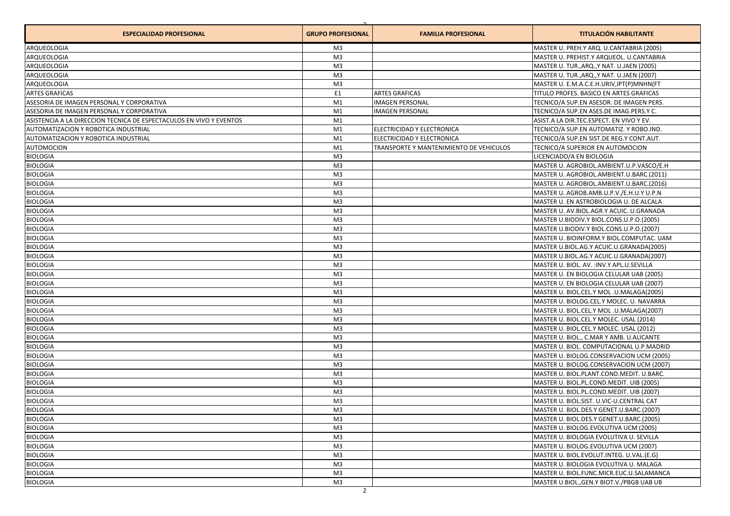| ESPECIALIDAD PROFESIONAL | GRUPO PROFESIONAL | FAMILIA PROFESIONAL | TITULACIÓN HABILITANTE |
| --- | --- | --- | --- |
| ARQUEOLOGIA | M3 | | MASTER U. PREH.Y ARQ. U.CANTABRIA (2005) |
| ARQUEOLOGIA | M3 | | MASTER U. PREHIST.Y ARQUEOL. U.CANTABRIA |
| ARQUEOLOGIA | M3 | | MASTER U. TUR.,ARQ.,Y NAT. U.JAEN (2005) |
| ARQUEOLOGIA | M3 | | MASTER U. TUR.,ARQ.,Y NAT. U.JAEN (2007) |
| ARQUEOLOGIA | M3 | | MASTER U. E.M.A.C.E.H.URIV,IPT(P)MNHN(FT |
| ARTES GRAFICAS | E1 | ARTES GRAFICAS | TITULO PROFES. BASICO EN ARTES GRAFICAS |
| ASESORIA DE IMAGEN PERSONAL Y CORPORATIVA | M1 | IMAGEN PERSONAL | TECNICO/A SUP.EN ASESOR. DE IMAGEN PERS. |
| ASESORIA DE IMAGEN PERSONAL Y CORPORATIVA | M1 | IMAGEN PERSONAL | TECNICO/A SUP.EN ASES.DE IMAG.PERS.Y C. |
| ASISTENCIA A LA DIRECCION TECNICA DE ESPECTACULOS EN VIVO Y EVENTOS | M1 | | ASIST.A LA DIR.TEC.ESPECT. EN VIVO Y EV. |
| AUTOMATIZACION Y ROBOTICA INDUSTRIAL | M1 | ELECTRICIDAD Y ELECTRONICA | TECNICO/A SUP.EN AUTOMATIZ. Y ROBO.IND. |
| AUTOMATIZACION Y ROBOTICA INDUSTRIAL | M1 | ELECTRICIDAD Y ELECTRONICA | TECNICO/A SUP.EN SIST.DE REG.Y CONT.AUT. |
| AUTOMOCION | M1 | TRANSPORTE Y MANTENIMIENTO DE VEHICULOS | TECNICO/A SUPERIOR EN AUTOMOCION |
| BIOLOGIA | M3 | | LICENCIADO/A EN BIOLOGIA |
| BIOLOGIA | M3 | | MASTER U. AGROBIOL.AMBIENT.U.P.VASCO/E.H |
| BIOLOGIA | M3 | | MASTER U. AGROBIOL.AMBIENT.U.BARC.(2011) |
| BIOLOGIA | M3 | | MASTER U. AGROBIOL.AMBIENT.U.BARC.(2016) |
| BIOLOGIA | M3 | | MASTER U. AGROB.AMB.U.P.V./E.H.U.Y U.P.N |
| BIOLOGIA | M3 | | MASTER U. EN ASTROBIOLOGIA U. DE ALCALA |
| BIOLOGIA | M3 | | MASTER U. AV.BIOL.AGR.Y ACUIC. U.GRANADA |
| BIOLOGIA | M3 | | MASTER U.BIODIV.Y BIOL.CONS.U.P.O.(2005) |
| BIOLOGIA | M3 | | MASTER U.BIODIV.Y BIOL.CONS.U.P.O.(2007) |
| BIOLOGIA | M3 | | MASTER U. BIOINFORM.Y BIOL.COMPUTAC. UAM |
| BIOLOGIA | M3 | | MASTER U.BIOL.AG.Y ACUIC.U.GRANADA(2005) |
| BIOLOGIA | M3 | | MASTER U.BIOL.AG.Y ACUIC.U.GRANADA(2007) |
| BIOLOGIA | M3 | | MASTER U. BIOL. AV. :INV.Y APL.U.SEVILLA |
| BIOLOGIA | M3 | | MASTER U. EN BIOLOGIA CELULAR UAB (2005) |
| BIOLOGIA | M3 | | MASTER U. EN BIOLOGIA CELULAR UAB (2007) |
| BIOLOGIA | M3 | | MASTER U. BIOL.CEL.Y MOL .U.MALAGA(2005) |
| BIOLOGIA | M3 | | MASTER U. BIOLOG.CEL.Y MOLEC. U. NAVARRA |
| BIOLOGIA | M3 | | MASTER U. BIOL.CEL.Y MOL .U.MALAGA(2007) |
| BIOLOGIA | M3 | | MASTER U. BIOL.CEL.Y MOLEC. USAL (2014) |
| BIOLOGIA | M3 | | MASTER U. BIOL.CEL.Y MOLEC. USAL (2012) |
| BIOLOGIA | M3 | | MASTER U. BIOL., C.MAR Y AMB. U.ALICANTE |
| BIOLOGIA | M3 | | MASTER U. BIOL. COMPUTACIONAL U.P.MADRID |
| BIOLOGIA | M3 | | MASTER U. BIOLOG.CONSERVACION UCM (2005) |
| BIOLOGIA | M3 | | MASTER U. BIOLOG.CONSERVACION UCM (2007) |
| BIOLOGIA | M3 | | MASTER U. BIOL.PLANT.COND.MEDIT. U.BARC. |
| BIOLOGIA | M3 | | MASTER U. BIOL.PL.COND.MEDIT. UIB (2005) |
| BIOLOGIA | M3 | | MASTER U. BIOL.PL.COND.MEDIT. UIB (2007) |
| BIOLOGIA | M3 | | MASTER U. BIOL.SIST. U.VIC-U.CENTRAL CAT |
| BIOLOGIA | M3 | | MASTER U. BIOL.DES.Y GENET.U.BARC.(2007) |
| BIOLOGIA | M3 | | MASTER U. BIOL.DES.Y GENET.U.BARC.(2005) |
| BIOLOGIA | M3 | | MASTER U. BIOLOG.EVOLUTIVA UCM (2005) |
| BIOLOGIA | M3 | | MASTER U. BIOLOGIA EVOLUTIVA U. SEVILLA |
| BIOLOGIA | M3 | | MASTER U. BIOLOG.EVOLUTIVA UCM (2007) |
| BIOLOGIA | M3 | | MASTER U. BIOL.EVOLUT.INTEG. U.VAL.(E.G) |
| BIOLOGIA | M3 | | MASTER U. BIOLOGIA EVOLUTIVA U. MALAGA |
| BIOLOGIA | M3 | | MASTER U. BIOL.FUNC.MICR.EUC.U.SALAMANCA |
| BIOLOGIA | M3 | | MASTER U.BIOL.,GEN.Y BIOT.V./PBGB UAB UB |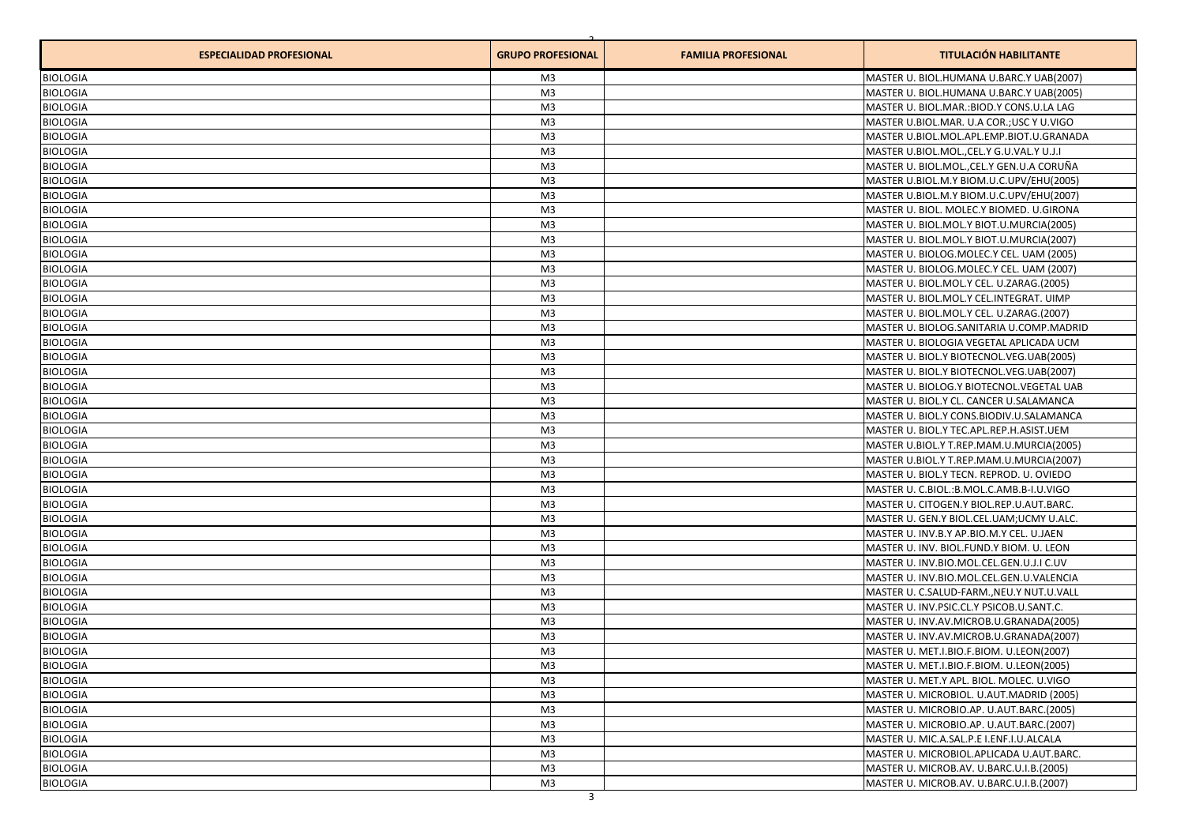| ESPECIALIDAD PROFESIONAL | GRUPO PROFESIONAL | FAMILIA PROFESIONAL | TITULACIÓN HABILITANTE |
|---|---|---|---|
| BIOLOGIA | M3 | | MASTER U. BIOL.HUMANA U.BARC.Y UAB(2007) |
| BIOLOGIA | M3 | | MASTER U. BIOL.HUMANA U.BARC.Y UAB(2005) |
| BIOLOGIA | M3 | | MASTER U. BIOL.MAR.:BIOD.Y CONS.U.LA LAG |
| BIOLOGIA | M3 | | MASTER U.BIOL.MAR. U.A COR.;USC Y U.VIGO |
| BIOLOGIA | M3 | | MASTER U.BIOL.MOL.APL.EMP.BIOT.U.GRANADA |
| BIOLOGIA | M3 | | MASTER U.BIOL.MOL.,CEL.Y G.U.VAL.Y U.J.I |
| BIOLOGIA | M3 | | MASTER U. BIOL.MOL.,CEL.Y GEN.U.A CORUÑA |
| BIOLOGIA | M3 | | MASTER U.BIOL.M.Y BIOM.U.C.UPV/EHU(2005) |
| BIOLOGIA | M3 | | MASTER U.BIOL.M.Y BIOM.U.C.UPV/EHU(2007) |
| BIOLOGIA | M3 | | MASTER U. BIOL. MOLEC.Y BIOMED. U.GIRONA |
| BIOLOGIA | M3 | | MASTER U. BIOL.MOL.Y BIOT.U.MURCIA(2005) |
| BIOLOGIA | M3 | | MASTER U. BIOL.MOL.Y BIOT.U.MURCIA(2007) |
| BIOLOGIA | M3 | | MASTER U. BIOLOG.MOLEC.Y CEL. UAM (2005) |
| BIOLOGIA | M3 | | MASTER U. BIOLOG.MOLEC.Y CEL. UAM (2007) |
| BIOLOGIA | M3 | | MASTER U. BIOL.MOL.Y CEL. U.ZARAG.(2005) |
| BIOLOGIA | M3 | | MASTER U. BIOL.MOL.Y CEL.INTEGRAT. UIMP |
| BIOLOGIA | M3 | | MASTER U. BIOL.MOL.Y CEL. U.ZARAG.(2007) |
| BIOLOGIA | M3 | | MASTER U. BIOLOG.SANITARIA U.COMP.MADRID |
| BIOLOGIA | M3 | | MASTER U. BIOLOGIA VEGETAL APLICADA UCM |
| BIOLOGIA | M3 | | MASTER U. BIOL.Y BIOTECNOL.VEG.UAB(2005) |
| BIOLOGIA | M3 | | MASTER U. BIOL.Y BIOTECNOL.VEG.UAB(2007) |
| BIOLOGIA | M3 | | MASTER U. BIOLOG.Y BIOTECNOL.VEGETAL UAB |
| BIOLOGIA | M3 | | MASTER U. BIOL.Y CL. CANCER U.SALAMANCA |
| BIOLOGIA | M3 | | MASTER U. BIOL.Y CONS.BIODIV.U.SALAMANCA |
| BIOLOGIA | M3 | | MASTER U. BIOL.Y TEC.APL.REP.H.ASIST.UEM |
| BIOLOGIA | M3 | | MASTER U.BIOL.Y T.REP.MAM.U.MURCIA(2005) |
| BIOLOGIA | M3 | | MASTER U.BIOL.Y T.REP.MAM.U.MURCIA(2007) |
| BIOLOGIA | M3 | | MASTER U. BIOL.Y TECN. REPROD. U. OVIEDO |
| BIOLOGIA | M3 | | MASTER U. C.BIOL.:B.MOL.C.AMB.B-I.U.VIGO |
| BIOLOGIA | M3 | | MASTER U. CITOGEN.Y BIOL.REP.U.AUT.BARC. |
| BIOLOGIA | M3 | | MASTER U. GEN.Y BIOL.CEL.UAM;UCMY U.ALC. |
| BIOLOGIA | M3 | | MASTER U. INV.B.Y AP.BIO.M.Y CEL. U.JAEN |
| BIOLOGIA | M3 | | MASTER U. INV. BIOL.FUND.Y BIOM. U. LEON |
| BIOLOGIA | M3 | | MASTER U. INV.BIO.MOL.CEL.GEN.U.J.I C.UV |
| BIOLOGIA | M3 | | MASTER U. INV.BIO.MOL.CEL.GEN.U.VALENCIA |
| BIOLOGIA | M3 | | MASTER U. C.SALUD-FARM.,NEU.Y NUT.U.VALL |
| BIOLOGIA | M3 | | MASTER U. INV.PSIC.CL.Y PSICOB.U.SANT.C. |
| BIOLOGIA | M3 | | MASTER U. INV.AV.MICROB.U.GRANADA(2005) |
| BIOLOGIA | M3 | | MASTER U. INV.AV.MICROB.U.GRANADA(2007) |
| BIOLOGIA | M3 | | MASTER U. MET.I.BIO.F.BIOM. U.LEON(2007) |
| BIOLOGIA | M3 | | MASTER U. MET.I.BIO.F.BIOM. U.LEON(2005) |
| BIOLOGIA | M3 | | MASTER U. MET.Y APL. BIOL. MOLEC. U.VIGO |
| BIOLOGIA | M3 | | MASTER U. MICROBIOL. U.AUT.MADRID (2005) |
| BIOLOGIA | M3 | | MASTER U. MICROBIO.AP. U.AUT.BARC.(2005) |
| BIOLOGIA | M3 | | MASTER U. MICROBIO.AP. U.AUT.BARC.(2007) |
| BIOLOGIA | M3 | | MASTER U. MIC.A.SAL.P.E I.ENF.I.U.ALCALA |
| BIOLOGIA | M3 | | MASTER U. MICROBIOL.APLICADA U.AUT.BARC. |
| BIOLOGIA | M3 | | MASTER U. MICROB.AV. U.BARC.U.I.B.(2005) |
| BIOLOGIA | M3 | | MASTER U. MICROB.AV. U.BARC.U.I.B.(2007) |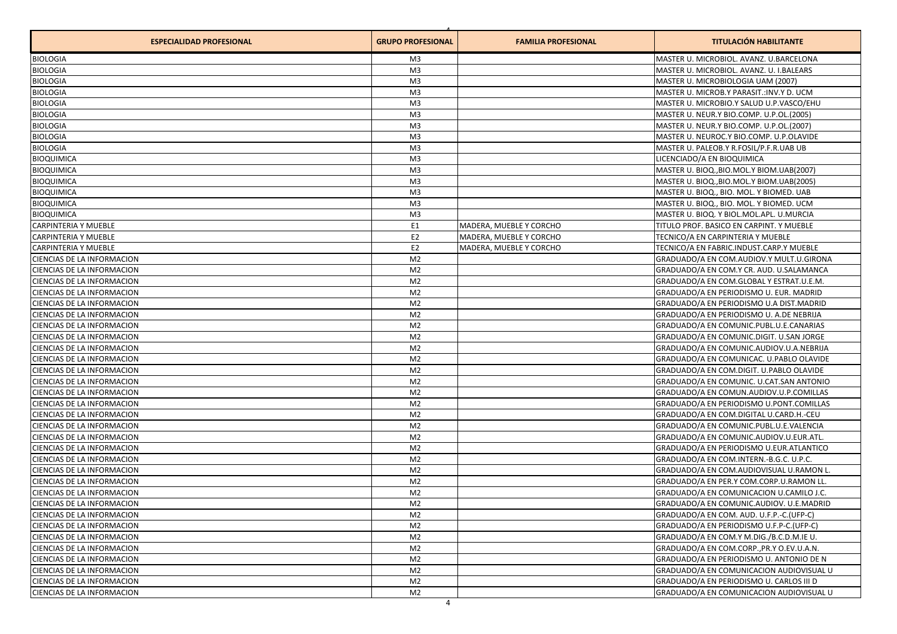| ESPECIALIDAD PROFESIONAL | GRUPO PROFESIONAL | FAMILIA PROFESIONAL | TITULACIÓN HABILITANTE |
|---|---|---|---|
| BIOLOGIA | M3 | | MASTER U. MICROBIOL. AVANZ. U.BARCELONA |
| BIOLOGIA | M3 | | MASTER U. MICROBIOL. AVANZ. U. I.BALEARS |
| BIOLOGIA | M3 | | MASTER U. MICROBIOLOGIA UAM (2007) |
| BIOLOGIA | M3 | | MASTER U. MICROB.Y PARASIT.:INV.Y D. UCM |
| BIOLOGIA | M3 | | MASTER U. MICROBIO.Y SALUD U.P.VASCO/EHU |
| BIOLOGIA | M3 | | MASTER U. NEUR.Y BIO.COMP. U.P.OL.(2005) |
| BIOLOGIA | M3 | | MASTER U. NEUR.Y BIO.COMP. U.P.OL.(2007) |
| BIOLOGIA | M3 | | MASTER U. NEUROC.Y BIO.COMP. U.P.OLAVIDE |
| BIOLOGIA | M3 | | MASTER U. PALEOB.Y R.FOSIL/P.F.R.UAB UB |
| BIOQUIMICA | M3 | | LICENCIADO/A EN BIOQUIMICA |
| BIOQUIMICA | M3 | | MASTER U. BIOQ.,BIO.MOL.Y BIOM.UAB(2007) |
| BIOQUIMICA | M3 | | MASTER U. BIOQ.,BIO.MOL.Y BIOM.UAB(2005) |
| BIOQUIMICA | M3 | | MASTER U. BIOQ., BIO. MOL. Y BIOMED. UAB |
| BIOQUIMICA | M3 | | MASTER U. BIOQ., BIO. MOL. Y BIOMED. UCM |
| BIOQUIMICA | M3 | | MASTER U. BIOQ. Y BIOL.MOL.APL. U.MURCIA |
| CARPINTERIA Y MUEBLE | E1 | MADERA, MUEBLE Y CORCHO | TITULO PROF. BASICO EN CARPINT. Y MUEBLE |
| CARPINTERIA Y MUEBLE | E2 | MADERA, MUEBLE Y CORCHO | TECNICO/A EN CARPINTERIA Y MUEBLE |
| CARPINTERIA Y MUEBLE | E2 | MADERA, MUEBLE Y CORCHO | TECNICO/A EN FABRIC.INDUST.CARP.Y MUEBLE |
| CIENCIAS DE LA INFORMACION | M2 | | GRADUADO/A EN COM.AUDIOV.Y MULT.U.GIRONA |
| CIENCIAS DE LA INFORMACION | M2 | | GRADUADO/A EN COM.Y CR. AUD. U.SALAMANCA |
| CIENCIAS DE LA INFORMACION | M2 | | GRADUADO/A EN COM.GLOBAL Y ESTRAT.U.E.M. |
| CIENCIAS DE LA INFORMACION | M2 | | GRADUADO/A EN PERIODISMO U. EUR. MADRID |
| CIENCIAS DE LA INFORMACION | M2 | | GRADUADO/A EN PERIODISMO U.A DIST.MADRID |
| CIENCIAS DE LA INFORMACION | M2 | | GRADUADO/A EN PERIODISMO U. A.DE NEBRIJA |
| CIENCIAS DE LA INFORMACION | M2 | | GRADUADO/A EN COMUNIC.PUBL.U.E.CANARIAS |
| CIENCIAS DE LA INFORMACION | M2 | | GRADUADO/A EN COMUNIC.DIGIT. U.SAN JORGE |
| CIENCIAS DE LA INFORMACION | M2 | | GRADUADO/A EN COMUNIC.AUDIOV.U.A.NEBRIJA |
| CIENCIAS DE LA INFORMACION | M2 | | GRADUADO/A EN COMUNICAC. U.PABLO OLAVIDE |
| CIENCIAS DE LA INFORMACION | M2 | | GRADUADO/A EN COM.DIGIT. U.PABLO OLAVIDE |
| CIENCIAS DE LA INFORMACION | M2 | | GRADUADO/A EN COMUNIC. U.CAT.SAN ANTONIO |
| CIENCIAS DE LA INFORMACION | M2 | | GRADUADO/A EN COMUN.AUDIOV.U.P.COMILLAS |
| CIENCIAS DE LA INFORMACION | M2 | | GRADUADO/A EN PERIODISMO U.PONT.COMILLAS |
| CIENCIAS DE LA INFORMACION | M2 | | GRADUADO/A EN COM.DIGITAL U.CARD.H.-CEU |
| CIENCIAS DE LA INFORMACION | M2 | | GRADUADO/A EN COMUNIC.PUBL.U.E.VALENCIA |
| CIENCIAS DE LA INFORMACION | M2 | | GRADUADO/A EN COMUNIC.AUDIOV.U.EUR.ATL. |
| CIENCIAS DE LA INFORMACION | M2 | | GRADUADO/A EN PERIODISMO U.EUR.ATLANTICO |
| CIENCIAS DE LA INFORMACION | M2 | | GRADUADO/A EN COM.INTERN.-B.G.C. U.P.C. |
| CIENCIAS DE LA INFORMACION | M2 | | GRADUADO/A EN COM.AUDIOVISUAL U.RAMON L. |
| CIENCIAS DE LA INFORMACION | M2 | | GRADUADO/A EN PER.Y COM.CORP.U.RAMON LL. |
| CIENCIAS DE LA INFORMACION | M2 | | GRADUADO/A EN COMUNICACION U.CAMILO J.C. |
| CIENCIAS DE LA INFORMACION | M2 | | GRADUADO/A EN COMUNIC.AUDIOV. U.E.MADRID |
| CIENCIAS DE LA INFORMACION | M2 | | GRADUADO/A EN COM. AUD. U.F.P.-C.(UFP-C) |
| CIENCIAS DE LA INFORMACION | M2 | | GRADUADO/A EN PERIODISMO U.F.P-C.(UFP-C) |
| CIENCIAS DE LA INFORMACION | M2 | | GRADUADO/A EN COM.Y M.DIG./B.C.D.M.IE U. |
| CIENCIAS DE LA INFORMACION | M2 | | GRADUADO/A EN COM.CORP.,PR.Y O.EV.U.A.N. |
| CIENCIAS DE LA INFORMACION | M2 | | GRADUADO/A EN PERIODISMO U. ANTONIO DE N |
| CIENCIAS DE LA INFORMACION | M2 | | GRADUADO/A EN COMUNICACION AUDIOVISUAL U |
| CIENCIAS DE LA INFORMACION | M2 | | GRADUADO/A EN PERIODISMO U. CARLOS III D |
| CIENCIAS DE LA INFORMACION | M2 | | GRADUADO/A EN COMUNICACION AUDIOVISUAL U |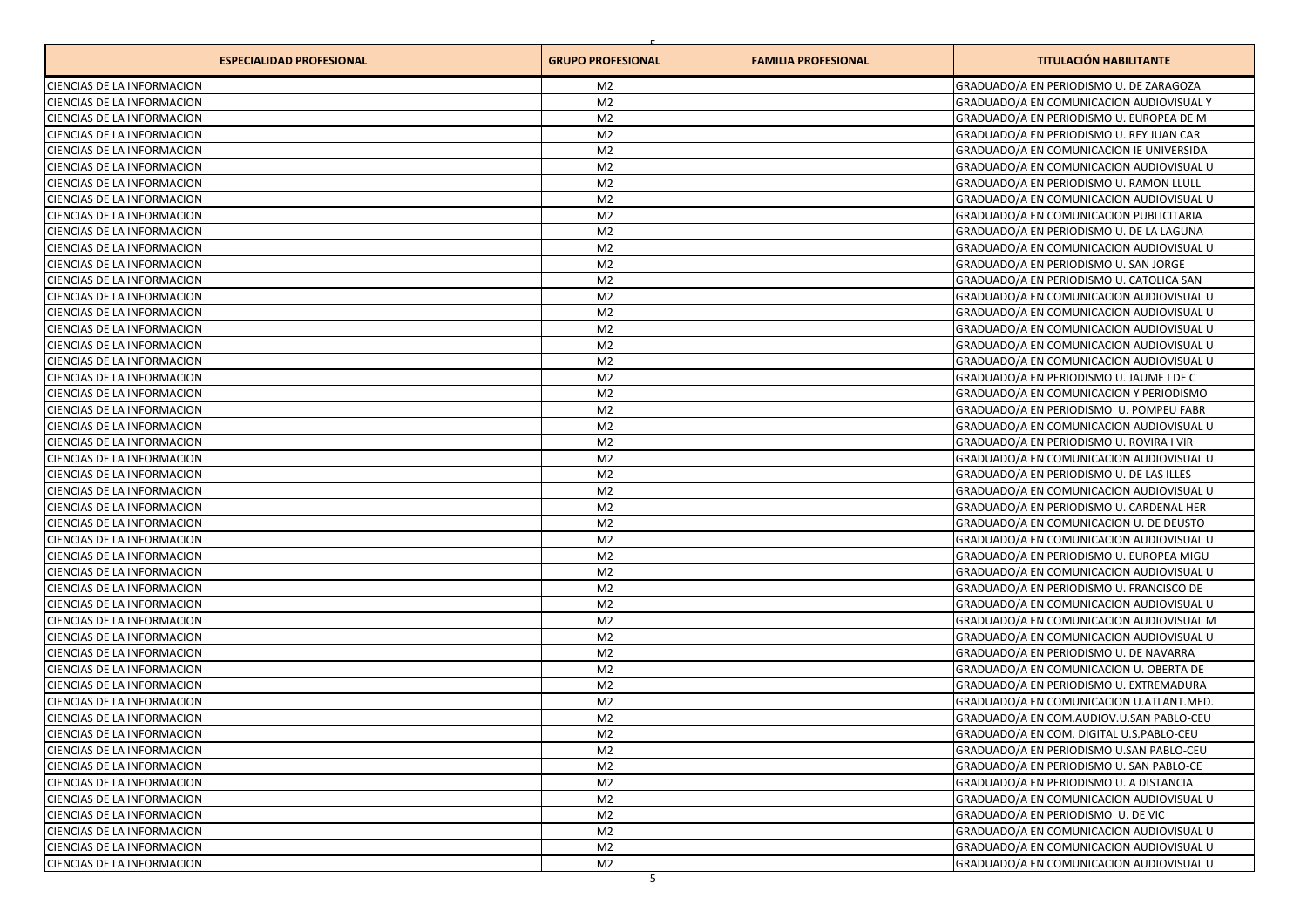| ESPECIALIDAD PROFESIONAL | GRUPO PROFESIONAL | FAMILIA PROFESIONAL | TITULACIÓN HABILITANTE |
|---|---|---|---|
| CIENCIAS DE LA INFORMACION | M2 | | GRADUADO/A EN PERIODISMO U. DE ZARAGOZA |
| CIENCIAS DE LA INFORMACION | M2 | | GRADUADO/A EN COMUNICACION AUDIOVISUAL Y |
| CIENCIAS DE LA INFORMACION | M2 | | GRADUADO/A EN PERIODISMO U. EUROPEA DE M |
| CIENCIAS DE LA INFORMACION | M2 | | GRADUADO/A EN PERIODISMO U. REY JUAN CAR |
| CIENCIAS DE LA INFORMACION | M2 | | GRADUADO/A EN COMUNICACION IE UNIVERSIDA |
| CIENCIAS DE LA INFORMACION | M2 | | GRADUADO/A EN COMUNICACION AUDIOVISUAL U |
| CIENCIAS DE LA INFORMACION | M2 | | GRADUADO/A EN PERIODISMO U. RAMON LLULL |
| CIENCIAS DE LA INFORMACION | M2 | | GRADUADO/A EN COMUNICACION AUDIOVISUAL U |
| CIENCIAS DE LA INFORMACION | M2 | | GRADUADO/A EN COMUNICACION PUBLICITARIA |
| CIENCIAS DE LA INFORMACION | M2 | | GRADUADO/A EN PERIODISMO U. DE LA LAGUNA |
| CIENCIAS DE LA INFORMACION | M2 | | GRADUADO/A EN COMUNICACION AUDIOVISUAL U |
| CIENCIAS DE LA INFORMACION | M2 | | GRADUADO/A EN PERIODISMO U. SAN JORGE |
| CIENCIAS DE LA INFORMACION | M2 | | GRADUADO/A EN PERIODISMO U. CATOLICA SAN |
| CIENCIAS DE LA INFORMACION | M2 | | GRADUADO/A EN COMUNICACION AUDIOVISUAL U |
| CIENCIAS DE LA INFORMACION | M2 | | GRADUADO/A EN COMUNICACION AUDIOVISUAL U |
| CIENCIAS DE LA INFORMACION | M2 | | GRADUADO/A EN COMUNICACION AUDIOVISUAL U |
| CIENCIAS DE LA INFORMACION | M2 | | GRADUADO/A EN COMUNICACION AUDIOVISUAL U |
| CIENCIAS DE LA INFORMACION | M2 | | GRADUADO/A EN COMUNICACION AUDIOVISUAL U |
| CIENCIAS DE LA INFORMACION | M2 | | GRADUADO/A EN PERIODISMO U. JAUME I DE C |
| CIENCIAS DE LA INFORMACION | M2 | | GRADUADO/A EN COMUNICACION Y PERIODISMO |
| CIENCIAS DE LA INFORMACION | M2 | | GRADUADO/A EN PERIODISMO U. POMPEU FABR |
| CIENCIAS DE LA INFORMACION | M2 | | GRADUADO/A EN COMUNICACION AUDIOVISUAL U |
| CIENCIAS DE LA INFORMACION | M2 | | GRADUADO/A EN PERIODISMO U. ROVIRA I VIR |
| CIENCIAS DE LA INFORMACION | M2 | | GRADUADO/A EN COMUNICACION AUDIOVISUAL U |
| CIENCIAS DE LA INFORMACION | M2 | | GRADUADO/A EN PERIODISMO U. DE LAS ILLES |
| CIENCIAS DE LA INFORMACION | M2 | | GRADUADO/A EN COMUNICACION AUDIOVISUAL U |
| CIENCIAS DE LA INFORMACION | M2 | | GRADUADO/A EN PERIODISMO U. CARDENAL HER |
| CIENCIAS DE LA INFORMACION | M2 | | GRADUADO/A EN COMUNICACION U. DE DEUSTO |
| CIENCIAS DE LA INFORMACION | M2 | | GRADUADO/A EN COMUNICACION AUDIOVISUAL U |
| CIENCIAS DE LA INFORMACION | M2 | | GRADUADO/A EN PERIODISMO U. EUROPEA MIGU |
| CIENCIAS DE LA INFORMACION | M2 | | GRADUADO/A EN COMUNICACION AUDIOVISUAL U |
| CIENCIAS DE LA INFORMACION | M2 | | GRADUADO/A EN PERIODISMO U. FRANCISCO DE |
| CIENCIAS DE LA INFORMACION | M2 | | GRADUADO/A EN COMUNICACION AUDIOVISUAL U |
| CIENCIAS DE LA INFORMACION | M2 | | GRADUADO/A EN COMUNICACION AUDIOVISUAL M |
| CIENCIAS DE LA INFORMACION | M2 | | GRADUADO/A EN COMUNICACION AUDIOVISUAL U |
| CIENCIAS DE LA INFORMACION | M2 | | GRADUADO/A EN PERIODISMO U. DE NAVARRA |
| CIENCIAS DE LA INFORMACION | M2 | | GRADUADO/A EN COMUNICACION U. OBERTA DE |
| CIENCIAS DE LA INFORMACION | M2 | | GRADUADO/A EN PERIODISMO U. EXTREMADURA |
| CIENCIAS DE LA INFORMACION | M2 | | GRADUADO/A EN COMUNICACION U.ATLANT.MED. |
| CIENCIAS DE LA INFORMACION | M2 | | GRADUADO/A EN COM.AUDIOV.U.SAN PABLO-CEU |
| CIENCIAS DE LA INFORMACION | M2 | | GRADUADO/A EN COM. DIGITAL U.S.PABLO-CEU |
| CIENCIAS DE LA INFORMACION | M2 | | GRADUADO/A EN PERIODISMO U.SAN PABLO-CEU |
| CIENCIAS DE LA INFORMACION | M2 | | GRADUADO/A EN PERIODISMO U. SAN PABLO-CE |
| CIENCIAS DE LA INFORMACION | M2 | | GRADUADO/A EN PERIODISMO U. A DISTANCIA |
| CIENCIAS DE LA INFORMACION | M2 | | GRADUADO/A EN COMUNICACION AUDIOVISUAL U |
| CIENCIAS DE LA INFORMACION | M2 | | GRADUADO/A EN PERIODISMO U. DE VIC |
| CIENCIAS DE LA INFORMACION | M2 | | GRADUADO/A EN COMUNICACION AUDIOVISUAL U |
| CIENCIAS DE LA INFORMACION | M2 | | GRADUADO/A EN COMUNICACION AUDIOVISUAL U |
| CIENCIAS DE LA INFORMACION | M2 | | GRADUADO/A EN COMUNICACION AUDIOVISUAL U |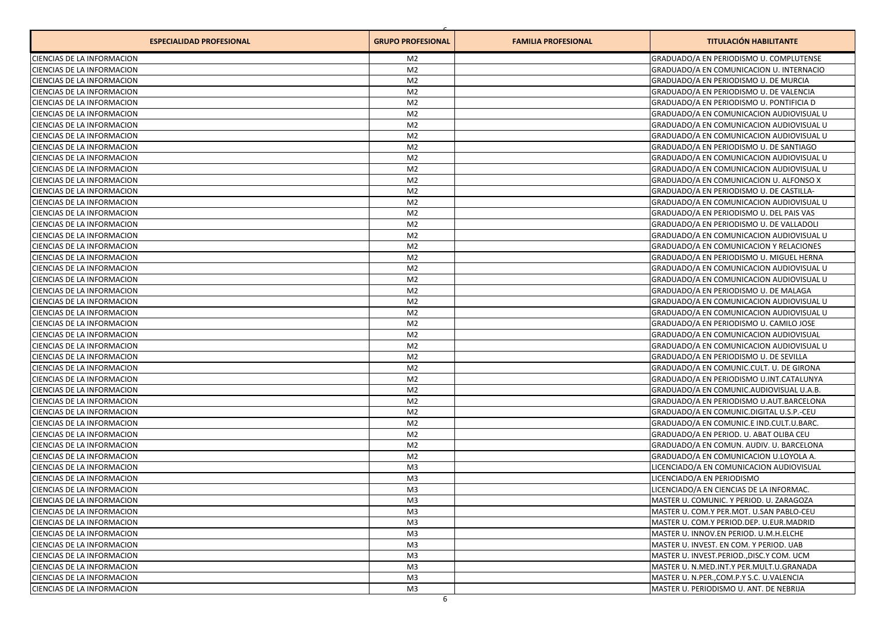| ESPECIALIDAD PROFESIONAL | GRUPO PROFESIONAL | FAMILIA PROFESIONAL | TITULACIÓN HABILITANTE |
|---|---|---|---|
| CIENCIAS DE LA INFORMACION | M2 | | GRADUADO/A EN PERIODISMO U. COMPLUTENSE |
| CIENCIAS DE LA INFORMACION | M2 | | GRADUADO/A EN COMUNICACION U. INTERNACIO |
| CIENCIAS DE LA INFORMACION | M2 | | GRADUADO/A EN PERIODISMO U. DE MURCIA |
| CIENCIAS DE LA INFORMACION | M2 | | GRADUADO/A EN PERIODISMO U. DE VALENCIA |
| CIENCIAS DE LA INFORMACION | M2 | | GRADUADO/A EN PERIODISMO U. PONTIFICIA D |
| CIENCIAS DE LA INFORMACION | M2 | | GRADUADO/A EN COMUNICACION AUDIOVISUAL U |
| CIENCIAS DE LA INFORMACION | M2 | | GRADUADO/A EN COMUNICACION AUDIOVISUAL U |
| CIENCIAS DE LA INFORMACION | M2 | | GRADUADO/A EN COMUNICACION AUDIOVISUAL U |
| CIENCIAS DE LA INFORMACION | M2 | | GRADUADO/A EN PERIODISMO U. DE SANTIAGO |
| CIENCIAS DE LA INFORMACION | M2 | | GRADUADO/A EN COMUNICACION AUDIOVISUAL U |
| CIENCIAS DE LA INFORMACION | M2 | | GRADUADO/A EN COMUNICACION AUDIOVISUAL U |
| CIENCIAS DE LA INFORMACION | M2 | | GRADUADO/A EN COMUNICACION U. ALFONSO X |
| CIENCIAS DE LA INFORMACION | M2 | | GRADUADO/A EN PERIODISMO U. DE CASTILLA- |
| CIENCIAS DE LA INFORMACION | M2 | | GRADUADO/A EN COMUNICACION AUDIOVISUAL U |
| CIENCIAS DE LA INFORMACION | M2 | | GRADUADO/A EN PERIODISMO U. DEL PAIS VAS |
| CIENCIAS DE LA INFORMACION | M2 | | GRADUADO/A EN PERIODISMO U. DE VALLADOLI |
| CIENCIAS DE LA INFORMACION | M2 | | GRADUADO/A EN COMUNICACION AUDIOVISUAL U |
| CIENCIAS DE LA INFORMACION | M2 | | GRADUADO/A EN COMUNICACION Y RELACIONES |
| CIENCIAS DE LA INFORMACION | M2 | | GRADUADO/A EN PERIODISMO U. MIGUEL HERNA |
| CIENCIAS DE LA INFORMACION | M2 | | GRADUADO/A EN COMUNICACION AUDIOVISUAL U |
| CIENCIAS DE LA INFORMACION | M2 | | GRADUADO/A EN COMUNICACION AUDIOVISUAL U |
| CIENCIAS DE LA INFORMACION | M2 | | GRADUADO/A EN PERIODISMO U. DE MALAGA |
| CIENCIAS DE LA INFORMACION | M2 | | GRADUADO/A EN COMUNICACION AUDIOVISUAL U |
| CIENCIAS DE LA INFORMACION | M2 | | GRADUADO/A EN COMUNICACION AUDIOVISUAL U |
| CIENCIAS DE LA INFORMACION | M2 | | GRADUADO/A EN PERIODISMO U. CAMILO JOSE |
| CIENCIAS DE LA INFORMACION | M2 | | GRADUADO/A EN COMUNICACION AUDIOVISUAL |
| CIENCIAS DE LA INFORMACION | M2 | | GRADUADO/A EN COMUNICACION AUDIOVISUAL U |
| CIENCIAS DE LA INFORMACION | M2 | | GRADUADO/A EN PERIODISMO U. DE SEVILLA |
| CIENCIAS DE LA INFORMACION | M2 | | GRADUADO/A EN COMUNIC.CULT. U. DE GIRONA |
| CIENCIAS DE LA INFORMACION | M2 | | GRADUADO/A EN PERIODISMO U.INT.CATALUNYA |
| CIENCIAS DE LA INFORMACION | M2 | | GRADUADO/A EN COMUNIC.AUDIOVISUAL U.A.B. |
| CIENCIAS DE LA INFORMACION | M2 | | GRADUADO/A EN PERIODISMO U.AUT.BARCELONA |
| CIENCIAS DE LA INFORMACION | M2 | | GRADUADO/A EN COMUNIC.DIGITAL U.S.P.-CEU |
| CIENCIAS DE LA INFORMACION | M2 | | GRADUADO/A EN COMUNIC.E IND.CULT.U.BARC. |
| CIENCIAS DE LA INFORMACION | M2 | | GRADUADO/A EN PERIOD. U. ABAT OLIBA CEU |
| CIENCIAS DE LA INFORMACION | M2 | | GRADUADO/A EN COMUN. AUDIV. U. BARCELONA |
| CIENCIAS DE LA INFORMACION | M2 | | GRADUADO/A EN COMUNICACION U.LOYOLA A. |
| CIENCIAS DE LA INFORMACION | M3 | | LICENCIADO/A EN COMUNICACION AUDIOVISUAL |
| CIENCIAS DE LA INFORMACION | M3 | | LICENCIADO/A EN PERIODISMO |
| CIENCIAS DE LA INFORMACION | M3 | | LICENCIADO/A EN CIENCIAS DE LA INFORMAC. |
| CIENCIAS DE LA INFORMACION | M3 | | MASTER U. COMUNIC. Y PERIOD. U. ZARAGOZA |
| CIENCIAS DE LA INFORMACION | M3 | | MASTER U. COM.Y PER.MOT. U.SAN PABLO-CEU |
| CIENCIAS DE LA INFORMACION | M3 | | MASTER U. COM.Y PERIOD.DEP. U.EUR.MADRID |
| CIENCIAS DE LA INFORMACION | M3 | | MASTER U. INNOV.EN PERIOD. U.M.H.ELCHE |
| CIENCIAS DE LA INFORMACION | M3 | | MASTER U. INVEST. EN COM. Y PERIOD. UAB |
| CIENCIAS DE LA INFORMACION | M3 | | MASTER U. INVEST.PERIOD.,DISC.Y COM. UCM |
| CIENCIAS DE LA INFORMACION | M3 | | MASTER U. N.MED.INT.Y PER.MULT.U.GRANADA |
| CIENCIAS DE LA INFORMACION | M3 | | MASTER U. N.PER.,COM.P.Y S.C. U.VALENCIA |
| CIENCIAS DE LA INFORMACION | M3 | | MASTER U. PERIODISMO U. ANT. DE NEBRIJA |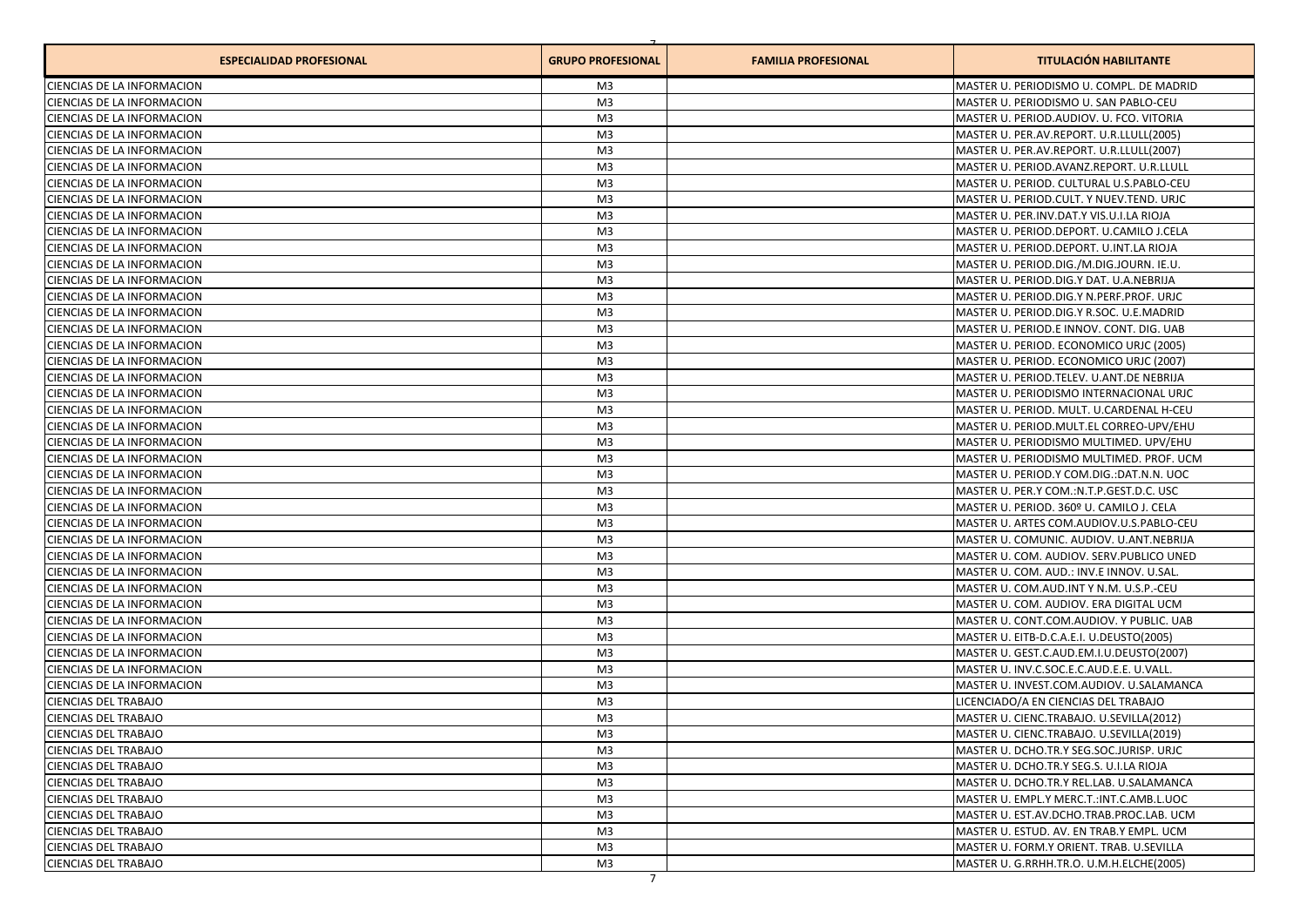| ESPECIALIDAD PROFESIONAL | GRUPO PROFESIONAL | FAMILIA PROFESIONAL | TITULACIÓN HABILITANTE |
|---|---|---|---|
| CIENCIAS DE LA INFORMACION | M3 | | MASTER U. PERIODISMO U. COMPL. DE MADRID |
| CIENCIAS DE LA INFORMACION | M3 | | MASTER U. PERIODISMO U. SAN PABLO-CEU |
| CIENCIAS DE LA INFORMACION | M3 | | MASTER U. PERIOD.AUDIOV. U. FCO. VITORIA |
| CIENCIAS DE LA INFORMACION | M3 | | MASTER U. PER.AV.REPORT. U.R.LLULL(2005) |
| CIENCIAS DE LA INFORMACION | M3 | | MASTER U. PER.AV.REPORT. U.R.LLULL(2007) |
| CIENCIAS DE LA INFORMACION | M3 | | MASTER U. PERIOD.AVANZ.REPORT. U.R.LLULL |
| CIENCIAS DE LA INFORMACION | M3 | | MASTER U. PERIOD. CULTURAL U.S.PABLO-CEU |
| CIENCIAS DE LA INFORMACION | M3 | | MASTER U. PERIOD.CULT. Y NUEV.TEND. URJC |
| CIENCIAS DE LA INFORMACION | M3 | | MASTER U. PER.INV.DAT.Y VIS.U.I.LA RIOJA |
| CIENCIAS DE LA INFORMACION | M3 | | MASTER U. PERIOD.DEPORT. U.CAMILO J.CELA |
| CIENCIAS DE LA INFORMACION | M3 | | MASTER U. PERIOD.DEPORT. U.INT.LA RIOJA |
| CIENCIAS DE LA INFORMACION | M3 | | MASTER U. PERIOD.DIG./M.DIG.JOURN. IE.U. |
| CIENCIAS DE LA INFORMACION | M3 | | MASTER U. PERIOD.DIG.Y DAT. U.A.NEBRIJA |
| CIENCIAS DE LA INFORMACION | M3 | | MASTER U. PERIOD.DIG.Y N.PERF.PROF. URJC |
| CIENCIAS DE LA INFORMACION | M3 | | MASTER U. PERIOD.DIG.Y R.SOC. U.E.MADRID |
| CIENCIAS DE LA INFORMACION | M3 | | MASTER U. PERIOD.E INNOV. CONT. DIG. UAB |
| CIENCIAS DE LA INFORMACION | M3 | | MASTER U. PERIOD. ECONOMICO URJC (2005) |
| CIENCIAS DE LA INFORMACION | M3 | | MASTER U. PERIOD. ECONOMICO URJC (2007) |
| CIENCIAS DE LA INFORMACION | M3 | | MASTER U. PERIOD.TELEV. U.ANT.DE NEBRIJA |
| CIENCIAS DE LA INFORMACION | M3 | | MASTER U. PERIODISMO INTERNACIONAL URJC |
| CIENCIAS DE LA INFORMACION | M3 | | MASTER U. PERIOD. MULT. U.CARDENAL H-CEU |
| CIENCIAS DE LA INFORMACION | M3 | | MASTER U. PERIOD.MULT.EL CORREO-UPV/EHU |
| CIENCIAS DE LA INFORMACION | M3 | | MASTER U. PERIODISMO MULTIMED. UPV/EHU |
| CIENCIAS DE LA INFORMACION | M3 | | MASTER U. PERIODISMO MULTIMED. PROF. UCM |
| CIENCIAS DE LA INFORMACION | M3 | | MASTER U. PERIOD.Y COM.DIG.:DAT.N.N. UOC |
| CIENCIAS DE LA INFORMACION | M3 | | MASTER U. PER.Y COM.:N.T.P.GEST.D.C. USC |
| CIENCIAS DE LA INFORMACION | M3 | | MASTER U. PERIOD. 360º U. CAMILO J. CELA |
| CIENCIAS DE LA INFORMACION | M3 | | MASTER U. ARTES COM.AUDIOV.U.S.PABLO-CEU |
| CIENCIAS DE LA INFORMACION | M3 | | MASTER U. COMUNIC. AUDIOV. U.ANT.NEBRIJA |
| CIENCIAS DE LA INFORMACION | M3 | | MASTER U. COM. AUDIOV. SERV.PUBLICO UNED |
| CIENCIAS DE LA INFORMACION | M3 | | MASTER U. COM. AUD.: INV.E INNOV. U.SAL. |
| CIENCIAS DE LA INFORMACION | M3 | | MASTER U. COM.AUD.INT Y N.M. U.S.P.-CEU |
| CIENCIAS DE LA INFORMACION | M3 | | MASTER U. COM. AUDIOV. ERA DIGITAL UCM |
| CIENCIAS DE LA INFORMACION | M3 | | MASTER U. CONT.COM.AUDIOV. Y PUBLIC. UAB |
| CIENCIAS DE LA INFORMACION | M3 | | MASTER U. EITB-D.C.A.E.I. U.DEUSTO(2005) |
| CIENCIAS DE LA INFORMACION | M3 | | MASTER U. GEST.C.AUD.EM.I.U.DEUSTO(2007) |
| CIENCIAS DE LA INFORMACION | M3 | | MASTER U. INV.C.SOC.E.C.AUD.E.E. U.VALL. |
| CIENCIAS DE LA INFORMACION | M3 | | MASTER U. INVEST.COM.AUDIOV. U.SALAMANCA |
| CIENCIAS DEL TRABAJO | M3 | | LICENCIADO/A EN CIENCIAS DEL TRABAJO |
| CIENCIAS DEL TRABAJO | M3 | | MASTER U. CIENC.TRABAJO. U.SEVILLA(2012) |
| CIENCIAS DEL TRABAJO | M3 | | MASTER U. CIENC.TRABAJO. U.SEVILLA(2019) |
| CIENCIAS DEL TRABAJO | M3 | | MASTER U. DCHO.TR.Y SEG.SOC.JURISP. URJC |
| CIENCIAS DEL TRABAJO | M3 | | MASTER U. DCHO.TR.Y SEG.S. U.I.LA RIOJA |
| CIENCIAS DEL TRABAJO | M3 | | MASTER U. DCHO.TR.Y REL.LAB. U.SALAMANCA |
| CIENCIAS DEL TRABAJO | M3 | | MASTER U. EMPL.Y MERC.T.:INT.C.AMB.L.UOC |
| CIENCIAS DEL TRABAJO | M3 | | MASTER U. EST.AV.DCHO.TRAB.PROC.LAB. UCM |
| CIENCIAS DEL TRABAJO | M3 | | MASTER U. ESTUD. AV. EN TRAB.Y EMPL. UCM |
| CIENCIAS DEL TRABAJO | M3 | | MASTER U. FORM.Y ORIENT. TRAB. U.SEVILLA |
| CIENCIAS DEL TRABAJO | M3 | | MASTER U. G.RRHH.TR.O. U.M.H.ELCHE(2005) |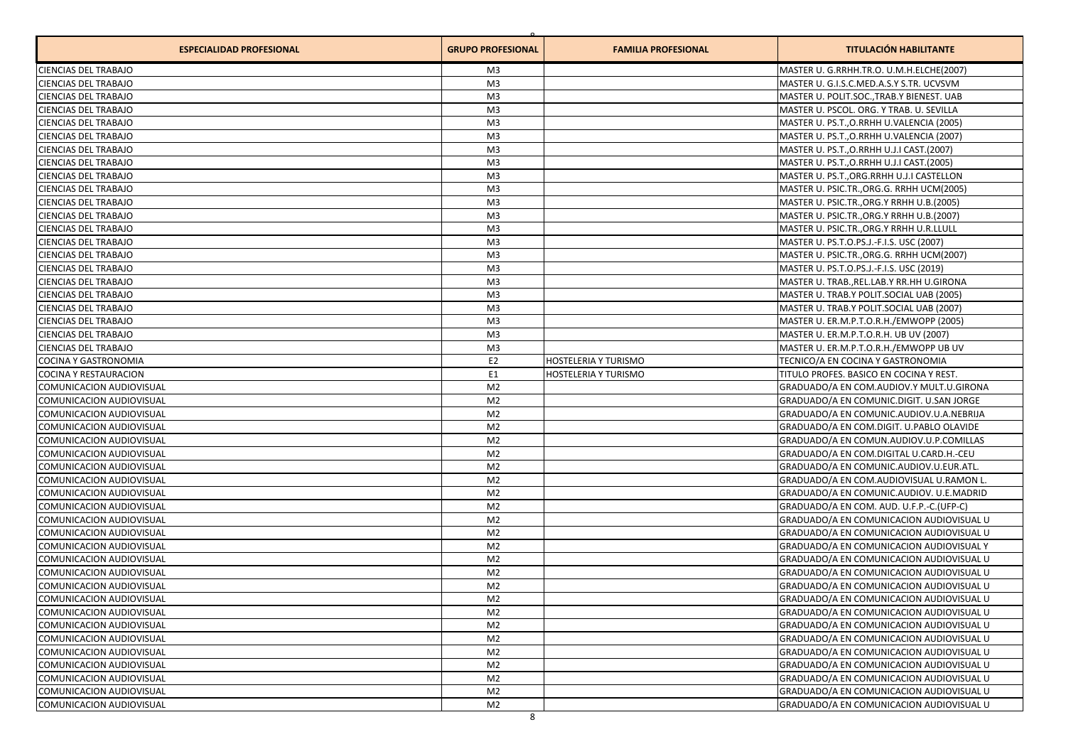| ESPECIALIDAD PROFESIONAL | GRUPO PROFESIONAL | FAMILIA PROFESIONAL | TITULACIÓN HABILITANTE |
|---|---|---|---|
| CIENCIAS DEL TRABAJO | M3 | | MASTER U. G.RRHH.TR.O. U.M.H.ELCHE(2007) |
| CIENCIAS DEL TRABAJO | M3 | | MASTER U. G.I.S.C.MED.A.S.Y S.TR. UCVSVM |
| CIENCIAS DEL TRABAJO | M3 | | MASTER U. POLIT.SOC.,TRAB.Y BIENEST. UAB |
| CIENCIAS DEL TRABAJO | M3 | | MASTER U. PSCOL. ORG. Y TRAB. U. SEVILLA |
| CIENCIAS DEL TRABAJO | M3 | | MASTER U. PS.T.,O.RRHH U.VALENCIA (2005) |
| CIENCIAS DEL TRABAJO | M3 | | MASTER U. PS.T.,O.RRHH U.VALENCIA (2007) |
| CIENCIAS DEL TRABAJO | M3 | | MASTER U. PS.T.,O.RRHH U.J.I CAST.(2007) |
| CIENCIAS DEL TRABAJO | M3 | | MASTER U. PS.T.,O.RRHH U.J.I CAST.(2005) |
| CIENCIAS DEL TRABAJO | M3 | | MASTER U. PS.T.,ORG.RRHH U.J.I CASTELLON |
| CIENCIAS DEL TRABAJO | M3 | | MASTER U. PSIC.TR.,ORG.G. RRHH UCM(2005) |
| CIENCIAS DEL TRABAJO | M3 | | MASTER U. PSIC.TR.,ORG.Y RRHH U.B.(2005) |
| CIENCIAS DEL TRABAJO | M3 | | MASTER U. PSIC.TR.,ORG.Y RRHH U.B.(2007) |
| CIENCIAS DEL TRABAJO | M3 | | MASTER U. PSIC.TR.,ORG.Y RRHH U.R.LLULL |
| CIENCIAS DEL TRABAJO | M3 | | MASTER U. PS.T.O.PS.J.-F.I.S. USC (2007) |
| CIENCIAS DEL TRABAJO | M3 | | MASTER U. PSIC.TR.,ORG.G. RRHH UCM(2007) |
| CIENCIAS DEL TRABAJO | M3 | | MASTER U. PS.T.O.PS.J.-F.I.S. USC (2019) |
| CIENCIAS DEL TRABAJO | M3 | | MASTER U. TRAB.,REL.LAB.Y RR.HH U.GIRONA |
| CIENCIAS DEL TRABAJO | M3 | | MASTER U. TRAB.Y POLIT.SOCIAL UAB (2005) |
| CIENCIAS DEL TRABAJO | M3 | | MASTER U. TRAB.Y POLIT.SOCIAL UAB (2007) |
| CIENCIAS DEL TRABAJO | M3 | | MASTER U. ER.M.P.T.O.R.H./EMWOPP (2005) |
| CIENCIAS DEL TRABAJO | M3 | | MASTER U. ER.M.P.T.O.R.H. UB UV (2007) |
| CIENCIAS DEL TRABAJO | M3 | | MASTER U. ER.M.P.T.O.R.H./EMWOPP UB UV |
| COCINA Y GASTRONOMIA | E2 | HOSTELERIA Y TURISMO | TECNICO/A EN COCINA Y GASTRONOMIA |
| COCINA Y RESTAURACION | E1 | HOSTELERIA Y TURISMO | TITULO PROFES. BASICO EN COCINA Y REST. |
| COMUNICACION AUDIOVISUAL | M2 | | GRADUADO/A EN COM.AUDIOV.Y MULT.U.GIRONA |
| COMUNICACION AUDIOVISUAL | M2 | | GRADUADO/A EN COMUNIC.DIGIT. U.SAN JORGE |
| COMUNICACION AUDIOVISUAL | M2 | | GRADUADO/A EN COMUNIC.AUDIOV.U.A.NEBRIJA |
| COMUNICACION AUDIOVISUAL | M2 | | GRADUADO/A EN COM.DIGIT. U.PABLO OLAVIDE |
| COMUNICACION AUDIOVISUAL | M2 | | GRADUADO/A EN COMUN.AUDIOV.U.P.COMILLAS |
| COMUNICACION AUDIOVISUAL | M2 | | GRADUADO/A EN COM.DIGITAL U.CARD.H.-CEU |
| COMUNICACION AUDIOVISUAL | M2 | | GRADUADO/A EN COMUNIC.AUDIOV.U.EUR.ATL. |
| COMUNICACION AUDIOVISUAL | M2 | | GRADUADO/A EN COM.AUDIOVISUAL U.RAMON L. |
| COMUNICACION AUDIOVISUAL | M2 | | GRADUADO/A EN COMUNIC.AUDIOV. U.E.MADRID |
| COMUNICACION AUDIOVISUAL | M2 | | GRADUADO/A EN COM. AUD. U.F.P.-C.(UFP-C) |
| COMUNICACION AUDIOVISUAL | M2 | | GRADUADO/A EN COMUNICACION AUDIOVISUAL U |
| COMUNICACION AUDIOVISUAL | M2 | | GRADUADO/A EN COMUNICACION AUDIOVISUAL U |
| COMUNICACION AUDIOVISUAL | M2 | | GRADUADO/A EN COMUNICACION AUDIOVISUAL Y |
| COMUNICACION AUDIOVISUAL | M2 | | GRADUADO/A EN COMUNICACION AUDIOVISUAL U |
| COMUNICACION AUDIOVISUAL | M2 | | GRADUADO/A EN COMUNICACION AUDIOVISUAL U |
| COMUNICACION AUDIOVISUAL | M2 | | GRADUADO/A EN COMUNICACION AUDIOVISUAL U |
| COMUNICACION AUDIOVISUAL | M2 | | GRADUADO/A EN COMUNICACION AUDIOVISUAL U |
| COMUNICACION AUDIOVISUAL | M2 | | GRADUADO/A EN COMUNICACION AUDIOVISUAL U |
| COMUNICACION AUDIOVISUAL | M2 | | GRADUADO/A EN COMUNICACION AUDIOVISUAL U |
| COMUNICACION AUDIOVISUAL | M2 | | GRADUADO/A EN COMUNICACION AUDIOVISUAL U |
| COMUNICACION AUDIOVISUAL | M2 | | GRADUADO/A EN COMUNICACION AUDIOVISUAL U |
| COMUNICACION AUDIOVISUAL | M2 | | GRADUADO/A EN COMUNICACION AUDIOVISUAL U |
| COMUNICACION AUDIOVISUAL | M2 | | GRADUADO/A EN COMUNICACION AUDIOVISUAL U |
| COMUNICACION AUDIOVISUAL | M2 | | GRADUADO/A EN COMUNICACION AUDIOVISUAL U |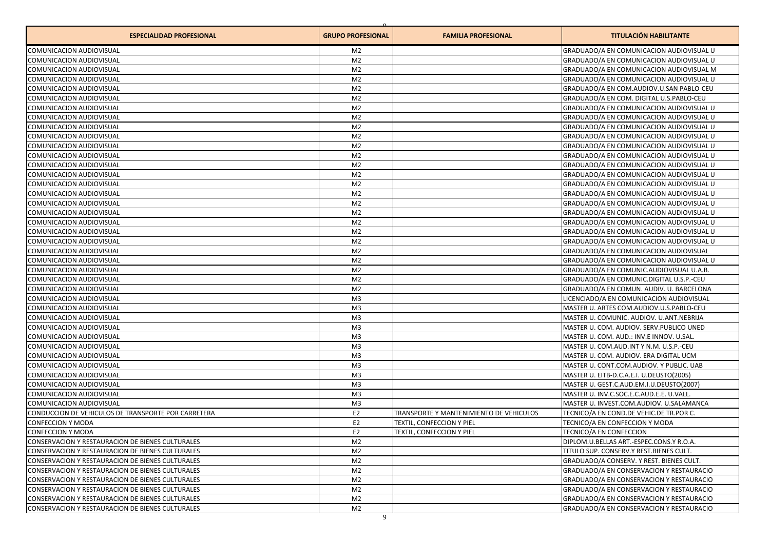| ESPECIALIDAD PROFESIONAL | GRUPO PROFESIONAL | FAMILIA PROFESIONAL | TITULACIÓN HABILITANTE |
|---|---|---|---|
| COMUNICACION AUDIOVISUAL | M2 | | GRADUADO/A EN COMUNICACION AUDIOVISUAL U |
| COMUNICACION AUDIOVISUAL | M2 | | GRADUADO/A EN COMUNICACION AUDIOVISUAL U |
| COMUNICACION AUDIOVISUAL | M2 | | GRADUADO/A EN COMUNICACION AUDIOVISUAL M |
| COMUNICACION AUDIOVISUAL | M2 | | GRADUADO/A EN COMUNICACION AUDIOVISUAL U |
| COMUNICACION AUDIOVISUAL | M2 | | GRADUADO/A EN COM.AUDIOV.U.SAN PABLO-CEU |
| COMUNICACION AUDIOVISUAL | M2 | | GRADUADO/A EN COM. DIGITAL U.S.PABLO-CEU |
| COMUNICACION AUDIOVISUAL | M2 | | GRADUADO/A EN COMUNICACION AUDIOVISUAL U |
| COMUNICACION AUDIOVISUAL | M2 | | GRADUADO/A EN COMUNICACION AUDIOVISUAL U |
| COMUNICACION AUDIOVISUAL | M2 | | GRADUADO/A EN COMUNICACION AUDIOVISUAL U |
| COMUNICACION AUDIOVISUAL | M2 | | GRADUADO/A EN COMUNICACION AUDIOVISUAL U |
| COMUNICACION AUDIOVISUAL | M2 | | GRADUADO/A EN COMUNICACION AUDIOVISUAL U |
| COMUNICACION AUDIOVISUAL | M2 | | GRADUADO/A EN COMUNICACION AUDIOVISUAL U |
| COMUNICACION AUDIOVISUAL | M2 | | GRADUADO/A EN COMUNICACION AUDIOVISUAL U |
| COMUNICACION AUDIOVISUAL | M2 | | GRADUADO/A EN COMUNICACION AUDIOVISUAL U |
| COMUNICACION AUDIOVISUAL | M2 | | GRADUADO/A EN COMUNICACION AUDIOVISUAL U |
| COMUNICACION AUDIOVISUAL | M2 | | GRADUADO/A EN COMUNICACION AUDIOVISUAL U |
| COMUNICACION AUDIOVISUAL | M2 | | GRADUADO/A EN COMUNICACION AUDIOVISUAL U |
| COMUNICACION AUDIOVISUAL | M2 | | GRADUADO/A EN COMUNICACION AUDIOVISUAL U |
| COMUNICACION AUDIOVISUAL | M2 | | GRADUADO/A EN COMUNICACION AUDIOVISUAL U |
| COMUNICACION AUDIOVISUAL | M2 | | GRADUADO/A EN COMUNICACION AUDIOVISUAL U |
| COMUNICACION AUDIOVISUAL | M2 | | GRADUADO/A EN COMUNICACION AUDIOVISUAL |
| COMUNICACION AUDIOVISUAL | M2 | | GRADUADO/A EN COMUNICACION AUDIOVISUAL U |
| COMUNICACION AUDIOVISUAL | M2 | | GRADUADO/A EN COMUNIC.AUDIOVISUAL U.A.B. |
| COMUNICACION AUDIOVISUAL | M2 | | GRADUADO/A EN COMUNIC.DIGITAL U.S.P.-CEU |
| COMUNICACION AUDIOVISUAL | M2 | | GRADUADO/A EN COMUN. AUDIV. U. BARCELONA |
| COMUNICACION AUDIOVISUAL | M3 | | LICENCIADO/A EN COMUNICACION AUDIOVISUAL |
| COMUNICACION AUDIOVISUAL | M3 | | MASTER U. ARTES COM.AUDIOV.U.S.PABLO-CEU |
| COMUNICACION AUDIOVISUAL | M3 | | MASTER U. COMUNIC. AUDIOV. U.ANT.NEBRIJA |
| COMUNICACION AUDIOVISUAL | M3 | | MASTER U. COM. AUDIOV. SERV.PUBLICO UNED |
| COMUNICACION AUDIOVISUAL | M3 | | MASTER U. COM. AUD.: INV.E INNOV. U.SAL. |
| COMUNICACION AUDIOVISUAL | M3 | | MASTER U. COM.AUD.INT Y N.M. U.S.P.-CEU |
| COMUNICACION AUDIOVISUAL | M3 | | MASTER U. COM. AUDIOV. ERA DIGITAL UCM |
| COMUNICACION AUDIOVISUAL | M3 | | MASTER U. CONT.COM.AUDIOV. Y PUBLIC. UAB |
| COMUNICACION AUDIOVISUAL | M3 | | MASTER U. EITB-D.C.A.E.I. U.DEUSTO(2005) |
| COMUNICACION AUDIOVISUAL | M3 | | MASTER U. GEST.C.AUD.EM.I.U.DEUSTO(2007) |
| COMUNICACION AUDIOVISUAL | M3 | | MASTER U. INV.C.SOC.E.C.AUD.E.E. U.VALL. |
| COMUNICACION AUDIOVISUAL | M3 | | MASTER U. INVEST.COM.AUDIOV. U.SALAMANCA |
| CONDUCCION DE VEHICULOS DE TRANSPORTE POR CARRETERA | E2 | TRANSPORTE Y MANTENIMIENTO DE VEHICULOS | TECNICO/A EN COND.DE VEHIC.DE TR.POR C. |
| CONFECCION Y MODA | E2 | TEXTIL, CONFECCION Y PIEL | TECNICO/A EN CONFECCION Y MODA |
| CONFECCION Y MODA | E2 | TEXTIL, CONFECCION Y PIEL | TECNICO/A EN CONFECCION |
| CONSERVACION Y RESTAURACION DE BIENES CULTURALES | M2 | | DIPLOM.U.BELLAS ART.-ESPEC.CONS.Y R.O.A. |
| CONSERVACION Y RESTAURACION DE BIENES CULTURALES | M2 | | TITULO SUP. CONSERV.Y REST.BIENES CULT. |
| CONSERVACION Y RESTAURACION DE BIENES CULTURALES | M2 | | GRADUADO/A CONSERV. Y REST. BIENES CULT. |
| CONSERVACION Y RESTAURACION DE BIENES CULTURALES | M2 | | GRADUADO/A EN CONSERVACION Y RESTAURACIO |
| CONSERVACION Y RESTAURACION DE BIENES CULTURALES | M2 | | GRADUADO/A EN CONSERVACION Y RESTAURACIO |
| CONSERVACION Y RESTAURACION DE BIENES CULTURALES | M2 | | GRADUADO/A EN CONSERVACION Y RESTAURACIO |
| CONSERVACION Y RESTAURACION DE BIENES CULTURALES | M2 | | GRADUADO/A EN CONSERVACION Y RESTAURACIO |
| CONSERVACION Y RESTAURACION DE BIENES CULTURALES | M2 | | GRADUADO/A EN CONSERVACION Y RESTAURACIO |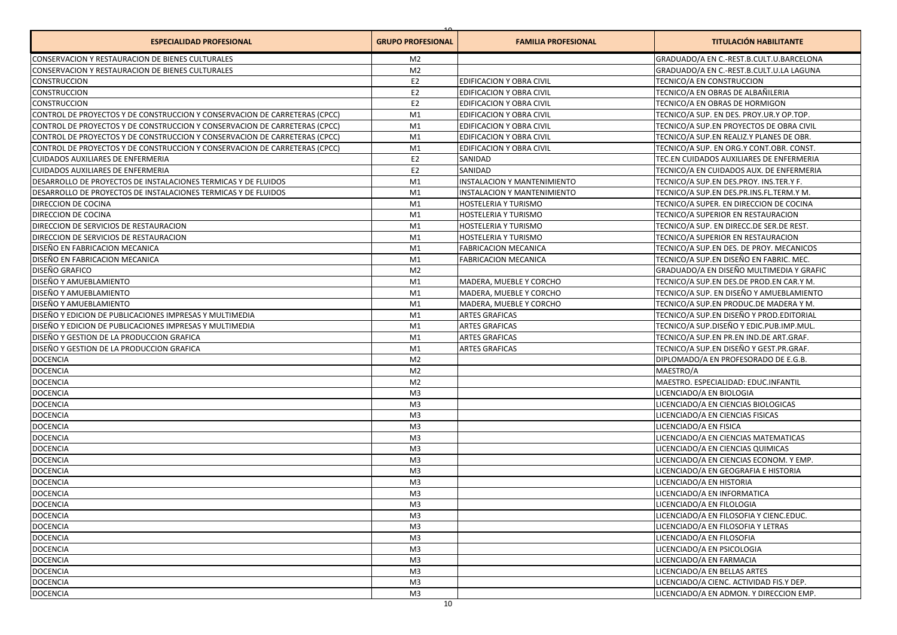| ESPECIALIDAD PROFESIONAL | GRUPO PROFESIONAL | FAMILIA PROFESIONAL | TITULACIÓN HABILITANTE |
|---|---|---|---|
| CONSERVACION Y RESTAURACION DE BIENES CULTURALES | M2 | | GRADUADO/A EN C.-REST.B.CULT.U.BARCELONA |
| CONSERVACION Y RESTAURACION DE BIENES CULTURALES | M2 | | GRADUADO/A EN C.-REST.B.CULT.U.LA LAGUNA |
| CONSTRUCCION | E2 | EDIFICACION Y OBRA CIVIL | TECNICO/A EN CONSTRUCCION |
| CONSTRUCCION | E2 | EDIFICACION Y OBRA CIVIL | TECNICO/A EN OBRAS DE ALBAÑILERIA |
| CONSTRUCCION | E2 | EDIFICACION Y OBRA CIVIL | TECNICO/A EN OBRAS DE HORMIGON |
| CONTROL DE PROYECTOS Y DE CONSTRUCCION Y CONSERVACION DE CARRETERAS (CPCC) | M1 | EDIFICACION Y OBRA CIVIL | TECNICO/A SUP. EN DES. PROY.UR.Y OP.TOP. |
| CONTROL DE PROYECTOS Y DE CONSTRUCCION Y CONSERVACION DE CARRETERAS (CPCC) | M1 | EDIFICACION Y OBRA CIVIL | TECNICO/A SUP.EN PROYECTOS DE OBRA CIVIL |
| CONTROL DE PROYECTOS Y DE CONSTRUCCION Y CONSERVACION DE CARRETERAS (CPCC) | M1 | EDIFICACION Y OBRA CIVIL | TECNICO/A SUP.EN REALIZ.Y PLANES DE OBR. |
| CONTROL DE PROYECTOS Y DE CONSTRUCCION Y CONSERVACION DE CARRETERAS (CPCC) | M1 | EDIFICACION Y OBRA CIVIL | TECNICO/A SUP. EN ORG.Y CONT.OBR. CONST. |
| CUIDADOS AUXILIARES DE ENFERMERIA | E2 | SANIDAD | TEC.EN CUIDADOS AUXILIARES DE ENFERMERIA |
| CUIDADOS AUXILIARES DE ENFERMERIA | E2 | SANIDAD | TECNICO/A EN CUIDADOS AUX. DE ENFERMERIA |
| DESARROLLO DE PROYECTOS DE INSTALACIONES TERMICAS Y DE FLUIDOS | M1 | INSTALACION Y MANTENIMIENTO | TECNICO/A SUP.EN DES.PROY. INS.TER.Y F. |
| DESARROLLO DE PROYECTOS DE INSTALACIONES TERMICAS Y DE FLUIDOS | M1 | INSTALACION Y MANTENIMIENTO | TECNICO/A SUP.EN DES.PR.INS.FL.TERM.Y M. |
| DIRECCION DE COCINA | M1 | HOSTELERIA Y TURISMO | TECNICO/A SUPER. EN DIRECCION DE COCINA |
| DIRECCION DE COCINA | M1 | HOSTELERIA Y TURISMO | TECNICO/A SUPERIOR EN RESTAURACION |
| DIRECCION DE SERVICIOS DE RESTAURACION | M1 | HOSTELERIA Y TURISMO | TECNICO/A SUP. EN DIRECC.DE SER.DE REST. |
| DIRECCION DE SERVICIOS DE RESTAURACION | M1 | HOSTELERIA Y TURISMO | TECNICO/A SUPERIOR EN RESTAURACION |
| DISEÑO EN FABRICACION MECANICA | M1 | FABRICACION MECANICA | TECNICO/A SUP.EN DES. DE PROY. MECANICOS |
| DISEÑO EN FABRICACION MECANICA | M1 | FABRICACION MECANICA | TECNICO/A SUP.EN DISEÑO EN FABRIC. MEC. |
| DISEÑO GRAFICO | M2 | | GRADUADO/A EN DISEÑO MULTIMEDIA Y GRAFIC |
| DISEÑO Y AMUEBLAMIENTO | M1 | MADERA, MUEBLE Y CORCHO | TECNICO/A SUP.EN DES.DE PROD.EN CAR.Y M. |
| DISEÑO Y AMUEBLAMIENTO | M1 | MADERA, MUEBLE Y CORCHO | TECNICO/A SUP. EN DISEÑO Y AMUEBLAMIENTO |
| DISEÑO Y AMUEBLAMIENTO | M1 | MADERA, MUEBLE Y CORCHO | TECNICO/A SUP.EN PRODUC.DE MADERA Y M. |
| DISEÑO Y EDICION DE PUBLICACIONES IMPRESAS Y MULTIMEDIA | M1 | ARTES GRAFICAS | TECNICO/A SUP.EN DISEÑO Y PROD.EDITORIAL |
| DISEÑO Y EDICION DE PUBLICACIONES IMPRESAS Y MULTIMEDIA | M1 | ARTES GRAFICAS | TECNICO/A SUP.DISEÑO Y EDIC.PUB.IMP.MUL. |
| DISEÑO Y GESTION DE LA PRODUCCION GRAFICA | M1 | ARTES GRAFICAS | TECNICO/A SUP.EN PR.EN IND.DE ART.GRAF. |
| DISEÑO Y GESTION DE LA PRODUCCION GRAFICA | M1 | ARTES GRAFICAS | TECNICO/A SUP.EN DISEÑO Y GEST.PR.GRAF. |
| DOCENCIA | M2 | | DIPLOMADO/A EN PROFESORADO DE E.G.B. |
| DOCENCIA | M2 | | MAESTRO/A |
| DOCENCIA | M2 | | MAESTRO. ESPECIALIDAD: EDUC.INFANTIL |
| DOCENCIA | M3 | | LICENCIADO/A EN BIOLOGIA |
| DOCENCIA | M3 | | LICENCIADO/A EN CIENCIAS BIOLOGICAS |
| DOCENCIA | M3 | | LICENCIADO/A EN CIENCIAS FISICAS |
| DOCENCIA | M3 | | LICENCIADO/A EN FISICA |
| DOCENCIA | M3 | | LICENCIADO/A EN CIENCIAS MATEMATICAS |
| DOCENCIA | M3 | | LICENCIADO/A EN CIENCIAS QUIMICAS |
| DOCENCIA | M3 | | LICENCIADO/A EN CIENCIAS ECONOM. Y EMP. |
| DOCENCIA | M3 | | LICENCIADO/A EN GEOGRAFIA E HISTORIA |
| DOCENCIA | M3 | | LICENCIADO/A EN HISTORIA |
| DOCENCIA | M3 | | LICENCIADO/A EN INFORMATICA |
| DOCENCIA | M3 | | LICENCIADO/A EN FILOLOGIA |
| DOCENCIA | M3 | | LICENCIADO/A EN FILOSOFIA Y CIENC.EDUC. |
| DOCENCIA | M3 | | LICENCIADO/A EN FILOSOFIA Y LETRAS |
| DOCENCIA | M3 | | LICENCIADO/A EN FILOSOFIA |
| DOCENCIA | M3 | | LICENCIADO/A EN PSICOLOGIA |
| DOCENCIA | M3 | | LICENCIADO/A EN FARMACIA |
| DOCENCIA | M3 | | LICENCIADO/A EN BELLAS ARTES |
| DOCENCIA | M3 | | LICENCIADO/A CIENC. ACTIVIDAD FIS.Y DEP. |
| DOCENCIA | M3 | | LICENCIADO/A EN ADMON. Y DIRECCION EMP. |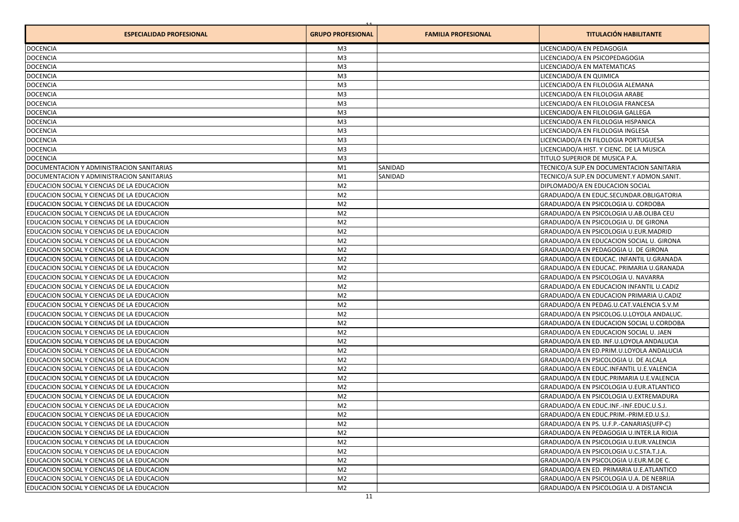| ESPECIALIDAD PROFESIONAL | GRUPO PROFESIONAL | FAMILIA PROFESIONAL | TITULACIÓN HABILITANTE |
|---|---|---|---|
| DOCENCIA | M3 | | LICENCIADO/A EN PEDAGOGIA |
| DOCENCIA | M3 | | LICENCIADO/A EN PSICOPEDAGOGIA |
| DOCENCIA | M3 | | LICENCIADO/A EN MATEMATICAS |
| DOCENCIA | M3 | | LICENCIADO/A EN QUIMICA |
| DOCENCIA | M3 | | LICENCIADO/A EN FILOLOGIA ALEMANA |
| DOCENCIA | M3 | | LICENCIADO/A EN FILOLOGIA ARABE |
| DOCENCIA | M3 | | LICENCIADO/A EN FILOLOGIA FRANCESA |
| DOCENCIA | M3 | | LICENCIADO/A EN FILOLOGIA GALLEGA |
| DOCENCIA | M3 | | LICENCIADO/A EN FILOLOGIA HISPANICA |
| DOCENCIA | M3 | | LICENCIADO/A EN FILOLOGIA INGLESA |
| DOCENCIA | M3 | | LICENCIADO/A EN FILOLOGIA PORTUGUESA |
| DOCENCIA | M3 | | LICENCIADO/A HIST. Y CIENC. DE LA MUSICA |
| DOCENCIA | M3 | | TITULO SUPERIOR DE MUSICA P.A. |
| DOCUMENTACION Y ADMINISTRACION SANITARIAS | M1 | SANIDAD | TECNICO/A SUP.EN DOCUMENTACION SANITARIA |
| DOCUMENTACION Y ADMINISTRACION SANITARIAS | M1 | SANIDAD | TECNICO/A SUP.EN DOCUMENT.Y ADMON.SANIT. |
| EDUCACION SOCIAL Y CIENCIAS DE LA EDUCACION | M2 | | DIPLOMADO/A EN EDUCACION SOCIAL |
| EDUCACION SOCIAL Y CIENCIAS DE LA EDUCACION | M2 | | GRADUADO/A EN EDUC.SECUNDAR.OBLIGATORIA |
| EDUCACION SOCIAL Y CIENCIAS DE LA EDUCACION | M2 | | GRADUADO/A EN PSICOLOGIA U. CORDOBA |
| EDUCACION SOCIAL Y CIENCIAS DE LA EDUCACION | M2 | | GRADUADO/A EN PSICOLOGIA U.AB.OLIBA CEU |
| EDUCACION SOCIAL Y CIENCIAS DE LA EDUCACION | M2 | | GRADUADO/A EN PSICOLOGIA U. DE GIRONA |
| EDUCACION SOCIAL Y CIENCIAS DE LA EDUCACION | M2 | | GRADUADO/A EN PSICOLOGIA U.EUR.MADRID |
| EDUCACION SOCIAL Y CIENCIAS DE LA EDUCACION | M2 | | GRADUADO/A EN EDUCACION SOCIAL U. GIRONA |
| EDUCACION SOCIAL Y CIENCIAS DE LA EDUCACION | M2 | | GRADUADO/A EN PEDAGOGIA U. DE GIRONA |
| EDUCACION SOCIAL Y CIENCIAS DE LA EDUCACION | M2 | | GRADUADO/A EN EDUCAC. INFANTIL U.GRANADA |
| EDUCACION SOCIAL Y CIENCIAS DE LA EDUCACION | M2 | | GRADUADO/A EN EDUCAC. PRIMARIA U.GRANADA |
| EDUCACION SOCIAL Y CIENCIAS DE LA EDUCACION | M2 | | GRADUADO/A EN PSICOLOGIA U. NAVARRA |
| EDUCACION SOCIAL Y CIENCIAS DE LA EDUCACION | M2 | | GRADUADO/A EN EDUCACION INFANTIL U.CADIZ |
| EDUCACION SOCIAL Y CIENCIAS DE LA EDUCACION | M2 | | GRADUADO/A EN EDUCACION PRIMARIA U.CADIZ |
| EDUCACION SOCIAL Y CIENCIAS DE LA EDUCACION | M2 | | GRADUADO/A EN PEDAG.U.CAT.VALENCIA S.V.M |
| EDUCACION SOCIAL Y CIENCIAS DE LA EDUCACION | M2 | | GRADUADO/A EN PSICOLOG.U.LOYOLA ANDALUC. |
| EDUCACION SOCIAL Y CIENCIAS DE LA EDUCACION | M2 | | GRADUADO/A EN EDUCACION SOCIAL U.CORDOBA |
| EDUCACION SOCIAL Y CIENCIAS DE LA EDUCACION | M2 | | GRADUADO/A EN EDUCACION SOCIAL U. JAEN |
| EDUCACION SOCIAL Y CIENCIAS DE LA EDUCACION | M2 | | GRADUADO/A EN ED. INF.U.LOYOLA ANDALUCIA |
| EDUCACION SOCIAL Y CIENCIAS DE LA EDUCACION | M2 | | GRADUADO/A EN ED.PRIM.U.LOYOLA ANDALUCIA |
| EDUCACION SOCIAL Y CIENCIAS DE LA EDUCACION | M2 | | GRADUADO/A EN PSICOLOGIA U. DE ALCALA |
| EDUCACION SOCIAL Y CIENCIAS DE LA EDUCACION | M2 | | GRADUADO/A EN EDUC.INFANTIL U.E.VALENCIA |
| EDUCACION SOCIAL Y CIENCIAS DE LA EDUCACION | M2 | | GRADUADO/A EN EDUC.PRIMARIA U.E.VALENCIA |
| EDUCACION SOCIAL Y CIENCIAS DE LA EDUCACION | M2 | | GRADUADO/A EN PSICOLOGIA U.EUR.ATLANTICO |
| EDUCACION SOCIAL Y CIENCIAS DE LA EDUCACION | M2 | | GRADUADO/A EN PSICOLOGIA U.EXTREMADURA |
| EDUCACION SOCIAL Y CIENCIAS DE LA EDUCACION | M2 | | GRADUADO/A EN EDUC.INF.-INF.EDUC.U.S.J. |
| EDUCACION SOCIAL Y CIENCIAS DE LA EDUCACION | M2 | | GRADUADO/A EN EDUC.PRIM.-PRIM.ED.U.S.J. |
| EDUCACION SOCIAL Y CIENCIAS DE LA EDUCACION | M2 | | GRADUADO/A EN PS. U.F.P.-CANARIAS(UFP-C) |
| EDUCACION SOCIAL Y CIENCIAS DE LA EDUCACION | M2 | | GRADUADO/A EN PEDAGOGIA U.INTER.LA RIOJA |
| EDUCACION SOCIAL Y CIENCIAS DE LA EDUCACION | M2 | | GRADUADO/A EN PSICOLOGIA U.EUR.VALENCIA |
| EDUCACION SOCIAL Y CIENCIAS DE LA EDUCACION | M2 | | GRADUADO/A EN PSICOLOGIA U.C.STA.T.J.A. |
| EDUCACION SOCIAL Y CIENCIAS DE LA EDUCACION | M2 | | GRADUADO/A EN PSICOLOGIA U.EUR.M.DE C. |
| EDUCACION SOCIAL Y CIENCIAS DE LA EDUCACION | M2 | | GRADUADO/A EN ED. PRIMARIA U.E.ATLANTICO |
| EDUCACION SOCIAL Y CIENCIAS DE LA EDUCACION | M2 | | GRADUADO/A EN PSICOLOGIA U.A. DE NEBRIJA |
| EDUCACION SOCIAL Y CIENCIAS DE LA EDUCACION | M2 | | GRADUADO/A EN PSICOLOGIA U. A DISTANCIA |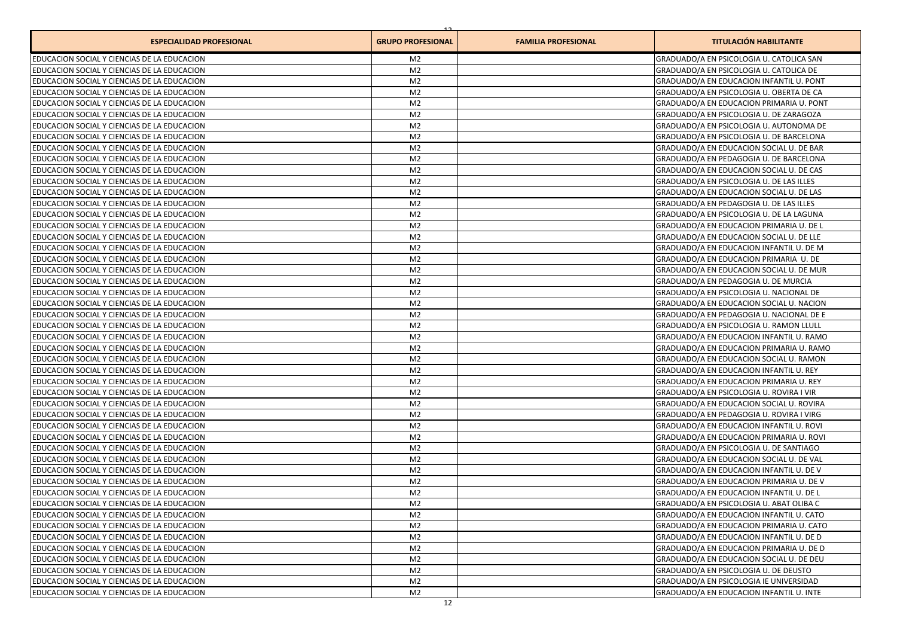| ESPECIALIDAD PROFESIONAL | GRUPO PROFESIONAL | FAMILIA PROFESIONAL | TITULACIÓN HABILITANTE |
|---|---|---|---|
| EDUCACION SOCIAL Y CIENCIAS DE LA EDUCACION | M2 | | GRADUADO/A EN PSICOLOGIA U. CATOLICA SAN |
| EDUCACION SOCIAL Y CIENCIAS DE LA EDUCACION | M2 | | GRADUADO/A EN PSICOLOGIA U. CATOLICA DE |
| EDUCACION SOCIAL Y CIENCIAS DE LA EDUCACION | M2 | | GRADUADO/A EN EDUCACION INFANTIL U. PONT |
| EDUCACION SOCIAL Y CIENCIAS DE LA EDUCACION | M2 | | GRADUADO/A EN PSICOLOGIA U. OBERTA DE CA |
| EDUCACION SOCIAL Y CIENCIAS DE LA EDUCACION | M2 | | GRADUADO/A EN EDUCACION PRIMARIA U. PONT |
| EDUCACION SOCIAL Y CIENCIAS DE LA EDUCACION | M2 | | GRADUADO/A EN PSICOLOGIA U. DE ZARAGOZA |
| EDUCACION SOCIAL Y CIENCIAS DE LA EDUCACION | M2 | | GRADUADO/A EN PSICOLOGIA U. AUTONOMA DE |
| EDUCACION SOCIAL Y CIENCIAS DE LA EDUCACION | M2 | | GRADUADO/A EN PSICOLOGIA U. DE BARCELONA |
| EDUCACION SOCIAL Y CIENCIAS DE LA EDUCACION | M2 | | GRADUADO/A EN EDUCACION SOCIAL U. DE BAR |
| EDUCACION SOCIAL Y CIENCIAS DE LA EDUCACION | M2 | | GRADUADO/A EN PEDAGOGIA U. DE BARCELONA |
| EDUCACION SOCIAL Y CIENCIAS DE LA EDUCACION | M2 | | GRADUADO/A EN EDUCACION SOCIAL U. DE CAS |
| EDUCACION SOCIAL Y CIENCIAS DE LA EDUCACION | M2 | | GRADUADO/A EN PSICOLOGIA U. DE LAS ILLES |
| EDUCACION SOCIAL Y CIENCIAS DE LA EDUCACION | M2 | | GRADUADO/A EN EDUCACION SOCIAL U. DE LAS |
| EDUCACION SOCIAL Y CIENCIAS DE LA EDUCACION | M2 | | GRADUADO/A EN PEDAGOGIA U. DE LAS ILLES |
| EDUCACION SOCIAL Y CIENCIAS DE LA EDUCACION | M2 | | GRADUADO/A EN PSICOLOGIA U. DE LA LAGUNA |
| EDUCACION SOCIAL Y CIENCIAS DE LA EDUCACION | M2 | | GRADUADO/A EN EDUCACION PRIMARIA U. DE L |
| EDUCACION SOCIAL Y CIENCIAS DE LA EDUCACION | M2 | | GRADUADO/A EN EDUCACION SOCIAL U. DE LLE |
| EDUCACION SOCIAL Y CIENCIAS DE LA EDUCACION | M2 | | GRADUADO/A EN EDUCACION INFANTIL U. DE M |
| EDUCACION SOCIAL Y CIENCIAS DE LA EDUCACION | M2 | | GRADUADO/A EN EDUCACION PRIMARIA U. DE |
| EDUCACION SOCIAL Y CIENCIAS DE LA EDUCACION | M2 | | GRADUADO/A EN EDUCACION SOCIAL U. DE MUR |
| EDUCACION SOCIAL Y CIENCIAS DE LA EDUCACION | M2 | | GRADUADO/A EN PEDAGOGIA U. DE MURCIA |
| EDUCACION SOCIAL Y CIENCIAS DE LA EDUCACION | M2 | | GRADUADO/A EN PSICOLOGIA U. NACIONAL DE |
| EDUCACION SOCIAL Y CIENCIAS DE LA EDUCACION | M2 | | GRADUADO/A EN EDUCACION SOCIAL U. NACION |
| EDUCACION SOCIAL Y CIENCIAS DE LA EDUCACION | M2 | | GRADUADO/A EN PEDAGOGIA U. NACIONAL DE E |
| EDUCACION SOCIAL Y CIENCIAS DE LA EDUCACION | M2 | | GRADUADO/A EN PSICOLOGIA U. RAMON LLULL |
| EDUCACION SOCIAL Y CIENCIAS DE LA EDUCACION | M2 | | GRADUADO/A EN EDUCACION INFANTIL U. RAMO |
| EDUCACION SOCIAL Y CIENCIAS DE LA EDUCACION | M2 | | GRADUADO/A EN EDUCACION PRIMARIA U. RAMO |
| EDUCACION SOCIAL Y CIENCIAS DE LA EDUCACION | M2 | | GRADUADO/A EN EDUCACION SOCIAL U. RAMON |
| EDUCACION SOCIAL Y CIENCIAS DE LA EDUCACION | M2 | | GRADUADO/A EN EDUCACION INFANTIL U. REY |
| EDUCACION SOCIAL Y CIENCIAS DE LA EDUCACION | M2 | | GRADUADO/A EN EDUCACION PRIMARIA U. REY |
| EDUCACION SOCIAL Y CIENCIAS DE LA EDUCACION | M2 | | GRADUADO/A EN PSICOLOGIA U. ROVIRA I VIR |
| EDUCACION SOCIAL Y CIENCIAS DE LA EDUCACION | M2 | | GRADUADO/A EN EDUCACION SOCIAL U. ROVIRA |
| EDUCACION SOCIAL Y CIENCIAS DE LA EDUCACION | M2 | | GRADUADO/A EN PEDAGOGIA U. ROVIRA I VIRG |
| EDUCACION SOCIAL Y CIENCIAS DE LA EDUCACION | M2 | | GRADUADO/A EN EDUCACION INFANTIL U. ROVI |
| EDUCACION SOCIAL Y CIENCIAS DE LA EDUCACION | M2 | | GRADUADO/A EN EDUCACION PRIMARIA U. ROVI |
| EDUCACION SOCIAL Y CIENCIAS DE LA EDUCACION | M2 | | GRADUADO/A EN PSICOLOGIA U. DE SANTIAGO |
| EDUCACION SOCIAL Y CIENCIAS DE LA EDUCACION | M2 | | GRADUADO/A EN EDUCACION SOCIAL U. DE VAL |
| EDUCACION SOCIAL Y CIENCIAS DE LA EDUCACION | M2 | | GRADUADO/A EN EDUCACION INFANTIL U. DE V |
| EDUCACION SOCIAL Y CIENCIAS DE LA EDUCACION | M2 | | GRADUADO/A EN EDUCACION PRIMARIA U. DE V |
| EDUCACION SOCIAL Y CIENCIAS DE LA EDUCACION | M2 | | GRADUADO/A EN EDUCACION INFANTIL U. DE L |
| EDUCACION SOCIAL Y CIENCIAS DE LA EDUCACION | M2 | | GRADUADO/A EN PSICOLOGIA U. ABAT OLIBA C |
| EDUCACION SOCIAL Y CIENCIAS DE LA EDUCACION | M2 | | GRADUADO/A EN EDUCACION INFANTIL U. CATO |
| EDUCACION SOCIAL Y CIENCIAS DE LA EDUCACION | M2 | | GRADUADO/A EN EDUCACION PRIMARIA U. CATO |
| EDUCACION SOCIAL Y CIENCIAS DE LA EDUCACION | M2 | | GRADUADO/A EN EDUCACION INFANTIL U. DE D |
| EDUCACION SOCIAL Y CIENCIAS DE LA EDUCACION | M2 | | GRADUADO/A EN EDUCACION PRIMARIA U. DE D |
| EDUCACION SOCIAL Y CIENCIAS DE LA EDUCACION | M2 | | GRADUADO/A EN EDUCACION SOCIAL U. DE DEU |
| EDUCACION SOCIAL Y CIENCIAS DE LA EDUCACION | M2 | | GRADUADO/A EN PSICOLOGIA U. DE DEUSTO |
| EDUCACION SOCIAL Y CIENCIAS DE LA EDUCACION | M2 | | GRADUADO/A EN PSICOLOGIA IE UNIVERSIDAD |
| EDUCACION SOCIAL Y CIENCIAS DE LA EDUCACION | M2 | | GRADUADO/A EN EDUCACION INFANTIL U. INTE |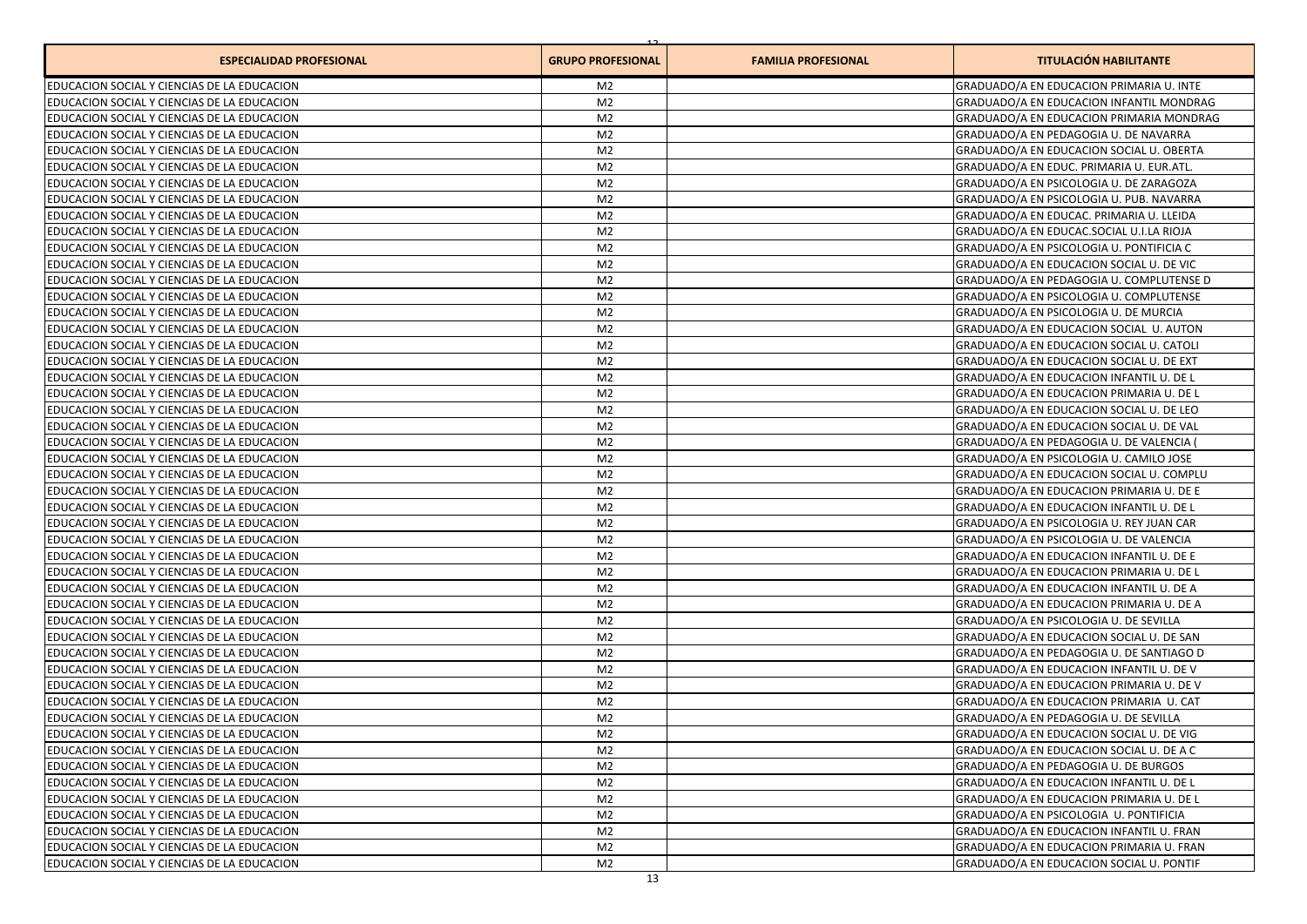| ESPECIALIDAD PROFESIONAL | GRUPO PROFESIONAL | FAMILIA PROFESIONAL | TITULACIÓN HABILITANTE |
|---|---|---|---|
| EDUCACION SOCIAL Y CIENCIAS DE LA EDUCACION | M2 | | GRADUADO/A EN EDUCACION PRIMARIA U. INTE |
| EDUCACION SOCIAL Y CIENCIAS DE LA EDUCACION | M2 | | GRADUADO/A EN EDUCACION INFANTIL MONDRAG |
| EDUCACION SOCIAL Y CIENCIAS DE LA EDUCACION | M2 | | GRADUADO/A EN EDUCACION PRIMARIA MONDRAG |
| EDUCACION SOCIAL Y CIENCIAS DE LA EDUCACION | M2 | | GRADUADO/A EN PEDAGOGIA U. DE NAVARRA |
| EDUCACION SOCIAL Y CIENCIAS DE LA EDUCACION | M2 | | GRADUADO/A EN EDUCACION SOCIAL U. OBERTA |
| EDUCACION SOCIAL Y CIENCIAS DE LA EDUCACION | M2 | | GRADUADO/A EN EDUC. PRIMARIA U. EUR.ATL. |
| EDUCACION SOCIAL Y CIENCIAS DE LA EDUCACION | M2 | | GRADUADO/A EN PSICOLOGIA U. DE ZARAGOZA |
| EDUCACION SOCIAL Y CIENCIAS DE LA EDUCACION | M2 | | GRADUADO/A EN PSICOLOGIA U. PUB. NAVARRA |
| EDUCACION SOCIAL Y CIENCIAS DE LA EDUCACION | M2 | | GRADUADO/A EN EDUCAC. PRIMARIA U. LLEIDA |
| EDUCACION SOCIAL Y CIENCIAS DE LA EDUCACION | M2 | | GRADUADO/A EN EDUCAC.SOCIAL U.I.LA RIOJA |
| EDUCACION SOCIAL Y CIENCIAS DE LA EDUCACION | M2 | | GRADUADO/A EN PSICOLOGIA U. PONTIFICIA C |
| EDUCACION SOCIAL Y CIENCIAS DE LA EDUCACION | M2 | | GRADUADO/A EN EDUCACION SOCIAL U. DE VIC |
| EDUCACION SOCIAL Y CIENCIAS DE LA EDUCACION | M2 | | GRADUADO/A EN PEDAGOGIA U. COMPLUTENSE D |
| EDUCACION SOCIAL Y CIENCIAS DE LA EDUCACION | M2 | | GRADUADO/A EN PSICOLOGIA U. COMPLUTENSE |
| EDUCACION SOCIAL Y CIENCIAS DE LA EDUCACION | M2 | | GRADUADO/A EN PSICOLOGIA U. DE MURCIA |
| EDUCACION SOCIAL Y CIENCIAS DE LA EDUCACION | M2 | | GRADUADO/A EN EDUCACION SOCIAL U. AUTON |
| EDUCACION SOCIAL Y CIENCIAS DE LA EDUCACION | M2 | | GRADUADO/A EN EDUCACION SOCIAL U. CATOLI |
| EDUCACION SOCIAL Y CIENCIAS DE LA EDUCACION | M2 | | GRADUADO/A EN EDUCACION SOCIAL U. DE EXT |
| EDUCACION SOCIAL Y CIENCIAS DE LA EDUCACION | M2 | | GRADUADO/A EN EDUCACION INFANTIL U. DE L |
| EDUCACION SOCIAL Y CIENCIAS DE LA EDUCACION | M2 | | GRADUADO/A EN EDUCACION PRIMARIA U. DE L |
| EDUCACION SOCIAL Y CIENCIAS DE LA EDUCACION | M2 | | GRADUADO/A EN EDUCACION SOCIAL U. DE LEO |
| EDUCACION SOCIAL Y CIENCIAS DE LA EDUCACION | M2 | | GRADUADO/A EN EDUCACION SOCIAL U. DE VAL |
| EDUCACION SOCIAL Y CIENCIAS DE LA EDUCACION | M2 | | GRADUADO/A EN PEDAGOGIA U. DE VALENCIA ( |
| EDUCACION SOCIAL Y CIENCIAS DE LA EDUCACION | M2 | | GRADUADO/A EN PSICOLOGIA U. CAMILO JOSE |
| EDUCACION SOCIAL Y CIENCIAS DE LA EDUCACION | M2 | | GRADUADO/A EN EDUCACION SOCIAL U. COMPLU |
| EDUCACION SOCIAL Y CIENCIAS DE LA EDUCACION | M2 | | GRADUADO/A EN EDUCACION PRIMARIA U. DE E |
| EDUCACION SOCIAL Y CIENCIAS DE LA EDUCACION | M2 | | GRADUADO/A EN EDUCACION INFANTIL U. DE L |
| EDUCACION SOCIAL Y CIENCIAS DE LA EDUCACION | M2 | | GRADUADO/A EN PSICOLOGIA U. REY JUAN CAR |
| EDUCACION SOCIAL Y CIENCIAS DE LA EDUCACION | M2 | | GRADUADO/A EN PSICOLOGIA U. DE VALENCIA |
| EDUCACION SOCIAL Y CIENCIAS DE LA EDUCACION | M2 | | GRADUADO/A EN EDUCACION INFANTIL U. DE E |
| EDUCACION SOCIAL Y CIENCIAS DE LA EDUCACION | M2 | | GRADUADO/A EN EDUCACION PRIMARIA U. DE L |
| EDUCACION SOCIAL Y CIENCIAS DE LA EDUCACION | M2 | | GRADUADO/A EN EDUCACION INFANTIL U. DE A |
| EDUCACION SOCIAL Y CIENCIAS DE LA EDUCACION | M2 | | GRADUADO/A EN EDUCACION PRIMARIA U. DE A |
| EDUCACION SOCIAL Y CIENCIAS DE LA EDUCACION | M2 | | GRADUADO/A EN PSICOLOGIA U. DE SEVILLA |
| EDUCACION SOCIAL Y CIENCIAS DE LA EDUCACION | M2 | | GRADUADO/A EN EDUCACION SOCIAL U. DE SAN |
| EDUCACION SOCIAL Y CIENCIAS DE LA EDUCACION | M2 | | GRADUADO/A EN PEDAGOGIA U. DE SANTIAGO D |
| EDUCACION SOCIAL Y CIENCIAS DE LA EDUCACION | M2 | | GRADUADO/A EN EDUCACION INFANTIL U. DE V |
| EDUCACION SOCIAL Y CIENCIAS DE LA EDUCACION | M2 | | GRADUADO/A EN EDUCACION PRIMARIA U. DE V |
| EDUCACION SOCIAL Y CIENCIAS DE LA EDUCACION | M2 | | GRADUADO/A EN EDUCACION PRIMARIA U. CAT |
| EDUCACION SOCIAL Y CIENCIAS DE LA EDUCACION | M2 | | GRADUADO/A EN PEDAGOGIA U. DE SEVILLA |
| EDUCACION SOCIAL Y CIENCIAS DE LA EDUCACION | M2 | | GRADUADO/A EN EDUCACION SOCIAL U. DE VIG |
| EDUCACION SOCIAL Y CIENCIAS DE LA EDUCACION | M2 | | GRADUADO/A EN EDUCACION SOCIAL U. DE A C |
| EDUCACION SOCIAL Y CIENCIAS DE LA EDUCACION | M2 | | GRADUADO/A EN PEDAGOGIA U. DE BURGOS |
| EDUCACION SOCIAL Y CIENCIAS DE LA EDUCACION | M2 | | GRADUADO/A EN EDUCACION INFANTIL U. DE L |
| EDUCACION SOCIAL Y CIENCIAS DE LA EDUCACION | M2 | | GRADUADO/A EN EDUCACION PRIMARIA U. DE L |
| EDUCACION SOCIAL Y CIENCIAS DE LA EDUCACION | M2 | | GRADUADO/A EN PSICOLOGIA U. PONTIFICIA |
| EDUCACION SOCIAL Y CIENCIAS DE LA EDUCACION | M2 | | GRADUADO/A EN EDUCACION INFANTIL U. FRAN |
| EDUCACION SOCIAL Y CIENCIAS DE LA EDUCACION | M2 | | GRADUADO/A EN EDUCACION PRIMARIA U. FRAN |
| EDUCACION SOCIAL Y CIENCIAS DE LA EDUCACION | M2 | | GRADUADO/A EN EDUCACION SOCIAL U. PONTIF |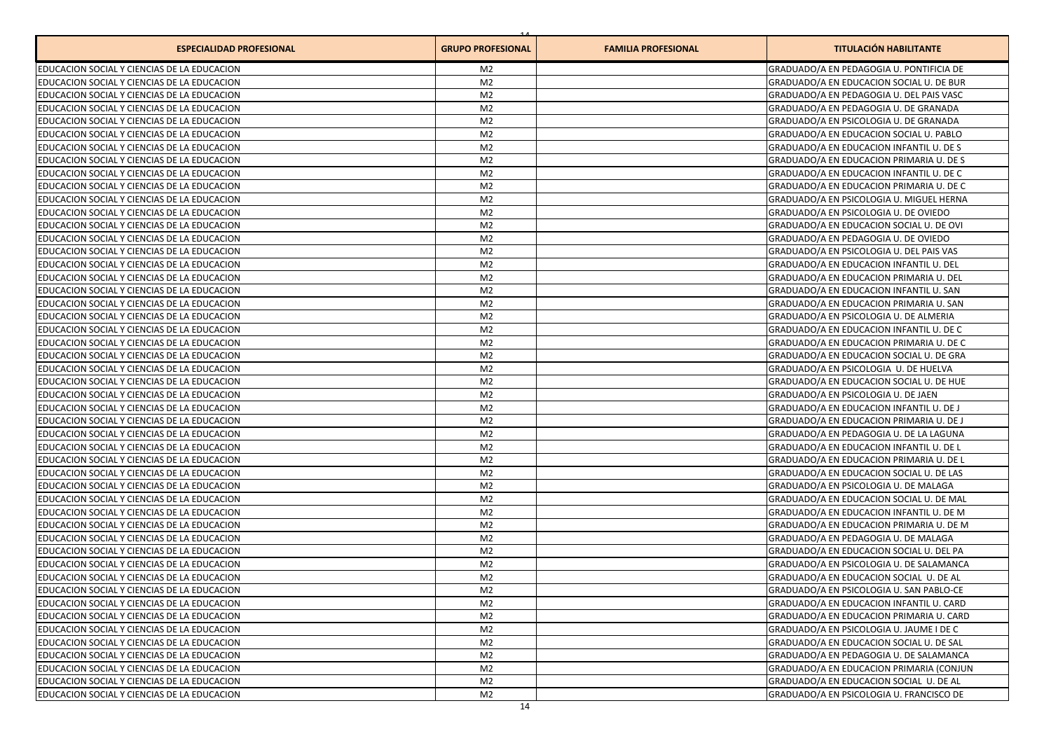| ESPECIALIDAD PROFESIONAL | GRUPO PROFESIONAL | FAMILIA PROFESIONAL | TITULACIÓN HABILITANTE |
|---|---|---|---|
| EDUCACION SOCIAL Y CIENCIAS DE LA EDUCACION | M2 | | GRADUADO/A EN PEDAGOGIA U. PONTIFICIA DE |
| EDUCACION SOCIAL Y CIENCIAS DE LA EDUCACION | M2 | | GRADUADO/A EN EDUCACION SOCIAL U. DE BUR |
| EDUCACION SOCIAL Y CIENCIAS DE LA EDUCACION | M2 | | GRADUADO/A EN PEDAGOGIA U. DEL PAIS VASC |
| EDUCACION SOCIAL Y CIENCIAS DE LA EDUCACION | M2 | | GRADUADO/A EN PEDAGOGIA U. DE GRANADA |
| EDUCACION SOCIAL Y CIENCIAS DE LA EDUCACION | M2 | | GRADUADO/A EN PSICOLOGIA U. DE GRANADA |
| EDUCACION SOCIAL Y CIENCIAS DE LA EDUCACION | M2 | | GRADUADO/A EN EDUCACION SOCIAL U. PABLO |
| EDUCACION SOCIAL Y CIENCIAS DE LA EDUCACION | M2 | | GRADUADO/A EN EDUCACION INFANTIL U. DE S |
| EDUCACION SOCIAL Y CIENCIAS DE LA EDUCACION | M2 | | GRADUADO/A EN EDUCACION PRIMARIA U. DE S |
| EDUCACION SOCIAL Y CIENCIAS DE LA EDUCACION | M2 | | GRADUADO/A EN EDUCACION INFANTIL U. DE C |
| EDUCACION SOCIAL Y CIENCIAS DE LA EDUCACION | M2 | | GRADUADO/A EN EDUCACION PRIMARIA U. DE C |
| EDUCACION SOCIAL Y CIENCIAS DE LA EDUCACION | M2 | | GRADUADO/A EN PSICOLOGIA U. MIGUEL HERNA |
| EDUCACION SOCIAL Y CIENCIAS DE LA EDUCACION | M2 | | GRADUADO/A EN PSICOLOGIA U. DE OVIEDO |
| EDUCACION SOCIAL Y CIENCIAS DE LA EDUCACION | M2 | | GRADUADO/A EN EDUCACION SOCIAL U. DE OVI |
| EDUCACION SOCIAL Y CIENCIAS DE LA EDUCACION | M2 | | GRADUADO/A EN PEDAGOGIA U. DE OVIEDO |
| EDUCACION SOCIAL Y CIENCIAS DE LA EDUCACION | M2 | | GRADUADO/A EN PSICOLOGIA U. DEL PAIS VAS |
| EDUCACION SOCIAL Y CIENCIAS DE LA EDUCACION | M2 | | GRADUADO/A EN EDUCACION INFANTIL U. DEL |
| EDUCACION SOCIAL Y CIENCIAS DE LA EDUCACION | M2 | | GRADUADO/A EN EDUCACION PRIMARIA U. DEL |
| EDUCACION SOCIAL Y CIENCIAS DE LA EDUCACION | M2 | | GRADUADO/A EN EDUCACION INFANTIL U. SAN |
| EDUCACION SOCIAL Y CIENCIAS DE LA EDUCACION | M2 | | GRADUADO/A EN EDUCACION PRIMARIA U. SAN |
| EDUCACION SOCIAL Y CIENCIAS DE LA EDUCACION | M2 | | GRADUADO/A EN PSICOLOGIA U. DE ALMERIA |
| EDUCACION SOCIAL Y CIENCIAS DE LA EDUCACION | M2 | | GRADUADO/A EN EDUCACION INFANTIL U. DE C |
| EDUCACION SOCIAL Y CIENCIAS DE LA EDUCACION | M2 | | GRADUADO/A EN EDUCACION PRIMARIA U. DE C |
| EDUCACION SOCIAL Y CIENCIAS DE LA EDUCACION | M2 | | GRADUADO/A EN EDUCACION SOCIAL U. DE GRA |
| EDUCACION SOCIAL Y CIENCIAS DE LA EDUCACION | M2 | | GRADUADO/A EN PSICOLOGIA U. DE HUELVA |
| EDUCACION SOCIAL Y CIENCIAS DE LA EDUCACION | M2 | | GRADUADO/A EN EDUCACION SOCIAL U. DE HUE |
| EDUCACION SOCIAL Y CIENCIAS DE LA EDUCACION | M2 | | GRADUADO/A EN PSICOLOGIA U. DE JAEN |
| EDUCACION SOCIAL Y CIENCIAS DE LA EDUCACION | M2 | | GRADUADO/A EN EDUCACION INFANTIL U. DE J |
| EDUCACION SOCIAL Y CIENCIAS DE LA EDUCACION | M2 | | GRADUADO/A EN EDUCACION PRIMARIA U. DE J |
| EDUCACION SOCIAL Y CIENCIAS DE LA EDUCACION | M2 | | GRADUADO/A EN PEDAGOGIA U. DE LA LAGUNA |
| EDUCACION SOCIAL Y CIENCIAS DE LA EDUCACION | M2 | | GRADUADO/A EN EDUCACION INFANTIL U. DE L |
| EDUCACION SOCIAL Y CIENCIAS DE LA EDUCACION | M2 | | GRADUADO/A EN EDUCACION PRIMARIA U. DE L |
| EDUCACION SOCIAL Y CIENCIAS DE LA EDUCACION | M2 | | GRADUADO/A EN EDUCACION SOCIAL U. DE LAS |
| EDUCACION SOCIAL Y CIENCIAS DE LA EDUCACION | M2 | | GRADUADO/A EN PSICOLOGIA U. DE MALAGA |
| EDUCACION SOCIAL Y CIENCIAS DE LA EDUCACION | M2 | | GRADUADO/A EN EDUCACION SOCIAL U. DE MAL |
| EDUCACION SOCIAL Y CIENCIAS DE LA EDUCACION | M2 | | GRADUADO/A EN EDUCACION INFANTIL U. DE M |
| EDUCACION SOCIAL Y CIENCIAS DE LA EDUCACION | M2 | | GRADUADO/A EN EDUCACION PRIMARIA U. DE M |
| EDUCACION SOCIAL Y CIENCIAS DE LA EDUCACION | M2 | | GRADUADO/A EN PEDAGOGIA U. DE MALAGA |
| EDUCACION SOCIAL Y CIENCIAS DE LA EDUCACION | M2 | | GRADUADO/A EN EDUCACION SOCIAL U. DEL PA |
| EDUCACION SOCIAL Y CIENCIAS DE LA EDUCACION | M2 | | GRADUADO/A EN PSICOLOGIA U. DE SALAMANCA |
| EDUCACION SOCIAL Y CIENCIAS DE LA EDUCACION | M2 | | GRADUADO/A EN EDUCACION SOCIAL U. DE AL |
| EDUCACION SOCIAL Y CIENCIAS DE LA EDUCACION | M2 | | GRADUADO/A EN PSICOLOGIA U. SAN PABLO-CE |
| EDUCACION SOCIAL Y CIENCIAS DE LA EDUCACION | M2 | | GRADUADO/A EN EDUCACION INFANTIL U. CARD |
| EDUCACION SOCIAL Y CIENCIAS DE LA EDUCACION | M2 | | GRADUADO/A EN EDUCACION PRIMARIA U. CARD |
| EDUCACION SOCIAL Y CIENCIAS DE LA EDUCACION | M2 | | GRADUADO/A EN PSICOLOGIA U. JAUME I DE C |
| EDUCACION SOCIAL Y CIENCIAS DE LA EDUCACION | M2 | | GRADUADO/A EN EDUCACION SOCIAL U. DE SAL |
| EDUCACION SOCIAL Y CIENCIAS DE LA EDUCACION | M2 | | GRADUADO/A EN PEDAGOGIA U. DE SALAMANCA |
| EDUCACION SOCIAL Y CIENCIAS DE LA EDUCACION | M2 | | GRADUADO/A EN EDUCACION PRIMARIA (CONJUN |
| EDUCACION SOCIAL Y CIENCIAS DE LA EDUCACION | M2 | | GRADUADO/A EN EDUCACION SOCIAL U. DE AL |
| EDUCACION SOCIAL Y CIENCIAS DE LA EDUCACION | M2 | | GRADUADO/A EN PSICOLOGIA U. FRANCISCO DE |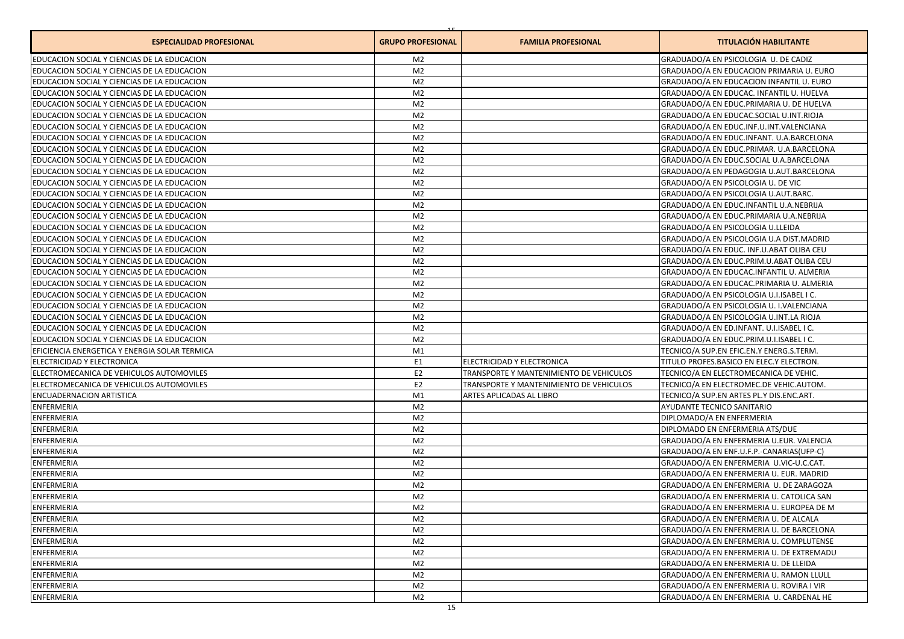| ESPECIALIDAD PROFESIONAL | GRUPO PROFESIONAL | FAMILIA PROFESIONAL | TITULACIÓN HABILITANTE |
|---|---|---|---|
| EDUCACION SOCIAL Y CIENCIAS DE LA EDUCACION | M2 | | GRADUADO/A EN PSICOLOGIA U. DE CADIZ |
| EDUCACION SOCIAL Y CIENCIAS DE LA EDUCACION | M2 | | GRADUADO/A EN EDUCACION PRIMARIA U. EURO |
| EDUCACION SOCIAL Y CIENCIAS DE LA EDUCACION | M2 | | GRADUADO/A EN EDUCACION INFANTIL U. EURO |
| EDUCACION SOCIAL Y CIENCIAS DE LA EDUCACION | M2 | | GRADUADO/A EN EDUCAC. INFANTIL U. HUELVA |
| EDUCACION SOCIAL Y CIENCIAS DE LA EDUCACION | M2 | | GRADUADO/A EN EDUC.PRIMARIA U. DE HUELVA |
| EDUCACION SOCIAL Y CIENCIAS DE LA EDUCACION | M2 | | GRADUADO/A EN EDUCAC.SOCIAL U.INT.RIOJA |
| EDUCACION SOCIAL Y CIENCIAS DE LA EDUCACION | M2 | | GRADUADO/A EN EDUC.INF.U.INT.VALENCIANA |
| EDUCACION SOCIAL Y CIENCIAS DE LA EDUCACION | M2 | | GRADUADO/A EN EDUC.INFANT. U.A.BARCELONA |
| EDUCACION SOCIAL Y CIENCIAS DE LA EDUCACION | M2 | | GRADUADO/A EN EDUC.PRIMAR. U.A.BARCELONA |
| EDUCACION SOCIAL Y CIENCIAS DE LA EDUCACION | M2 | | GRADUADO/A EN EDUC.SOCIAL U.A.BARCELONA |
| EDUCACION SOCIAL Y CIENCIAS DE LA EDUCACION | M2 | | GRADUADO/A EN PEDAGOGIA U.AUT.BARCELONA |
| EDUCACION SOCIAL Y CIENCIAS DE LA EDUCACION | M2 | | GRADUADO/A EN PSICOLOGIA U. DE VIC |
| EDUCACION SOCIAL Y CIENCIAS DE LA EDUCACION | M2 | | GRADUADO/A EN PSICOLOGIA U.AUT.BARC. |
| EDUCACION SOCIAL Y CIENCIAS DE LA EDUCACION | M2 | | GRADUADO/A EN EDUC.INFANTIL U.A.NEBRIJA |
| EDUCACION SOCIAL Y CIENCIAS DE LA EDUCACION | M2 | | GRADUADO/A EN EDUC.PRIMARIA U.A.NEBRIJA |
| EDUCACION SOCIAL Y CIENCIAS DE LA EDUCACION | M2 | | GRADUADO/A EN PSICOLOGIA U.LLEIDA |
| EDUCACION SOCIAL Y CIENCIAS DE LA EDUCACION | M2 | | GRADUADO/A EN PSICOLOGIA U.A DIST.MADRID |
| EDUCACION SOCIAL Y CIENCIAS DE LA EDUCACION | M2 | | GRADUADO/A EN EDUC. INF.U.ABAT OLIBA CEU |
| EDUCACION SOCIAL Y CIENCIAS DE LA EDUCACION | M2 | | GRADUADO/A EN EDUC.PRIM.U.ABAT OLIBA CEU |
| EDUCACION SOCIAL Y CIENCIAS DE LA EDUCACION | M2 | | GRADUADO/A EN EDUCAC.INFANTIL U. ALMERIA |
| EDUCACION SOCIAL Y CIENCIAS DE LA EDUCACION | M2 | | GRADUADO/A EN EDUCAC.PRIMARIA U. ALMERIA |
| EDUCACION SOCIAL Y CIENCIAS DE LA EDUCACION | M2 | | GRADUADO/A EN PSICOLOGIA U.I.ISABEL I C. |
| EDUCACION SOCIAL Y CIENCIAS DE LA EDUCACION | M2 | | GRADUADO/A EN PSICOLOGIA U. I.VALENCIANA |
| EDUCACION SOCIAL Y CIENCIAS DE LA EDUCACION | M2 | | GRADUADO/A EN PSICOLOGIA U.INT.LA RIOJA |
| EDUCACION SOCIAL Y CIENCIAS DE LA EDUCACION | M2 | | GRADUADO/A EN ED.INFANT. U.I.ISABEL I C. |
| EDUCACION SOCIAL Y CIENCIAS DE LA EDUCACION | M2 | | GRADUADO/A EN EDUC.PRIM.U.I.ISABEL I C. |
| EFICIENCIA ENERGETICA Y ENERGIA SOLAR TERMICA | M1 | | TECNICO/A SUP.EN EFIC.EN.Y ENERG.S.TERM. |
| ELECTRICIDAD Y ELECTRONICA | E1 | ELECTRICIDAD Y ELECTRONICA | TITULO PROFES.BASICO EN ELEC.Y ELECTRON. |
| ELECTROMECANICA DE VEHICULOS AUTOMOVILES | E2 | TRANSPORTE Y MANTENIMIENTO DE VEHICULOS | TECNICO/A EN ELECTROMECANICA DE VEHIC. |
| ELECTROMECANICA DE VEHICULOS AUTOMOVILES | E2 | TRANSPORTE Y MANTENIMIENTO DE VEHICULOS | TECNICO/A EN ELECTROMEC.DE VEHIC.AUTOM. |
| ENCUADERNACION ARTISTICA | M1 | ARTES APLICADAS AL LIBRO | TECNICO/A SUP.EN ARTES PL.Y DIS.ENC.ART. |
| ENFERMERIA | M2 | | AYUDANTE TECNICO SANITARIO |
| ENFERMERIA | M2 | | DIPLOMADO/A EN ENFERMERIA |
| ENFERMERIA | M2 | | DIPLOMADO EN ENFERMERIA ATS/DUE |
| ENFERMERIA | M2 | | GRADUADO/A EN ENFERMERIA U.EUR. VALENCIA |
| ENFERMERIA | M2 | | GRADUADO/A EN ENF.U.F.P.-CANARIAS(UFP-C) |
| ENFERMERIA | M2 | | GRADUADO/A EN ENFERMERIA U.VIC-U.C.CAT. |
| ENFERMERIA | M2 | | GRADUADO/A EN ENFERMERIA U. EUR. MADRID |
| ENFERMERIA | M2 | | GRADUADO/A EN ENFERMERIA U. DE ZARAGOZA |
| ENFERMERIA | M2 | | GRADUADO/A EN ENFERMERIA U. CATOLICA SAN |
| ENFERMERIA | M2 | | GRADUADO/A EN ENFERMERIA U. EUROPEA DE M |
| ENFERMERIA | M2 | | GRADUADO/A EN ENFERMERIA U. DE ALCALA |
| ENFERMERIA | M2 | | GRADUADO/A EN ENFERMERIA U. DE BARCELONA |
| ENFERMERIA | M2 | | GRADUADO/A EN ENFERMERIA U. COMPLUTENSE |
| ENFERMERIA | M2 | | GRADUADO/A EN ENFERMERIA U. DE EXTREMADU |
| ENFERMERIA | M2 | | GRADUADO/A EN ENFERMERIA U. DE LLEIDA |
| ENFERMERIA | M2 | | GRADUADO/A EN ENFERMERIA U. RAMON LLULL |
| ENFERMERIA | M2 | | GRADUADO/A EN ENFERMERIA U. ROVIRA I VIR |
| ENFERMERIA | M2 | | GRADUADO/A EN ENFERMERIA U. CARDENAL HE |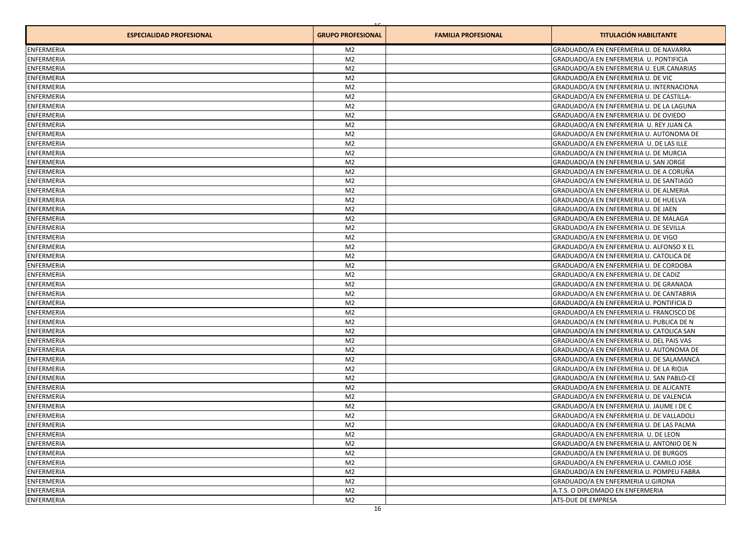| ESPECIALIDAD PROFESIONAL | GRUPO PROFESIONAL | FAMILIA PROFESIONAL | TITULACIÓN HABILITANTE |
|---|---|---|---|
| ENFERMERIA | M2 | | GRADUADO/A EN ENFERMERIA U. DE NAVARRA |
| ENFERMERIA | M2 | | GRADUADO/A EN ENFERMERIA U. PONTIFICIA |
| ENFERMERIA | M2 | | GRADUADO/A EN ENFERMERIA U. EUR.CANARIAS |
| ENFERMERIA | M2 | | GRADUADO/A EN ENFERMERIA U. DE VIC |
| ENFERMERIA | M2 | | GRADUADO/A EN ENFERMERIA U. INTERNACIONA |
| ENFERMERIA | M2 | | GRADUADO/A EN ENFERMERIA U. DE CASTILLA- |
| ENFERMERIA | M2 | | GRADUADO/A EN ENFERMERIA U. DE LA LAGUNA |
| ENFERMERIA | M2 | | GRADUADO/A EN ENFERMERIA U. DE OVIEDO |
| ENFERMERIA | M2 | | GRADUADO/A EN ENFERMERIA U. REY JUAN CA |
| ENFERMERIA | M2 | | GRADUADO/A EN ENFERMERIA U. AUTONOMA DE |
| ENFERMERIA | M2 | | GRADUADO/A EN ENFERMERIA U. DE LAS ILLE |
| ENFERMERIA | M2 | | GRADUADO/A EN ENFERMERIA U. DE MURCIA |
| ENFERMERIA | M2 | | GRADUADO/A EN ENFERMERIA U. SAN JORGE |
| ENFERMERIA | M2 | | GRADUADO/A EN ENFERMERIA U. DE A CORUÑA |
| ENFERMERIA | M2 | | GRADUADO/A EN ENFERMERIA U. DE SANTIAGO |
| ENFERMERIA | M2 | | GRADUADO/A EN ENFERMERIA U. DE ALMERIA |
| ENFERMERIA | M2 | | GRADUADO/A EN ENFERMERIA U. DE HUELVA |
| ENFERMERIA | M2 | | GRADUADO/A EN ENFERMERIA U. DE JAEN |
| ENFERMERIA | M2 | | GRADUADO/A EN ENFERMERIA U. DE MALAGA |
| ENFERMERIA | M2 | | GRADUADO/A EN ENFERMERIA U. DE SEVILLA |
| ENFERMERIA | M2 | | GRADUADO/A EN ENFERMERIA U. DE VIGO |
| ENFERMERIA | M2 | | GRADUADO/A EN ENFERMERIA U. ALFONSO X EL |
| ENFERMERIA | M2 | | GRADUADO/A EN ENFERMERIA U. CATOLICA DE |
| ENFERMERIA | M2 | | GRADUADO/A EN ENFERMERIA U. DE CORDOBA |
| ENFERMERIA | M2 | | GRADUADO/A EN ENFERMERIA U. DE CADIZ |
| ENFERMERIA | M2 | | GRADUADO/A EN ENFERMERIA U. DE GRANADA |
| ENFERMERIA | M2 | | GRADUADO/A EN ENFERMERIA U. DE CANTABRIA |
| ENFERMERIA | M2 | | GRADUADO/A EN ENFERMERIA U. PONTIFICIA D |
| ENFERMERIA | M2 | | GRADUADO/A EN ENFERMERIA U. FRANCISCO DE |
| ENFERMERIA | M2 | | GRADUADO/A EN ENFERMERIA U. PUBLICA DE N |
| ENFERMERIA | M2 | | GRADUADO/A EN ENFERMERIA U. CATOLICA SAN |
| ENFERMERIA | M2 | | GRADUADO/A EN ENFERMERIA U. DEL PAIS VAS |
| ENFERMERIA | M2 | | GRADUADO/A EN ENFERMERIA U. AUTONOMA DE |
| ENFERMERIA | M2 | | GRADUADO/A EN ENFERMERIA U. DE SALAMANCA |
| ENFERMERIA | M2 | | GRADUADO/A EN ENFERMERIA U. DE LA RIOJA |
| ENFERMERIA | M2 | | GRADUADO/A EN ENFERMERIA U. SAN PABLO-CE |
| ENFERMERIA | M2 | | GRADUADO/A EN ENFERMERIA U. DE ALICANTE |
| ENFERMERIA | M2 | | GRADUADO/A EN ENFERMERIA U. DE VALENCIA |
| ENFERMERIA | M2 | | GRADUADO/A EN ENFERMERIA U. JAUME I DE C |
| ENFERMERIA | M2 | | GRADUADO/A EN ENFERMERIA U. DE VALLADOLI |
| ENFERMERIA | M2 | | GRADUADO/A EN ENFERMERIA U. DE LAS PALMA |
| ENFERMERIA | M2 | | GRADUADO/A EN ENFERMERIA U. DE LEON |
| ENFERMERIA | M2 | | GRADUADO/A EN ENFERMERIA U. ANTONIO DE N |
| ENFERMERIA | M2 | | GRADUADO/A EN ENFERMERIA U. DE BURGOS |
| ENFERMERIA | M2 | | GRADUADO/A EN ENFERMERIA U. CAMILO JOSE |
| ENFERMERIA | M2 | | GRADUADO/A EN ENFERMERIA U. POMPEU FABRA |
| ENFERMERIA | M2 | | GRADUADO/A EN ENFERMERIA U.GIRONA |
| ENFERMERIA | M2 | | A.T.S. O DIPLOMADO EN ENFERMERIA |
| ENFERMERIA | M2 | | ATS-DUE DE EMPRESA |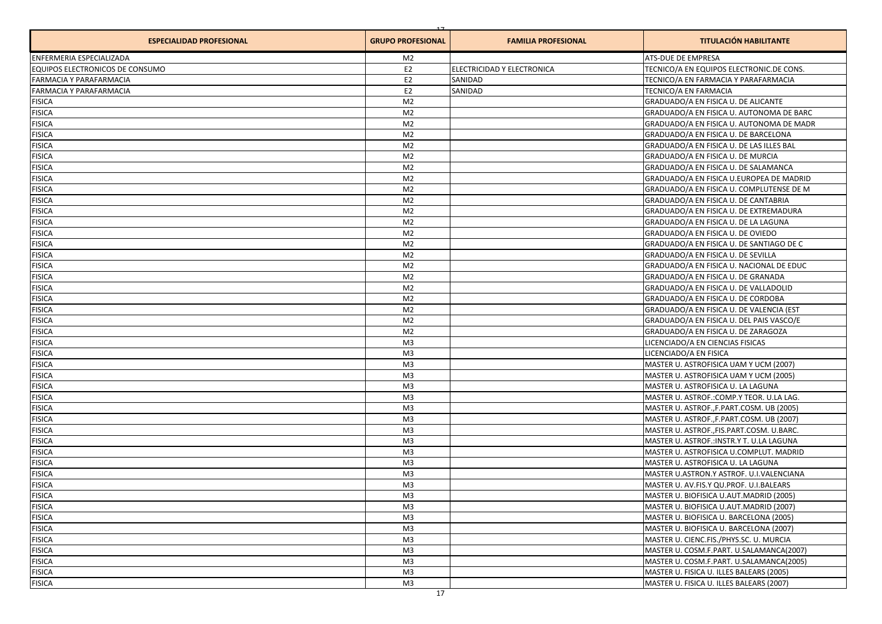| ESPECIALIDAD PROFESIONAL | GRUPO PROFESIONAL | FAMILIA PROFESIONAL | TITULACIÓN HABILITANTE |
|---|---|---|---|
| ENFERMERIA ESPECIALIZADA | M2 | | ATS-DUE DE EMPRESA |
| EQUIPOS ELECTRONICOS DE CONSUMO | E2 | ELECTRICIDAD Y ELECTRONICA | TECNICO/A EN EQUIPOS ELECTRONIC.DE CONS. |
| FARMACIA Y PARAFARMACIA | E2 | SANIDAD | TECNICO/A EN FARMACIA Y PARAFARMACIA |
| FARMACIA Y PARAFARMACIA | E2 | SANIDAD | TECNICO/A EN FARMACIA |
| FISICA | M2 | | GRADUADO/A EN FISICA U. DE ALICANTE |
| FISICA | M2 | | GRADUADO/A EN FISICA U. AUTONOMA DE BARC |
| FISICA | M2 | | GRADUADO/A EN FISICA U. AUTONOMA DE MADR |
| FISICA | M2 | | GRADUADO/A EN FISICA U. DE BARCELONA |
| FISICA | M2 | | GRADUADO/A EN FISICA U. DE LAS ILLES BAL |
| FISICA | M2 | | GRADUADO/A EN FISICA U. DE MURCIA |
| FISICA | M2 | | GRADUADO/A EN FISICA U. DE SALAMANCA |
| FISICA | M2 | | GRADUADO/A EN FISICA U.EUROPEA DE MADRID |
| FISICA | M2 | | GRADUADO/A EN FISICA U. COMPLUTENSE DE M |
| FISICA | M2 | | GRADUADO/A EN FISICA U. DE CANTABRIA |
| FISICA | M2 | | GRADUADO/A EN FISICA U. DE EXTREMADURA |
| FISICA | M2 | | GRADUADO/A EN FISICA U. DE LA LAGUNA |
| FISICA | M2 | | GRADUADO/A EN FISICA U. DE OVIEDO |
| FISICA | M2 | | GRADUADO/A EN FISICA U. DE SANTIAGO DE C |
| FISICA | M2 | | GRADUADO/A EN FISICA U. DE SEVILLA |
| FISICA | M2 | | GRADUADO/A EN FISICA U. NACIONAL DE EDUC |
| FISICA | M2 | | GRADUADO/A EN FISICA U. DE GRANADA |
| FISICA | M2 | | GRADUADO/A EN FISICA U. DE VALLADOLID |
| FISICA | M2 | | GRADUADO/A EN FISICA U. DE CORDOBA |
| FISICA | M2 | | GRADUADO/A EN FISICA U. DE VALENCIA (EST |
| FISICA | M2 | | GRADUADO/A EN FISICA U. DEL PAIS VASCO/E |
| FISICA | M2 | | GRADUADO/A EN FISICA U. DE ZARAGOZA |
| FISICA | M3 | | LICENCIADO/A EN CIENCIAS FISICAS |
| FISICA | M3 | | LICENCIADO/A EN FISICA |
| FISICA | M3 | | MASTER U. ASTROFISICA UAM Y UCM (2007) |
| FISICA | M3 | | MASTER U. ASTROFISICA UAM Y UCM (2005) |
| FISICA | M3 | | MASTER U. ASTROFISICA U. LA LAGUNA |
| FISICA | M3 | | MASTER U. ASTROF.:COMP.Y TEOR. U.LA LAG. |
| FISICA | M3 | | MASTER U. ASTROF.,F.PART.COSM. UB (2005) |
| FISICA | M3 | | MASTER U. ASTROF.,F.PART.COSM. UB (2007) |
| FISICA | M3 | | MASTER U. ASTROF.,FIS.PART.COSM. U.BARC. |
| FISICA | M3 | | MASTER U. ASTROF.:INSTR.Y T. U.LA LAGUNA |
| FISICA | M3 | | MASTER U. ASTROFISICA U.COMPLUT. MADRID |
| FISICA | M3 | | MASTER U. ASTROFISICA U. LA LAGUNA |
| FISICA | M3 | | MASTER U.ASTRON.Y ASTROF. U.I.VALENCIANA |
| FISICA | M3 | | MASTER U. AV.FIS.Y QU.PROF. U.I.BALEARS |
| FISICA | M3 | | MASTER U. BIOFISICA U.AUT.MADRID (2005) |
| FISICA | M3 | | MASTER U. BIOFISICA U.AUT.MADRID (2007) |
| FISICA | M3 | | MASTER U. BIOFISICA U. BARCELONA (2005) |
| FISICA | M3 | | MASTER U. BIOFISICA U. BARCELONA (2007) |
| FISICA | M3 | | MASTER U. CIENC.FIS./PHYS.SC. U. MURCIA |
| FISICA | M3 | | MASTER U. COSM.F.PART. U.SALAMANCA(2007) |
| FISICA | M3 | | MASTER U. COSM.F.PART. U.SALAMANCA(2005) |
| FISICA | M3 | | MASTER U. FISICA U. ILLES BALEARS (2005) |
| FISICA | M3 | | MASTER U. FISICA U. ILLES BALEARS (2007) |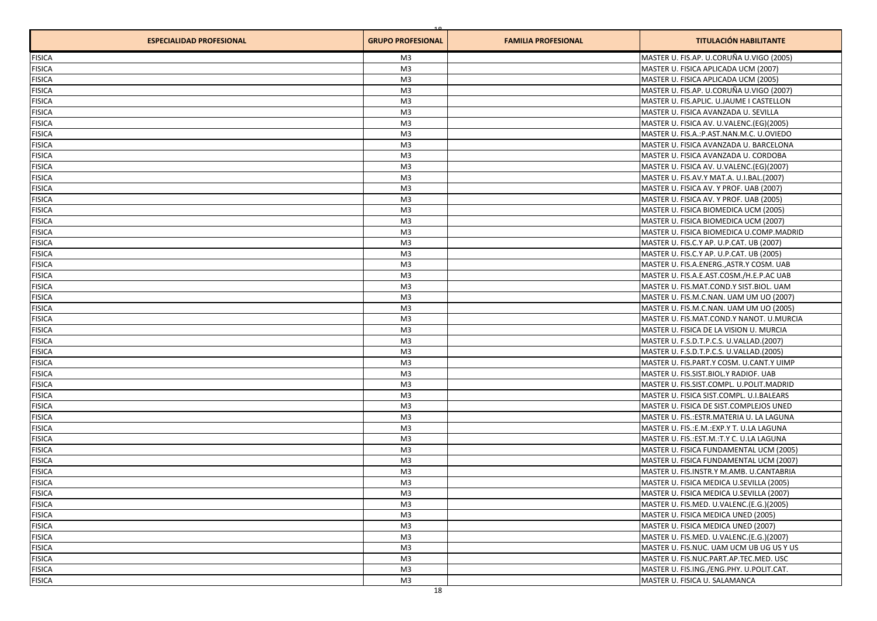| ESPECIALIDAD PROFESIONAL | GRUPO PROFESIONAL | FAMILIA PROFESIONAL | TITULACIÓN HABILITANTE |
|---|---|---|---|
| FISICA | M3 | | MASTER U. FIS.AP. U.CORUÑA U.VIGO (2005) |
| FISICA | M3 | | MASTER U. FISICA APLICADA UCM (2007) |
| FISICA | M3 | | MASTER U. FISICA APLICADA UCM (2005) |
| FISICA | M3 | | MASTER U. FIS.AP. U.CORUÑA U.VIGO (2007) |
| FISICA | M3 | | MASTER U. FIS.APLIC. U.JAUME I CASTELLON |
| FISICA | M3 | | MASTER U. FISICA AVANZADA U. SEVILLA |
| FISICA | M3 | | MASTER U. FISICA AV. U.VALENC.(EG)(2005) |
| FISICA | M3 | | MASTER U. FIS.A.:P.AST.NAN.M.C. U.OVIEDO |
| FISICA | M3 | | MASTER U. FISICA AVANZADA U. BARCELONA |
| FISICA | M3 | | MASTER U. FISICA AVANZADA U. CORDOBA |
| FISICA | M3 | | MASTER U. FISICA AV. U.VALENC.(EG)(2007) |
| FISICA | M3 | | MASTER U. FIS.AV.Y MAT.A. U.I.BAL.(2007) |
| FISICA | M3 | | MASTER U. FISICA AV. Y PROF. UAB (2007) |
| FISICA | M3 | | MASTER U. FISICA AV. Y PROF. UAB (2005) |
| FISICA | M3 | | MASTER U. FISICA BIOMEDICA UCM (2005) |
| FISICA | M3 | | MASTER U. FISICA BIOMEDICA UCM (2007) |
| FISICA | M3 | | MASTER U. FISICA BIOMEDICA U.COMP.MADRID |
| FISICA | M3 | | MASTER U. FIS.C.Y AP. U.P.CAT. UB (2007) |
| FISICA | M3 | | MASTER U. FIS.C.Y AP. U.P.CAT. UB (2005) |
| FISICA | M3 | | MASTER U. FIS.A.ENERG.,ASTR.Y COSM. UAB |
| FISICA | M3 | | MASTER U. FIS.A.E.AST.COSM./H.E.P.AC UAB |
| FISICA | M3 | | MASTER U. FIS.MAT.COND.Y SIST.BIOL. UAM |
| FISICA | M3 | | MASTER U. FIS.M.C.NAN. UAM UM UO (2007) |
| FISICA | M3 | | MASTER U. FIS.M.C.NAN. UAM UM UO (2005) |
| FISICA | M3 | | MASTER U. FIS.MAT.COND.Y NANOT. U.MURCIA |
| FISICA | M3 | | MASTER U. FISICA DE LA VISION U. MURCIA |
| FISICA | M3 | | MASTER U. F.S.D.T.P.C.S. U.VALLAD.(2007) |
| FISICA | M3 | | MASTER U. F.S.D.T.P.C.S. U.VALLAD.(2005) |
| FISICA | M3 | | MASTER U. FIS.PART.Y COSM. U.CANT.Y UIMP |
| FISICA | M3 | | MASTER U. FIS.SIST.BIOL.Y RADIOF. UAB |
| FISICA | M3 | | MASTER U. FIS.SIST.COMPL. U.POLIT.MADRID |
| FISICA | M3 | | MASTER U. FISICA SIST.COMPL. U.I.BALEARS |
| FISICA | M3 | | MASTER U. FISICA DE SIST.COMPLEJOS UNED |
| FISICA | M3 | | MASTER U. FIS.:ESTR.MATERIA U. LA LAGUNA |
| FISICA | M3 | | MASTER U. FIS.:E.M.:EXP.Y T. U.LA LAGUNA |
| FISICA | M3 | | MASTER U. FIS.:EST.M.:T.Y C. U.LA LAGUNA |
| FISICA | M3 | | MASTER U. FISICA FUNDAMENTAL UCM (2005) |
| FISICA | M3 | | MASTER U. FISICA FUNDAMENTAL UCM (2007) |
| FISICA | M3 | | MASTER U. FIS.INSTR.Y M.AMB. U.CANTABRIA |
| FISICA | M3 | | MASTER U. FISICA MEDICA U.SEVILLA (2005) |
| FISICA | M3 | | MASTER U. FISICA MEDICA U.SEVILLA (2007) |
| FISICA | M3 | | MASTER U. FIS.MED. U.VALENC.(E.G.)(2005) |
| FISICA | M3 | | MASTER U. FISICA MEDICA UNED (2005) |
| FISICA | M3 | | MASTER U. FISICA MEDICA UNED (2007) |
| FISICA | M3 | | MASTER U. FIS.MED. U.VALENC.(E.G.)(2007) |
| FISICA | M3 | | MASTER U. FIS.NUC. UAM UCM UB UG US Y US |
| FISICA | M3 | | MASTER U. FIS.NUC.PART.AP.TEC.MED. USC |
| FISICA | M3 | | MASTER U. FIS.ING./ENG.PHY. U.POLIT.CAT. |
| FISICA | M3 | | MASTER U. FISICA U. SALAMANCA |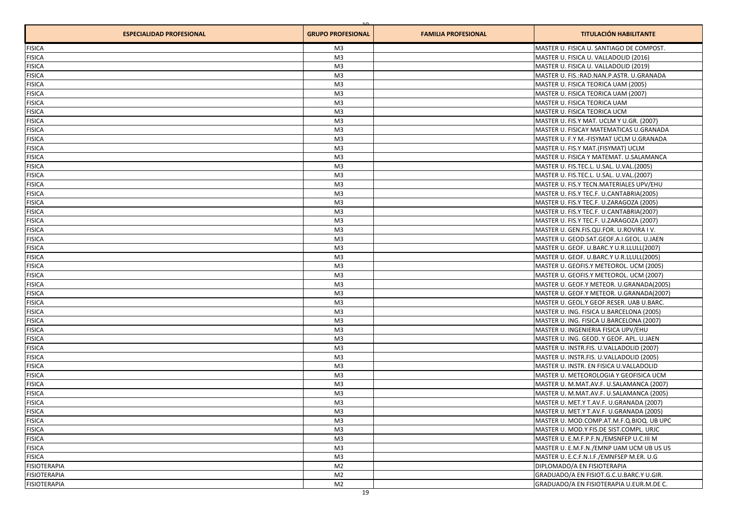| ESPECIALIDAD PROFESIONAL | GRUPO PROFESIONAL | FAMILIA PROFESIONAL | TITULACIÓN HABILITANTE |
|---|---|---|---|
| FISICA | M3 | | MASTER U. FISICA U. SANTIAGO DE COMPOST. |
| FISICA | M3 | | MASTER U. FISICA U. VALLADOLID (2016) |
| FISICA | M3 | | MASTER U. FISICA U. VALLADOLID (2019) |
| FISICA | M3 | | MASTER U. FIS.:RAD.NAN.P.ASTR. U.GRANADA |
| FISICA | M3 | | MASTER U. FISICA TEORICA UAM (2005) |
| FISICA | M3 | | MASTER U. FISICA TEORICA UAM (2007) |
| FISICA | M3 | | MASTER U. FISICA TEORICA UAM |
| FISICA | M3 | | MASTER U. FISICA TEORICA UCM |
| FISICA | M3 | | MASTER U. FIS.Y MAT. UCLM Y U.GR. (2007) |
| FISICA | M3 | | MASTER U. FISICAY MATEMATICAS U.GRANADA |
| FISICA | M3 | | MASTER U. F.Y M.-FISYMAT UCLM U.GRANADA |
| FISICA | M3 | | MASTER U. FIS.Y MAT.(FISYMAT) UCLM |
| FISICA | M3 | | MASTER U. FISICA Y MATEMAT. U.SALAMANCA |
| FISICA | M3 | | MASTER U. FIS.TEC.L. U.SAL. U.VAL.(2005) |
| FISICA | M3 | | MASTER U. FIS.TEC.L. U.SAL. U.VAL.(2007) |
| FISICA | M3 | | MASTER U. FIS.Y TECN.MATERIALES UPV/EHU |
| FISICA | M3 | | MASTER U. FIS.Y TEC.F. U.CANTABRIA(2005) |
| FISICA | M3 | | MASTER U. FIS.Y TEC.F. U.ZARAGOZA (2005) |
| FISICA | M3 | | MASTER U. FIS.Y TEC.F. U.CANTABRIA(2007) |
| FISICA | M3 | | MASTER U. FIS.Y TEC.F. U.ZARAGOZA (2007) |
| FISICA | M3 | | MASTER U. GEN.FIS.QU.FOR. U.ROVIRA I V. |
| FISICA | M3 | | MASTER U. GEOD.SAT.GEOF.A.I.GEOL. U.JAEN |
| FISICA | M3 | | MASTER U. GEOF. U.BARC.Y U.R.LLULL(2007) |
| FISICA | M3 | | MASTER U. GEOF. U.BARC.Y U.R.LLULL(2005) |
| FISICA | M3 | | MASTER U. GEOFIS.Y METEOROL. UCM (2005) |
| FISICA | M3 | | MASTER U. GEOFIS.Y METEOROL. UCM (2007) |
| FISICA | M3 | | MASTER U. GEOF.Y METEOR. U.GRANADA(2005) |
| FISICA | M3 | | MASTER U. GEOF.Y METEOR. U.GRANADA(2007) |
| FISICA | M3 | | MASTER U. GEOL.Y GEOF.RESER. UAB U.BARC. |
| FISICA | M3 | | MASTER U. ING. FISICA U.BARCELONA (2005) |
| FISICA | M3 | | MASTER U. ING. FISICA U.BARCELONA (2007) |
| FISICA | M3 | | MASTER U. INGENIERIA FISICA UPV/EHU |
| FISICA | M3 | | MASTER U. ING. GEOD. Y GEOF. APL. U.JAEN |
| FISICA | M3 | | MASTER U. INSTR.FIS. U.VALLADOLID (2007) |
| FISICA | M3 | | MASTER U. INSTR.FIS. U.VALLADOLID (2005) |
| FISICA | M3 | | MASTER U. INSTR. EN FISICA U.VALLADOLID |
| FISICA | M3 | | MASTER U. METEOROLOGIA Y GEOFISICA UCM |
| FISICA | M3 | | MASTER U. M.MAT.AV.F. U.SALAMANCA (2007) |
| FISICA | M3 | | MASTER U. M.MAT.AV.F. U.SALAMANCA (2005) |
| FISICA | M3 | | MASTER U. MET.Y T.AV.F. U.GRANADA (2007) |
| FISICA | M3 | | MASTER U. MET.Y T.AV.F. U.GRANADA (2005) |
| FISICA | M3 | | MASTER U. MOD.COMP.AT.M.F.Q.BIOQ. UB UPC |
| FISICA | M3 | | MASTER U. MOD.Y FIS.DE SIST.COMPL. URJC |
| FISICA | M3 | | MASTER U. E.M.F.P.F.N./EMSNFEP U.C.III M |
| FISICA | M3 | | MASTER U. E.M.F.N./EMNP UAM UCM UB US US |
| FISICA | M3 | | MASTER U. E.C.F.N.I.F./EMNFSEP M.ER. U.G |
| FISIOTERAPIA | M2 | | DIPLOMADO/A EN FISIOTERAPIA |
| FISIOTERAPIA | M2 | | GRADUADO/A EN FISIOT.G.C.U.BARC.Y U.GIR. |
| FISIOTERAPIA | M2 | | GRADUADO/A EN FISIOTERAPIA U.EUR.M.DE C. |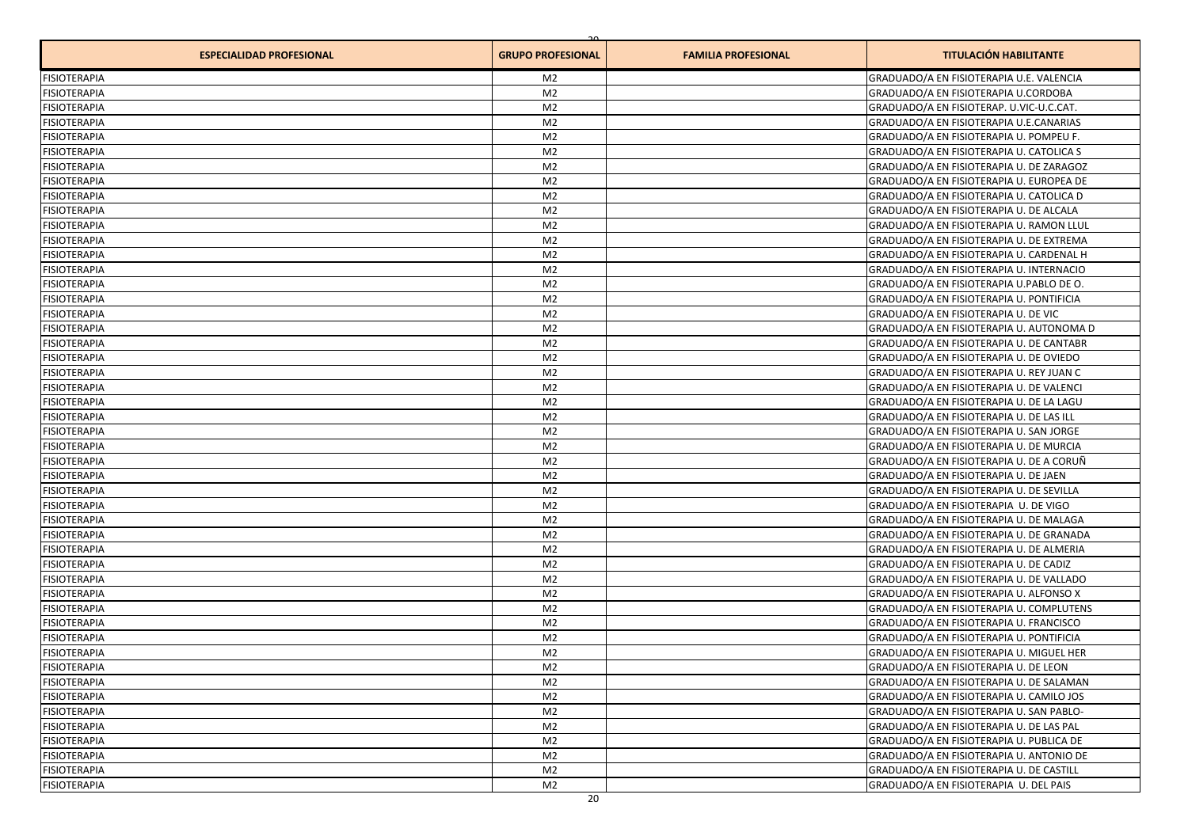| ESPECIALIDAD PROFESIONAL | GRUPO PROFESIONAL | FAMILIA PROFESIONAL | TITULACIÓN HABILITANTE |
|---|---|---|---|
| FISIOTERAPIA | M2 | | GRADUADO/A EN FISIOTERAPIA U.E. VALENCIA |
| FISIOTERAPIA | M2 | | GRADUADO/A EN FISIOTERAPIA U.CORDOBA |
| FISIOTERAPIA | M2 | | GRADUADO/A EN FISIOTERAP. U.VIC-U.C.CAT. |
| FISIOTERAPIA | M2 | | GRADUADO/A EN FISIOTERAPIA U.E.CANARIAS |
| FISIOTERAPIA | M2 | | GRADUADO/A EN FISIOTERAPIA U. POMPEU F. |
| FISIOTERAPIA | M2 | | GRADUADO/A EN FISIOTERAPIA U. CATOLICA S |
| FISIOTERAPIA | M2 | | GRADUADO/A EN FISIOTERAPIA U. DE ZARAGOZ |
| FISIOTERAPIA | M2 | | GRADUADO/A EN FISIOTERAPIA U. EUROPEA DE |
| FISIOTERAPIA | M2 | | GRADUADO/A EN FISIOTERAPIA U. CATOLICA D |
| FISIOTERAPIA | M2 | | GRADUADO/A EN FISIOTERAPIA U. DE ALCALA |
| FISIOTERAPIA | M2 | | GRADUADO/A EN FISIOTERAPIA U. RAMON LLUL |
| FISIOTERAPIA | M2 | | GRADUADO/A EN FISIOTERAPIA U. DE EXTREMA |
| FISIOTERAPIA | M2 | | GRADUADO/A EN FISIOTERAPIA U. CARDENAL H |
| FISIOTERAPIA | M2 | | GRADUADO/A EN FISIOTERAPIA U. INTERNACIO |
| FISIOTERAPIA | M2 | | GRADUADO/A EN FISIOTERAPIA U.PABLO DE O. |
| FISIOTERAPIA | M2 | | GRADUADO/A EN FISIOTERAPIA U. PONTIFICIA |
| FISIOTERAPIA | M2 | | GRADUADO/A EN FISIOTERAPIA U. DE VIC |
| FISIOTERAPIA | M2 | | GRADUADO/A EN FISIOTERAPIA U. AUTONOMA D |
| FISIOTERAPIA | M2 | | GRADUADO/A EN FISIOTERAPIA U. DE CANTABR |
| FISIOTERAPIA | M2 | | GRADUADO/A EN FISIOTERAPIA U. DE OVIEDO |
| FISIOTERAPIA | M2 | | GRADUADO/A EN FISIOTERAPIA U. REY JUAN C |
| FISIOTERAPIA | M2 | | GRADUADO/A EN FISIOTERAPIA U. DE VALENCI |
| FISIOTERAPIA | M2 | | GRADUADO/A EN FISIOTERAPIA U. DE LA LAGU |
| FISIOTERAPIA | M2 | | GRADUADO/A EN FISIOTERAPIA U. DE LAS ILL |
| FISIOTERAPIA | M2 | | GRADUADO/A EN FISIOTERAPIA U. SAN JORGE |
| FISIOTERAPIA | M2 | | GRADUADO/A EN FISIOTERAPIA U. DE MURCIA |
| FISIOTERAPIA | M2 | | GRADUADO/A EN FISIOTERAPIA U. DE A CORUÑ |
| FISIOTERAPIA | M2 | | GRADUADO/A EN FISIOTERAPIA U. DE JAEN |
| FISIOTERAPIA | M2 | | GRADUADO/A EN FISIOTERAPIA U. DE SEVILLA |
| FISIOTERAPIA | M2 | | GRADUADO/A EN FISIOTERAPIA U. DE VIGO |
| FISIOTERAPIA | M2 | | GRADUADO/A EN FISIOTERAPIA U. DE MALAGA |
| FISIOTERAPIA | M2 | | GRADUADO/A EN FISIOTERAPIA U. DE GRANADA |
| FISIOTERAPIA | M2 | | GRADUADO/A EN FISIOTERAPIA U. DE ALMERIA |
| FISIOTERAPIA | M2 | | GRADUADO/A EN FISIOTERAPIA U. DE CADIZ |
| FISIOTERAPIA | M2 | | GRADUADO/A EN FISIOTERAPIA U. DE VALLADO |
| FISIOTERAPIA | M2 | | GRADUADO/A EN FISIOTERAPIA U. ALFONSO X |
| FISIOTERAPIA | M2 | | GRADUADO/A EN FISIOTERAPIA U. COMPLUTENS |
| FISIOTERAPIA | M2 | | GRADUADO/A EN FISIOTERAPIA U. FRANCISCO |
| FISIOTERAPIA | M2 | | GRADUADO/A EN FISIOTERAPIA U. PONTIFICIA |
| FISIOTERAPIA | M2 | | GRADUADO/A EN FISIOTERAPIA U. MIGUEL HER |
| FISIOTERAPIA | M2 | | GRADUADO/A EN FISIOTERAPIA U. DE LEON |
| FISIOTERAPIA | M2 | | GRADUADO/A EN FISIOTERAPIA U. DE SALAMAN |
| FISIOTERAPIA | M2 | | GRADUADO/A EN FISIOTERAPIA U. CAMILO JOS |
| FISIOTERAPIA | M2 | | GRADUADO/A EN FISIOTERAPIA U. SAN PABLO- |
| FISIOTERAPIA | M2 | | GRADUADO/A EN FISIOTERAPIA U. DE LAS PAL |
| FISIOTERAPIA | M2 | | GRADUADO/A EN FISIOTERAPIA U. PUBLICA DE |
| FISIOTERAPIA | M2 | | GRADUADO/A EN FISIOTERAPIA U. ANTONIO DE |
| FISIOTERAPIA | M2 | | GRADUADO/A EN FISIOTERAPIA U. DE CASTILL |
| FISIOTERAPIA | M2 | | GRADUADO/A EN FISIOTERAPIA U. DEL PAIS |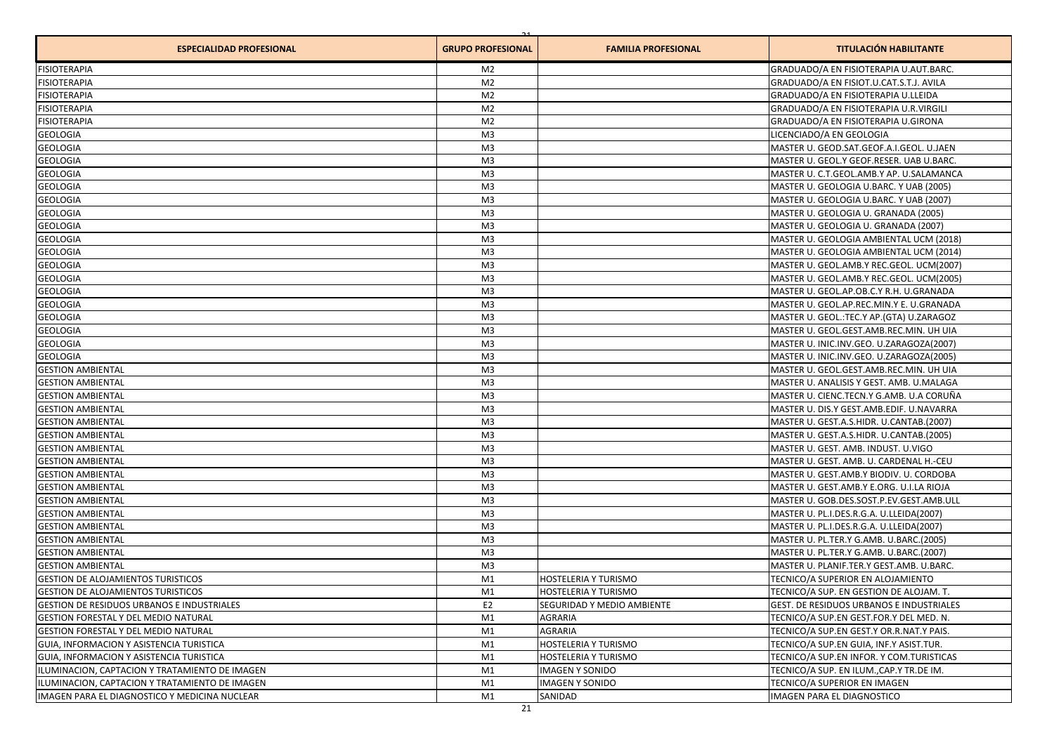| ESPECIALIDAD PROFESIONAL | GRUPO PROFESIONAL | FAMILIA PROFESIONAL | TITULACIÓN HABILITANTE |
|---|---|---|---|
| FISIOTERAPIA | M2 | | GRADUADO/A EN FISIOTERAPIA U.AUT.BARC. |
| FISIOTERAPIA | M2 | | GRADUADO/A EN FISIOT.U.CAT.S.T.J. AVILA |
| FISIOTERAPIA | M2 | | GRADUADO/A EN FISIOTERAPIA U.LLEIDA |
| FISIOTERAPIA | M2 | | GRADUADO/A EN FISIOTERAPIA U.R.VIRGILI |
| FISIOTERAPIA | M2 | | GRADUADO/A EN FISIOTERAPIA U.GIRONA |
| GEOLOGIA | M3 | | LICENCIADO/A EN GEOLOGIA |
| GEOLOGIA | M3 | | MASTER U. GEOD.SAT.GEOF.A.I.GEOL. U.JAEN |
| GEOLOGIA | M3 | | MASTER U. GEOL.Y GEOF.RESER. UAB U.BARC. |
| GEOLOGIA | M3 | | MASTER U. C.T.GEOL.AMB.Y AP. U.SALAMANCA |
| GEOLOGIA | M3 | | MASTER U. GEOLOGIA U.BARC. Y UAB (2005) |
| GEOLOGIA | M3 | | MASTER U. GEOLOGIA U.BARC. Y UAB (2007) |
| GEOLOGIA | M3 | | MASTER U. GEOLOGIA U. GRANADA (2005) |
| GEOLOGIA | M3 | | MASTER U. GEOLOGIA U. GRANADA (2007) |
| GEOLOGIA | M3 | | MASTER U. GEOLOGIA AMBIENTAL UCM (2018) |
| GEOLOGIA | M3 | | MASTER U. GEOLOGIA AMBIENTAL UCM (2014) |
| GEOLOGIA | M3 | | MASTER U. GEOL.AMB.Y REC.GEOL. UCM(2007) |
| GEOLOGIA | M3 | | MASTER U. GEOL.AMB.Y REC.GEOL. UCM(2005) |
| GEOLOGIA | M3 | | MASTER U. GEOL.AP.OB.C.Y R.H. U.GRANADA |
| GEOLOGIA | M3 | | MASTER U. GEOL.AP.REC.MIN.Y E. U.GRANADA |
| GEOLOGIA | M3 | | MASTER U. GEOL.:TEC.Y AP.(GTA) U.ZARAGOZ |
| GEOLOGIA | M3 | | MASTER U. GEOL.GEST.AMB.REC.MIN. UH UIA |
| GEOLOGIA | M3 | | MASTER U. INIC.INV.GEO. U.ZARAGOZA(2007) |
| GEOLOGIA | M3 | | MASTER U. INIC.INV.GEO. U.ZARAGOZA(2005) |
| GESTION AMBIENTAL | M3 | | MASTER U. GEOL.GEST.AMB.REC.MIN. UH UIA |
| GESTION AMBIENTAL | M3 | | MASTER U. ANALISIS Y GEST. AMB. U.MALAGA |
| GESTION AMBIENTAL | M3 | | MASTER U. CIENC.TECN.Y G.AMB. U.A CORUÑA |
| GESTION AMBIENTAL | M3 | | MASTER U. DIS.Y GEST.AMB.EDIF. U.NAVARRA |
| GESTION AMBIENTAL | M3 | | MASTER U. GEST.A.S.HIDR. U.CANTAB.(2007) |
| GESTION AMBIENTAL | M3 | | MASTER U. GEST.A.S.HIDR. U.CANTAB.(2005) |
| GESTION AMBIENTAL | M3 | | MASTER U. GEST. AMB. INDUST. U.VIGO |
| GESTION AMBIENTAL | M3 | | MASTER U. GEST. AMB. U. CARDENAL H.-CEU |
| GESTION AMBIENTAL | M3 | | MASTER U. GEST.AMB.Y BIODIV. U. CORDOBA |
| GESTION AMBIENTAL | M3 | | MASTER U. GEST.AMB.Y E.ORG. U.I.LA RIOJA |
| GESTION AMBIENTAL | M3 | | MASTER U. GOB.DES.SOST.P.EV.GEST.AMB.ULL |
| GESTION AMBIENTAL | M3 | | MASTER U. PL.I.DES.R.G.A. U.LLEIDA(2007) |
| GESTION AMBIENTAL | M3 | | MASTER U. PL.I.DES.R.G.A. U.LLEIDA(2007) |
| GESTION AMBIENTAL | M3 | | MASTER U. PL.TER.Y G.AMB. U.BARC.(2005) |
| GESTION AMBIENTAL | M3 | | MASTER U. PL.TER.Y G.AMB. U.BARC.(2007) |
| GESTION AMBIENTAL | M3 | | MASTER U. PLANIF.TER.Y GEST.AMB. U.BARC. |
| GESTION DE ALOJAMIENTOS TURISTICOS | M1 | HOSTELERIA Y TURISMO | TECNICO/A SUPERIOR EN ALOJAMIENTO |
| GESTION DE ALOJAMIENTOS TURISTICOS | M1 | HOSTELERIA Y TURISMO | TECNICO/A SUP. EN GESTION DE ALOJAM. T. |
| GESTION DE RESIDUOS URBANOS E INDUSTRIALES | E2 | SEGURIDAD Y MEDIO AMBIENTE | GEST. DE RESIDUOS URBANOS E INDUSTRIALES |
| GESTION FORESTAL Y DEL MEDIO NATURAL | M1 | AGRARIA | TECNICO/A SUP.EN GEST.FOR.Y DEL MED. N. |
| GESTION FORESTAL Y DEL MEDIO NATURAL | M1 | AGRARIA | TECNICO/A SUP.EN GEST.Y OR.R.NAT.Y PAIS. |
| GUIA, INFORMACION Y ASISTENCIA TURISTICA | M1 | HOSTELERIA Y TURISMO | TECNICO/A SUP.EN GUIA, INF.Y ASIST.TUR. |
| GUIA, INFORMACION Y ASISTENCIA TURISTICA | M1 | HOSTELERIA Y TURISMO | TECNICO/A SUP.EN INFOR. Y COM.TURISTICAS |
| ILUMINACION, CAPTACION Y TRATAMIENTO DE IMAGEN | M1 | IMAGEN Y SONIDO | TECNICO/A SUP. EN ILUM.,CAP.Y TR.DE IM. |
| ILUMINACION, CAPTACION Y TRATAMIENTO DE IMAGEN | M1 | IMAGEN Y SONIDO | TECNICO/A SUPERIOR EN IMAGEN |
| IMAGEN PARA EL DIAGNOSTICO Y MEDICINA NUCLEAR | M1 | SANIDAD | IMAGEN PARA EL DIAGNOSTICO |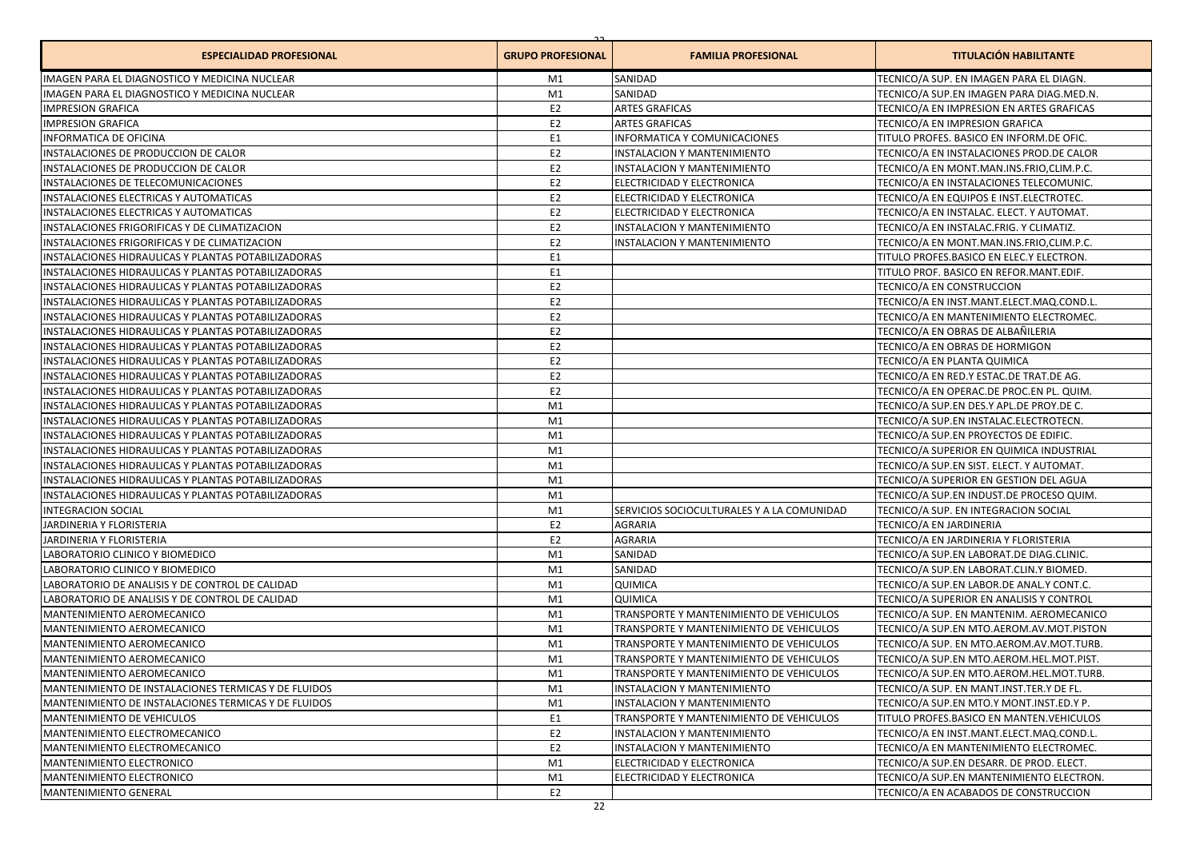| ESPECIALIDAD PROFESIONAL | GRUPO PROFESIONAL | FAMILIA PROFESIONAL | TITULACIÓN HABILITANTE |
|---|---|---|---|
| IMAGEN PARA EL DIAGNOSTICO Y MEDICINA NUCLEAR | M1 | SANIDAD | TECNICO/A SUP. EN IMAGEN PARA EL DIAGN. |
| IMAGEN PARA EL DIAGNOSTICO Y MEDICINA NUCLEAR | M1 | SANIDAD | TECNICO/A SUP.EN IMAGEN PARA DIAG.MED.N. |
| IMPRESION GRAFICA | E2 | ARTES GRAFICAS | TECNICO/A EN IMPRESION EN ARTES GRAFICAS |
| IMPRESION GRAFICA | E2 | ARTES GRAFICAS | TECNICO/A EN IMPRESION GRAFICA |
| INFORMATICA DE OFICINA | E1 | INFORMATICA Y COMUNICACIONES | TITULO PROFES. BASICO EN INFORM.DE OFIC. |
| INSTALACIONES DE PRODUCCION DE CALOR | E2 | INSTALACION Y MANTENIMIENTO | TECNICO/A EN INSTALACIONES PROD.DE CALOR |
| INSTALACIONES DE PRODUCCION DE CALOR | E2 | INSTALACION Y MANTENIMIENTO | TECNICO/A EN MONT.MAN.INS.FRIO,CLIM.P.C. |
| INSTALACIONES DE TELECOMUNICACIONES | E2 | ELECTRICIDAD Y ELECTRONICA | TECNICO/A EN INSTALACIONES TELECOMUNIC. |
| INSTALACIONES ELECTRICAS Y AUTOMATICAS | E2 | ELECTRICIDAD Y ELECTRONICA | TECNICO/A EN EQUIPOS E INST.ELECTROTEC. |
| INSTALACIONES ELECTRICAS Y AUTOMATICAS | E2 | ELECTRICIDAD Y ELECTRONICA | TECNICO/A EN INSTALAC. ELECT. Y AUTOMAT. |
| INSTALACIONES FRIGORIFICAS Y DE CLIMATIZACION | E2 | INSTALACION Y MANTENIMIENTO | TECNICO/A EN INSTALAC.FRIG. Y CLIMATIZ. |
| INSTALACIONES FRIGORIFICAS Y DE CLIMATIZACION | E2 | INSTALACION Y MANTENIMIENTO | TECNICO/A EN MONT.MAN.INS.FRIO,CLIM.P.C. |
| INSTALACIONES HIDRAULICAS Y PLANTAS POTABILIZADORAS | E1 | | TITULO PROFES.BASICO EN ELEC.Y ELECTRON. |
| INSTALACIONES HIDRAULICAS Y PLANTAS POTABILIZADORAS | E1 | | TITULO PROF. BASICO EN REFOR.MANT.EDIF. |
| INSTALACIONES HIDRAULICAS Y PLANTAS POTABILIZADORAS | E2 | | TECNICO/A EN CONSTRUCCION |
| INSTALACIONES HIDRAULICAS Y PLANTAS POTABILIZADORAS | E2 | | TECNICO/A EN INST.MANT.ELECT.MAQ.COND.L. |
| INSTALACIONES HIDRAULICAS Y PLANTAS POTABILIZADORAS | E2 | | TECNICO/A EN MANTENIMIENTO ELECTROMEC. |
| INSTALACIONES HIDRAULICAS Y PLANTAS POTABILIZADORAS | E2 | | TECNICO/A EN OBRAS DE ALBAÑILERIA |
| INSTALACIONES HIDRAULICAS Y PLANTAS POTABILIZADORAS | E2 | | TECNICO/A EN OBRAS DE HORMIGON |
| INSTALACIONES HIDRAULICAS Y PLANTAS POTABILIZADORAS | E2 | | TECNICO/A EN PLANTA QUIMICA |
| INSTALACIONES HIDRAULICAS Y PLANTAS POTABILIZADORAS | E2 | | TECNICO/A EN RED.Y ESTAC.DE TRAT.DE AG. |
| INSTALACIONES HIDRAULICAS Y PLANTAS POTABILIZADORAS | E2 | | TECNICO/A EN OPERAC.DE PROC.EN PL. QUIM. |
| INSTALACIONES HIDRAULICAS Y PLANTAS POTABILIZADORAS | M1 | | TECNICO/A SUP.EN DES.Y APL.DE PROY.DE C. |
| INSTALACIONES HIDRAULICAS Y PLANTAS POTABILIZADORAS | M1 | | TECNICO/A SUP.EN INSTALAC.ELECTROTECN. |
| INSTALACIONES HIDRAULICAS Y PLANTAS POTABILIZADORAS | M1 | | TECNICO/A SUP.EN PROYECTOS DE EDIFIC. |
| INSTALACIONES HIDRAULICAS Y PLANTAS POTABILIZADORAS | M1 | | TECNICO/A SUPERIOR EN QUIMICA INDUSTRIAL |
| INSTALACIONES HIDRAULICAS Y PLANTAS POTABILIZADORAS | M1 | | TECNICO/A SUP.EN SIST. ELECT. Y AUTOMAT. |
| INSTALACIONES HIDRAULICAS Y PLANTAS POTABILIZADORAS | M1 | | TECNICO/A SUPERIOR EN GESTION DEL AGUA |
| INSTALACIONES HIDRAULICAS Y PLANTAS POTABILIZADORAS | M1 | | TECNICO/A SUP.EN INDUST.DE PROCESO QUIM. |
| INTEGRACION SOCIAL | M1 | SERVICIOS SOCIOCULTURALES Y A LA COMUNIDAD | TECNICO/A SUP. EN INTEGRACION SOCIAL |
| JARDINERIA Y FLORISTERIA | E2 | AGRARIA | TECNICO/A EN JARDINERIA |
| JARDINERIA Y FLORISTERIA | E2 | AGRARIA | TECNICO/A EN JARDINERIA Y FLORISTERIA |
| LABORATORIO CLINICO Y BIOMEDICO | M1 | SANIDAD | TECNICO/A SUP.EN LABORAT.DE DIAG.CLINIC. |
| LABORATORIO CLINICO Y BIOMEDICO | M1 | SANIDAD | TECNICO/A SUP.EN LABORAT.CLIN.Y BIOMED. |
| LABORATORIO DE ANALISIS Y DE CONTROL DE CALIDAD | M1 | QUIMICA | TECNICO/A SUP.EN LABOR.DE ANAL.Y CONT.C. |
| LABORATORIO DE ANALISIS Y DE CONTROL DE CALIDAD | M1 | QUIMICA | TECNICO/A SUPERIOR EN ANALISIS Y CONTROL |
| MANTENIMIENTO AEROMECANICO | M1 | TRANSPORTE Y MANTENIMIENTO DE VEHICULOS | TECNICO/A SUP. EN MANTENIM. AEROMECANICO |
| MANTENIMIENTO AEROMECANICO | M1 | TRANSPORTE Y MANTENIMIENTO DE VEHICULOS | TECNICO/A SUP.EN MTO.AEROM.AV.MOT.PISTON |
| MANTENIMIENTO AEROMECANICO | M1 | TRANSPORTE Y MANTENIMIENTO DE VEHICULOS | TECNICO/A SUP. EN MTO.AEROM.AV.MOT.TURB. |
| MANTENIMIENTO AEROMECANICO | M1 | TRANSPORTE Y MANTENIMIENTO DE VEHICULOS | TECNICO/A SUP.EN MTO.AEROM.HEL.MOT.PIST. |
| MANTENIMIENTO AEROMECANICO | M1 | TRANSPORTE Y MANTENIMIENTO DE VEHICULOS | TECNICO/A SUP.EN MTO.AEROM.HEL.MOT.TURB. |
| MANTENIMIENTO DE INSTALACIONES TERMICAS Y DE FLUIDOS | M1 | INSTALACION Y MANTENIMIENTO | TECNICO/A SUP. EN MANT.INST.TER.Y DE FL. |
| MANTENIMIENTO DE INSTALACIONES TERMICAS Y DE FLUIDOS | M1 | INSTALACION Y MANTENIMIENTO | TECNICO/A SUP.EN MTO.Y MONT.INST.ED.Y P. |
| MANTENIMIENTO DE VEHICULOS | E1 | TRANSPORTE Y MANTENIMIENTO DE VEHICULOS | TITULO PROFES.BASICO EN MANTEN.VEHICULOS |
| MANTENIMIENTO ELECTROMECANICO | E2 | INSTALACION Y MANTENIMIENTO | TECNICO/A EN INST.MANT.ELECT.MAQ.COND.L. |
| MANTENIMIENTO ELECTROMECANICO | E2 | INSTALACION Y MANTENIMIENTO | TECNICO/A EN MANTENIMIENTO ELECTROMEC. |
| MANTENIMIENTO ELECTRONICO | M1 | ELECTRICIDAD Y ELECTRONICA | TECNICO/A SUP.EN DESARR. DE PROD. ELECT. |
| MANTENIMIENTO ELECTRONICO | M1 | ELECTRICIDAD Y ELECTRONICA | TECNICO/A SUP.EN MANTENIMIENTO ELECTRON. |
| MANTENIMIENTO GENERAL | E2 | | TECNICO/A EN ACABADOS DE CONSTRUCCION |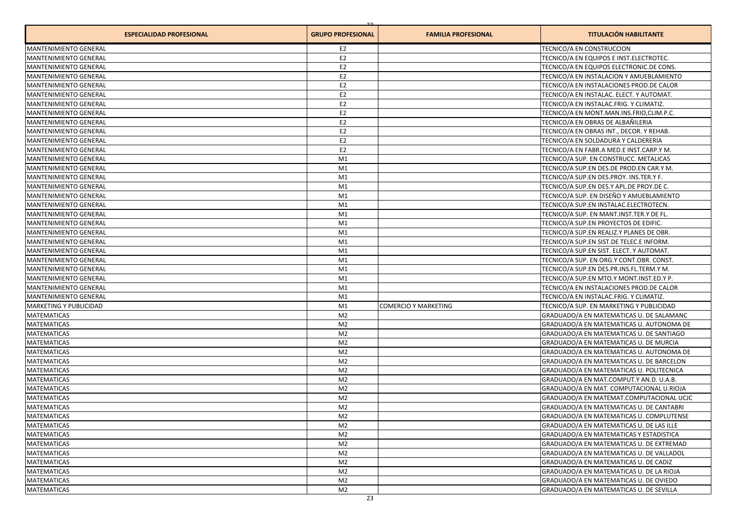| ESPECIALIDAD PROFESIONAL | GRUPO PROFESIONAL | FAMILIA PROFESIONAL | TITULACIÓN HABILITANTE |
|---|---|---|---|
| MANTENIMIENTO GENERAL | E2 | | TECNICO/A EN CONSTRUCCION |
| MANTENIMIENTO GENERAL | E2 | | TECNICO/A EN EQUIPOS E INST.ELECTROTEC. |
| MANTENIMIENTO GENERAL | E2 | | TECNICO/A EN EQUIPOS ELECTRONIC.DE CONS. |
| MANTENIMIENTO GENERAL | E2 | | TECNICO/A EN INSTALACION Y AMUEBLAMIENTO |
| MANTENIMIENTO GENERAL | E2 | | TECNICO/A EN INSTALACIONES PROD.DE CALOR |
| MANTENIMIENTO GENERAL | E2 | | TECNICO/A EN INSTALAC. ELECT. Y AUTOMAT. |
| MANTENIMIENTO GENERAL | E2 | | TECNICO/A EN INSTALAC.FRIG. Y CLIMATIZ. |
| MANTENIMIENTO GENERAL | E2 | | TECNICO/A EN MONT.MAN.INS.FRIO,CLIM.P.C. |
| MANTENIMIENTO GENERAL | E2 | | TECNICO/A EN OBRAS DE ALBAÑILERIA |
| MANTENIMIENTO GENERAL | E2 | | TECNICO/A EN OBRAS INT., DECOR. Y REHAB. |
| MANTENIMIENTO GENERAL | E2 | | TECNICO/A EN SOLDADURA Y CALDERERIA |
| MANTENIMIENTO GENERAL | E2 | | TECNICO/A EN FABR.A MED.E INST.CARP.Y M. |
| MANTENIMIENTO GENERAL | M1 | | TECNICO/A SUP. EN CONSTRUCC. METALICAS |
| MANTENIMIENTO GENERAL | M1 | | TECNICO/A SUP.EN DES.DE PROD.EN CAR.Y M. |
| MANTENIMIENTO GENERAL | M1 | | TECNICO/A SUP.EN DES.PROY. INS.TER.Y F. |
| MANTENIMIENTO GENERAL | M1 | | TECNICO/A SUP.EN DES.Y APL.DE PROY.DE C. |
| MANTENIMIENTO GENERAL | M1 | | TECNICO/A SUP. EN DISEÑO Y AMUEBLAMIENTO |
| MANTENIMIENTO GENERAL | M1 | | TECNICO/A SUP.EN INSTALAC.ELECTROTECN. |
| MANTENIMIENTO GENERAL | M1 | | TECNICO/A SUP. EN MANT.INST.TER.Y DE FL. |
| MANTENIMIENTO GENERAL | M1 | | TECNICO/A SUP.EN PROYECTOS DE EDIFIC. |
| MANTENIMIENTO GENERAL | M1 | | TECNICO/A SUP.EN REALIZ.Y PLANES DE OBR. |
| MANTENIMIENTO GENERAL | M1 | | TECNICO/A SUP.EN SIST.DE TELEC.E INFORM. |
| MANTENIMIENTO GENERAL | M1 | | TECNICO/A SUP.EN SIST. ELECT. Y AUTOMAT. |
| MANTENIMIENTO GENERAL | M1 | | TECNICO/A SUP. EN ORG.Y CONT.OBR. CONST. |
| MANTENIMIENTO GENERAL | M1 | | TECNICO/A SUP.EN DES.PR.INS.FL.TERM.Y M. |
| MANTENIMIENTO GENERAL | M1 | | TECNICO/A SUP.EN MTO.Y MONT.INST.ED.Y P. |
| MANTENIMIENTO GENERAL | M1 | | TECNICO/A EN INSTALACIONES PROD.DE CALOR |
| MANTENIMIENTO GENERAL | M1 | | TECNICO/A EN INSTALAC.FRIG. Y CLIMATIZ. |
| MARKETING Y PUBLICIDAD | M1 | COMERCIO Y MARKETING | TECNICO/A SUP. EN MARKETING Y PUBLICIDAD |
| MATEMATICAS | M2 | | GRADUADO/A EN MATEMATICAS U. DE SALAMANC |
| MATEMATICAS | M2 | | GRADUADO/A EN MATEMATICAS U. AUTONOMA DE |
| MATEMATICAS | M2 | | GRADUADO/A EN MATEMATICAS U. DE SANTIAGO |
| MATEMATICAS | M2 | | GRADUADO/A EN MATEMATICAS U. DE MURCIA |
| MATEMATICAS | M2 | | GRADUADO/A EN MATEMATICAS U. AUTONOMA DE |
| MATEMATICAS | M2 | | GRADUADO/A EN MATEMATICAS U. DE BARCELON |
| MATEMATICAS | M2 | | GRADUADO/A EN MATEMATICAS U. POLITECNICA |
| MATEMATICAS | M2 | | GRADUADO/A EN MAT.COMPUT.Y AN.D. U.A.B. |
| MATEMATICAS | M2 | | GRADUADO/A EN MAT. COMPUTACIONAL U.RIOJA |
| MATEMATICAS | M2 | | GRADUADO/A EN MATEMAT.COMPUTACIONAL UCJC |
| MATEMATICAS | M2 | | GRADUADO/A EN MATEMATICAS U. DE CANTABRI |
| MATEMATICAS | M2 | | GRADUADO/A EN MATEMATICAS U. COMPLUTENSE |
| MATEMATICAS | M2 | | GRADUADO/A EN MATEMATICAS U. DE LAS ILLE |
| MATEMATICAS | M2 | | GRADUADO/A EN MATEMATICAS Y ESTADISTICA |
| MATEMATICAS | M2 | | GRADUADO/A EN MATEMATICAS U. DE EXTREMAD |
| MATEMATICAS | M2 | | GRADUADO/A EN MATEMATICAS U. DE VALLADOL |
| MATEMATICAS | M2 | | GRADUADO/A EN MATEMATICAS U. DE CADIZ |
| MATEMATICAS | M2 | | GRADUADO/A EN MATEMATICAS U. DE LA RIOJA |
| MATEMATICAS | M2 | | GRADUADO/A EN MATEMATICAS U. DE OVIEDO |
| MATEMATICAS | M2 | | GRADUADO/A EN MATEMATICAS U. DE SEVILLA |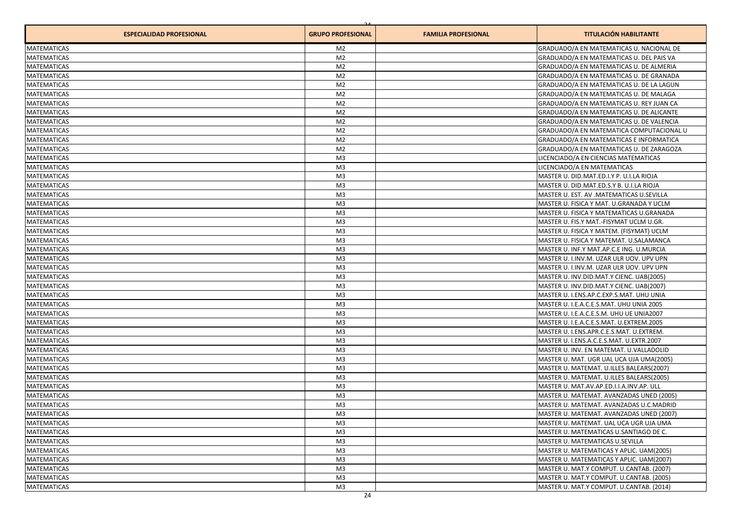| ESPECIALIDAD PROFESIONAL | GRUPO PROFESIONAL | FAMILIA PROFESIONAL | TITULACIÓN HABILITANTE |
|---|---|---|---|
| MATEMATICAS | M2 | | GRADUADO/A EN MATEMATICAS U. NACIONAL DE |
| MATEMATICAS | M2 | | GRADUADO/A EN MATEMATICAS U. DEL PAIS VA |
| MATEMATICAS | M2 | | GRADUADO/A EN MATEMATICAS U. DE ALMERIA |
| MATEMATICAS | M2 | | GRADUADO/A EN MATEMATICAS U. DE GRANADA |
| MATEMATICAS | M2 | | GRADUADO/A EN MATEMATICAS U. DE LA LAGUN |
| MATEMATICAS | M2 | | GRADUADO/A EN MATEMATICAS U. DE MALAGA |
| MATEMATICAS | M2 | | GRADUADO/A EN MATEMATICAS U. REY JUAN CA |
| MATEMATICAS | M2 | | GRADUADO/A EN MATEMATICAS U. DE ALICANTE |
| MATEMATICAS | M2 | | GRADUADO/A EN MATEMATICAS U. DE VALENCIA |
| MATEMATICAS | M2 | | GRADUADO/A EN MATEMATICA COMPUTACIONAL U |
| MATEMATICAS | M2 | | GRADUADO/A EN MATEMATICAS E INFORMATICA |
| MATEMATICAS | M2 | | GRADUADO/A EN MATEMATICAS U. DE ZARAGOZA |
| MATEMATICAS | M3 | | LICENCIADO/A EN CIENCIAS MATEMATICAS |
| MATEMATICAS | M3 | | LICENCIADO/A EN MATEMATICAS |
| MATEMATICAS | M3 | | MASTER U. DID.MAT.ED.I.Y P. U.I.LA RIOJA |
| MATEMATICAS | M3 | | MASTER U. DID.MAT.ED.S.Y B. U.I.LA RIOJA |
| MATEMATICAS | M3 | | MASTER U. EST. AV .MATEMATICAS U.SEVILLA |
| MATEMATICAS | M3 | | MASTER U. FISICA Y MAT. U.GRANADA Y UCLM |
| MATEMATICAS | M3 | | MASTER U. FISICA Y MATEMATICAS U.GRANADA |
| MATEMATICAS | M3 | | MASTER U. FIS.Y MAT.-FISYMAT UCLM U.GR. |
| MATEMATICAS | M3 | | MASTER U. FISICA Y MATEM. (FISYMAT) UCLM |
| MATEMATICAS | M3 | | MASTER U. FISICA Y MATEMAT. U.SALAMANCA |
| MATEMATICAS | M3 | | MASTER U. INF.Y MAT.AP.C.E ING. U.MURCIA |
| MATEMATICAS | M3 | | MASTER U. I.INV.M. UZAR ULR UOV. UPV UPN |
| MATEMATICAS | M3 | | MASTER U. I.INV.M. UZAR ULR UOV. UPV UPN |
| MATEMATICAS | M3 | | MASTER U. INV.DID.MAT.Y CIENC. UAB(2005) |
| MATEMATICAS | M3 | | MASTER U. INV.DID.MAT.Y CIENC. UAB(2007) |
| MATEMATICAS | M3 | | MASTER U. I.ENS.AP.C.EXP.S.MAT. UHU UNIA |
| MATEMATICAS | M3 | | MASTER U. I.E.A.C.E.S.MAT. UHU UNIA 2005 |
| MATEMATICAS | M3 | | MASTER U. I.E.A.C.E.S.M. UHU UE UNIA2007 |
| MATEMATICAS | M3 | | MASTER U. I.E.A.C.E.S.MAT. U.EXTREM.2005 |
| MATEMATICAS | M3 | | MASTER U. I.ENS.APR.C.E.S.MAT. U.EXTREM. |
| MATEMATICAS | M3 | | MASTER U. I.ENS.A.C.E.S.MAT. U.EXTR.2007 |
| MATEMATICAS | M3 | | MASTER U. INV. EN MATEMAT. U.VALLADOLID |
| MATEMATICAS | M3 | | MASTER U. MAT. UGR UAL UCA UJA UMA(2005) |
| MATEMATICAS | M3 | | MASTER U. MATEMAT. U.ILLES BALEARS(2007) |
| MATEMATICAS | M3 | | MASTER U. MATEMAT. U.ILLES BALEARS(2005) |
| MATEMATICAS | M3 | | MASTER U. MAT.AV.AP.ED.I.I.A.INV.AP. ULL |
| MATEMATICAS | M3 | | MASTER U. MATEMAT. AVANZADAS UNED (2005) |
| MATEMATICAS | M3 | | MASTER U. MATEMAT. AVANZADAS U.C.MADRID |
| MATEMATICAS | M3 | | MASTER U. MATEMAT. AVANZADAS UNED (2007) |
| MATEMATICAS | M3 | | MASTER U. MATEMAT. UAL UCA UGR UJA UMA |
| MATEMATICAS | M3 | | MASTER U. MATEMATICAS U.SANTIAGO DE C. |
| MATEMATICAS | M3 | | MASTER U. MATEMATICAS U.SEVILLA |
| MATEMATICAS | M3 | | MASTER U. MATEMATICAS Y APLIC. UAM(2005) |
| MATEMATICAS | M3 | | MASTER U. MATEMATICAS Y APLIC. UAM(2007) |
| MATEMATICAS | M3 | | MASTER U. MAT.Y COMPUT. U.CANTAB. (2007) |
| MATEMATICAS | M3 | | MASTER U. MAT.Y COMPUT. U.CANTAB. (2005) |
| MATEMATICAS | M3 | | MASTER U. MAT.Y COMPUT. U.CANTAB. (2014) |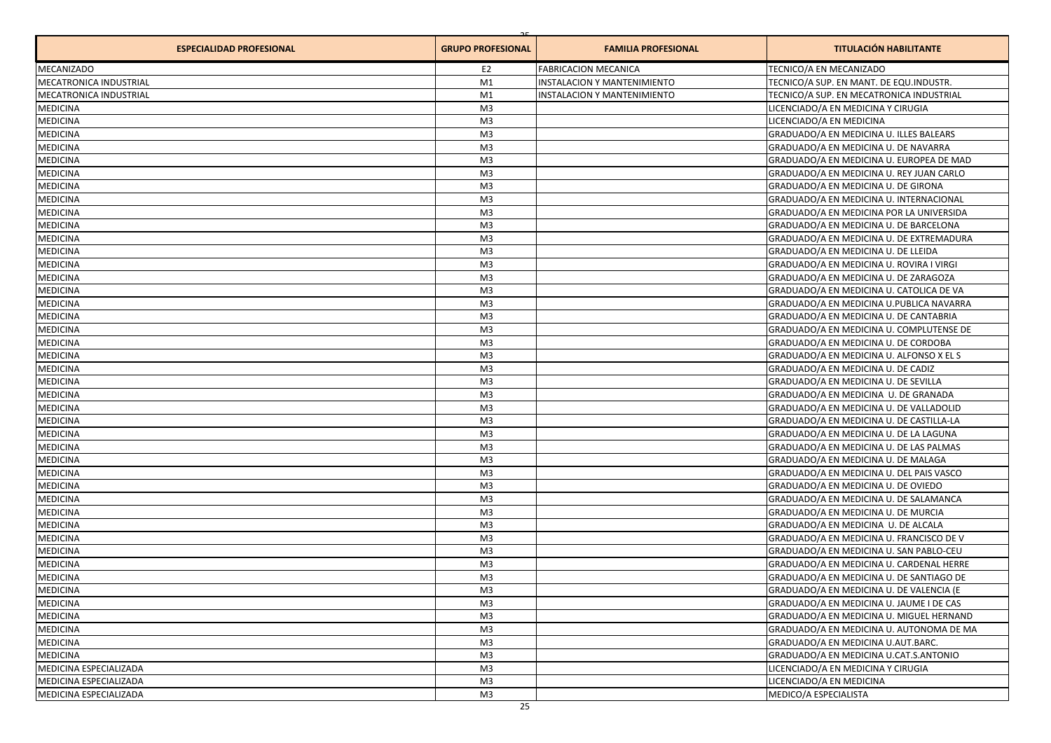| ESPECIALIDAD PROFESIONAL | GRUPO PROFESIONAL | FAMILIA PROFESIONAL | TITULACIÓN HABILITANTE |
|---|---|---|---|
| MECANIZADO | E2 | FABRICACION MECANICA | TECNICO/A EN MECANIZADO |
| MECATRONICA INDUSTRIAL | M1 | INSTALACION Y MANTENIMIENTO | TECNICO/A SUP. EN MANT. DE EQU.INDUSTR. |
| MECATRONICA INDUSTRIAL | M1 | INSTALACION Y MANTENIMIENTO | TECNICO/A SUP. EN MECATRONICA INDUSTRIAL |
| MEDICINA | M3 | | LICENCIADO/A EN MEDICINA Y CIRUGIA |
| MEDICINA | M3 | | LICENCIADO/A EN MEDICINA |
| MEDICINA | M3 | | GRADUADO/A EN MEDICINA U. ILLES BALEARS |
| MEDICINA | M3 | | GRADUADO/A EN MEDICINA U. DE NAVARRA |
| MEDICINA | M3 | | GRADUADO/A EN MEDICINA U. EUROPEA DE MAD |
| MEDICINA | M3 | | GRADUADO/A EN MEDICINA U. REY JUAN CARLO |
| MEDICINA | M3 | | GRADUADO/A EN MEDICINA U. DE GIRONA |
| MEDICINA | M3 | | GRADUADO/A EN MEDICINA U. INTERNACIONAL |
| MEDICINA | M3 | | GRADUADO/A EN MEDICINA POR LA UNIVERSIDA |
| MEDICINA | M3 | | GRADUADO/A EN MEDICINA U. DE BARCELONA |
| MEDICINA | M3 | | GRADUADO/A EN MEDICINA U. DE EXTREMADURA |
| MEDICINA | M3 | | GRADUADO/A EN MEDICINA U. DE LLEIDA |
| MEDICINA | M3 | | GRADUADO/A EN MEDICINA U. ROVIRA I VIRGI |
| MEDICINA | M3 | | GRADUADO/A EN MEDICINA U. DE ZARAGOZA |
| MEDICINA | M3 | | GRADUADO/A EN MEDICINA U. CATOLICA DE VA |
| MEDICINA | M3 | | GRADUADO/A EN MEDICINA U.PUBLICA NAVARRA |
| MEDICINA | M3 | | GRADUADO/A EN MEDICINA U. DE CANTABRIA |
| MEDICINA | M3 | | GRADUADO/A EN MEDICINA U. COMPLUTENSE DE |
| MEDICINA | M3 | | GRADUADO/A EN MEDICINA U. DE CORDOBA |
| MEDICINA | M3 | | GRADUADO/A EN MEDICINA U. ALFONSO X EL S |
| MEDICINA | M3 | | GRADUADO/A EN MEDICINA U. DE CADIZ |
| MEDICINA | M3 | | GRADUADO/A EN MEDICINA U. DE SEVILLA |
| MEDICINA | M3 | | GRADUADO/A EN MEDICINA U. DE GRANADA |
| MEDICINA | M3 | | GRADUADO/A EN MEDICINA U. DE VALLADOLID |
| MEDICINA | M3 | | GRADUADO/A EN MEDICINA U. DE CASTILLA-LA |
| MEDICINA | M3 | | GRADUADO/A EN MEDICINA U. DE LA LAGUNA |
| MEDICINA | M3 | | GRADUADO/A EN MEDICINA U. DE LAS PALMAS |
| MEDICINA | M3 | | GRADUADO/A EN MEDICINA U. DE MALAGA |
| MEDICINA | M3 | | GRADUADO/A EN MEDICINA U. DEL PAIS VASCO |
| MEDICINA | M3 | | GRADUADO/A EN MEDICINA U. DE OVIEDO |
| MEDICINA | M3 | | GRADUADO/A EN MEDICINA U. DE SALAMANCA |
| MEDICINA | M3 | | GRADUADO/A EN MEDICINA U. DE MURCIA |
| MEDICINA | M3 | | GRADUADO/A EN MEDICINA U. DE ALCALA |
| MEDICINA | M3 | | GRADUADO/A EN MEDICINA U. FRANCISCO DE V |
| MEDICINA | M3 | | GRADUADO/A EN MEDICINA U. SAN PABLO-CEU |
| MEDICINA | M3 | | GRADUADO/A EN MEDICINA U. CARDENAL HERRE |
| MEDICINA | M3 | | GRADUADO/A EN MEDICINA U. DE SANTIAGO DE |
| MEDICINA | M3 | | GRADUADO/A EN MEDICINA U. DE VALENCIA (E |
| MEDICINA | M3 | | GRADUADO/A EN MEDICINA U. JAUME I DE CAS |
| MEDICINA | M3 | | GRADUADO/A EN MEDICINA U. MIGUEL HERNAND |
| MEDICINA | M3 | | GRADUADO/A EN MEDICINA U. AUTONOMA DE MA |
| MEDICINA | M3 | | GRADUADO/A EN MEDICINA U.AUT.BARC. |
| MEDICINA | M3 | | GRADUADO/A EN MEDICINA U.CAT.S.ANTONIO |
| MEDICINA ESPECIALIZADA | M3 | | LICENCIADO/A EN MEDICINA Y CIRUGIA |
| MEDICINA ESPECIALIZADA | M3 | | LICENCIADO/A EN MEDICINA |
| MEDICINA ESPECIALIZADA | M3 | | MEDICO/A ESPECIALISTA |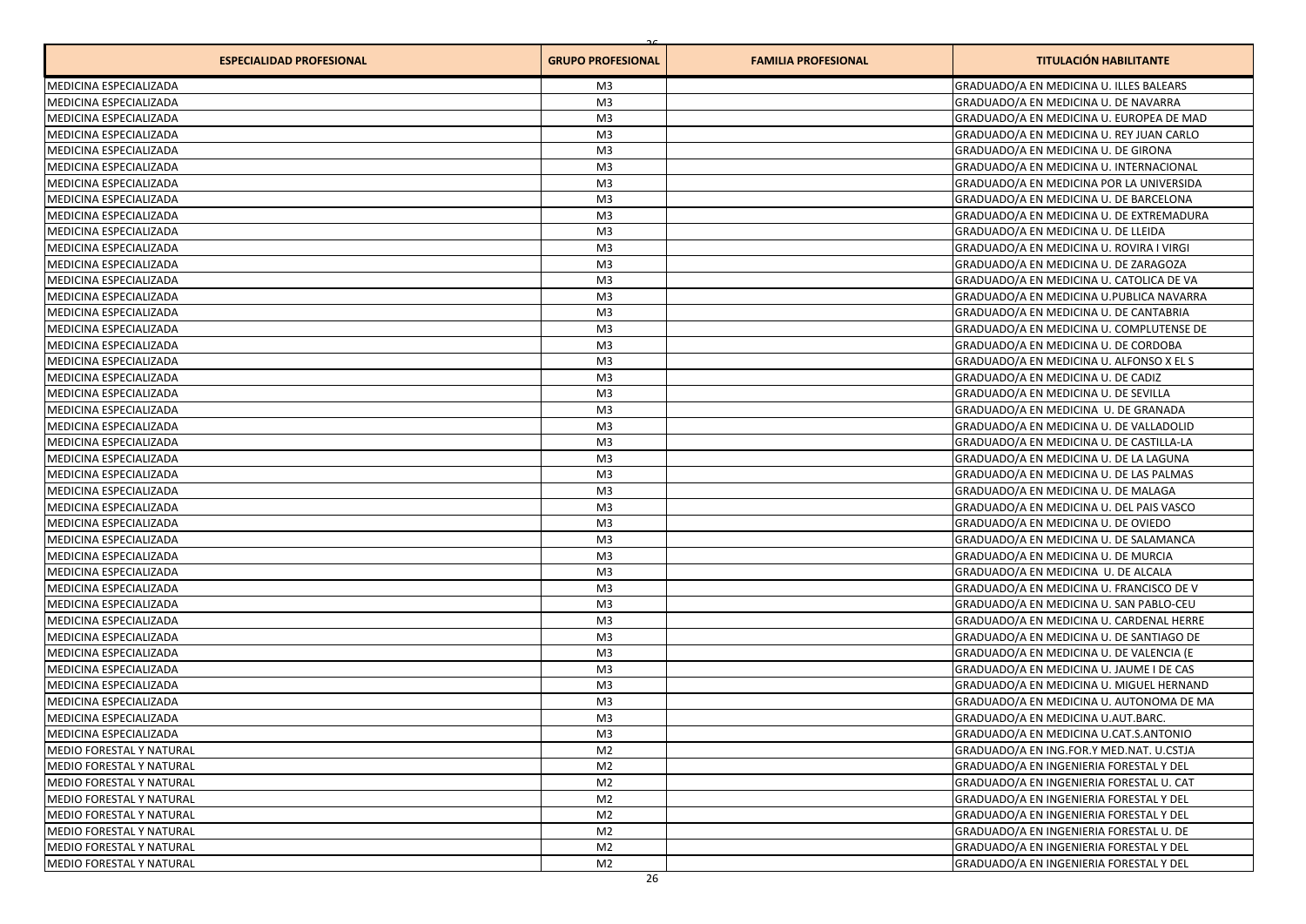| ESPECIALIDAD PROFESIONAL | GRUPO PROFESIONAL | FAMILIA PROFESIONAL | TITULACIÓN HABILITANTE |
| --- | --- | --- | --- |
| MEDICINA ESPECIALIZADA | M3 | | GRADUADO/A EN MEDICINA U. ILLES BALEARS |
| MEDICINA ESPECIALIZADA | M3 | | GRADUADO/A EN MEDICINA U. DE NAVARRA |
| MEDICINA ESPECIALIZADA | M3 | | GRADUADO/A EN MEDICINA U. EUROPEA DE MAD |
| MEDICINA ESPECIALIZADA | M3 | | GRADUADO/A EN MEDICINA U. REY JUAN CARLO |
| MEDICINA ESPECIALIZADA | M3 | | GRADUADO/A EN MEDICINA U. DE GIRONA |
| MEDICINA ESPECIALIZADA | M3 | | GRADUADO/A EN MEDICINA U. INTERNACIONAL |
| MEDICINA ESPECIALIZADA | M3 | | GRADUADO/A EN MEDICINA POR LA UNIVERSIDA |
| MEDICINA ESPECIALIZADA | M3 | | GRADUADO/A EN MEDICINA U. DE BARCELONA |
| MEDICINA ESPECIALIZADA | M3 | | GRADUADO/A EN MEDICINA U. DE EXTREMADURA |
| MEDICINA ESPECIALIZADA | M3 | | GRADUADO/A EN MEDICINA U. DE LLEIDA |
| MEDICINA ESPECIALIZADA | M3 | | GRADUADO/A EN MEDICINA U. ROVIRA I VIRGI |
| MEDICINA ESPECIALIZADA | M3 | | GRADUADO/A EN MEDICINA U. DE ZARAGOZA |
| MEDICINA ESPECIALIZADA | M3 | | GRADUADO/A EN MEDICINA U. CATOLICA DE VA |
| MEDICINA ESPECIALIZADA | M3 | | GRADUADO/A EN MEDICINA U.PUBLICA NAVARRA |
| MEDICINA ESPECIALIZADA | M3 | | GRADUADO/A EN MEDICINA U. DE CANTABRIA |
| MEDICINA ESPECIALIZADA | M3 | | GRADUADO/A EN MEDICINA U. COMPLUTENSE DE |
| MEDICINA ESPECIALIZADA | M3 | | GRADUADO/A EN MEDICINA U. DE CORDOBA |
| MEDICINA ESPECIALIZADA | M3 | | GRADUADO/A EN MEDICINA U. ALFONSO X EL S |
| MEDICINA ESPECIALIZADA | M3 | | GRADUADO/A EN MEDICINA U. DE CADIZ |
| MEDICINA ESPECIALIZADA | M3 | | GRADUADO/A EN MEDICINA U. DE SEVILLA |
| MEDICINA ESPECIALIZADA | M3 | | GRADUADO/A EN MEDICINA U. DE GRANADA |
| MEDICINA ESPECIALIZADA | M3 | | GRADUADO/A EN MEDICINA U. DE VALLADOLID |
| MEDICINA ESPECIALIZADA | M3 | | GRADUADO/A EN MEDICINA U. DE CASTILLA-LA |
| MEDICINA ESPECIALIZADA | M3 | | GRADUADO/A EN MEDICINA U. DE LA LAGUNA |
| MEDICINA ESPECIALIZADA | M3 | | GRADUADO/A EN MEDICINA U. DE LAS PALMAS |
| MEDICINA ESPECIALIZADA | M3 | | GRADUADO/A EN MEDICINA U. DE MALAGA |
| MEDICINA ESPECIALIZADA | M3 | | GRADUADO/A EN MEDICINA U. DEL PAIS VASCO |
| MEDICINA ESPECIALIZADA | M3 | | GRADUADO/A EN MEDICINA U. DE OVIEDO |
| MEDICINA ESPECIALIZADA | M3 | | GRADUADO/A EN MEDICINA U. DE SALAMANCA |
| MEDICINA ESPECIALIZADA | M3 | | GRADUADO/A EN MEDICINA U. DE MURCIA |
| MEDICINA ESPECIALIZADA | M3 | | GRADUADO/A EN MEDICINA U. DE ALCALA |
| MEDICINA ESPECIALIZADA | M3 | | GRADUADO/A EN MEDICINA U. FRANCISCO DE V |
| MEDICINA ESPECIALIZADA | M3 | | GRADUADO/A EN MEDICINA U. SAN PABLO-CEU |
| MEDICINA ESPECIALIZADA | M3 | | GRADUADO/A EN MEDICINA U. CARDENAL HERRE |
| MEDICINA ESPECIALIZADA | M3 | | GRADUADO/A EN MEDICINA U. DE SANTIAGO DE |
| MEDICINA ESPECIALIZADA | M3 | | GRADUADO/A EN MEDICINA U. DE VALENCIA (E |
| MEDICINA ESPECIALIZADA | M3 | | GRADUADO/A EN MEDICINA U. JAUME I DE CAS |
| MEDICINA ESPECIALIZADA | M3 | | GRADUADO/A EN MEDICINA U. MIGUEL HERNAND |
| MEDICINA ESPECIALIZADA | M3 | | GRADUADO/A EN MEDICINA U. AUTONOMA DE MA |
| MEDICINA ESPECIALIZADA | M3 | | GRADUADO/A EN MEDICINA U.AUT.BARC. |
| MEDICINA ESPECIALIZADA | M3 | | GRADUADO/A EN MEDICINA U.CAT.S.ANTONIO |
| MEDIO FORESTAL Y NATURAL | M2 | | GRADUADO/A EN ING.FOR.Y MED.NAT. U.CSTJA |
| MEDIO FORESTAL Y NATURAL | M2 | | GRADUADO/A EN INGENIERIA FORESTAL Y DEL |
| MEDIO FORESTAL Y NATURAL | M2 | | GRADUADO/A EN INGENIERIA FORESTAL U. CAT |
| MEDIO FORESTAL Y NATURAL | M2 | | GRADUADO/A EN INGENIERIA FORESTAL Y DEL |
| MEDIO FORESTAL Y NATURAL | M2 | | GRADUADO/A EN INGENIERIA FORESTAL Y DEL |
| MEDIO FORESTAL Y NATURAL | M2 | | GRADUADO/A EN INGENIERIA FORESTAL U. DE |
| MEDIO FORESTAL Y NATURAL | M2 | | GRADUADO/A EN INGENIERIA FORESTAL Y DEL |
| MEDIO FORESTAL Y NATURAL | M2 | | GRADUADO/A EN INGENIERIA FORESTAL Y DEL |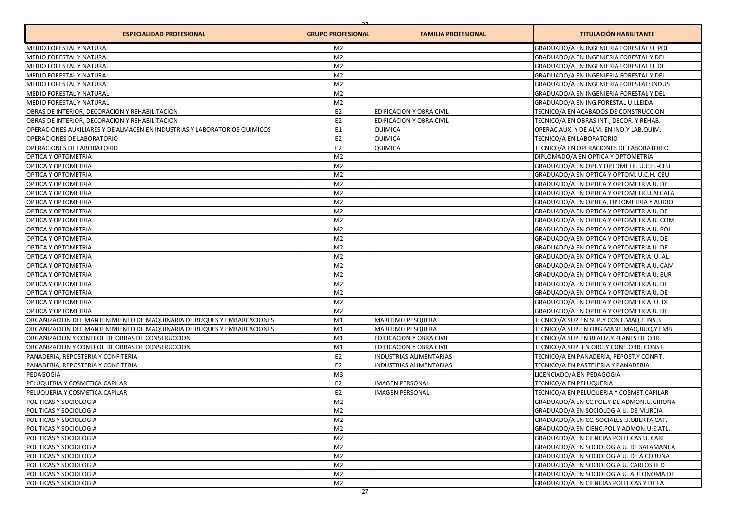| ESPECIALIDAD PROFESIONAL | GRUPO PROFESIONAL | FAMILIA PROFESIONAL | TITULACIÓN HABILITANTE |
|---|---|---|---|
| MEDIO FORESTAL Y NATURAL | M2 | | GRADUADO/A EN INGENIERIA FORESTAL U. POL |
| MEDIO FORESTAL Y NATURAL | M2 | | GRADUADO/A EN INGENIERIA FORESTAL Y DEL |
| MEDIO FORESTAL Y NATURAL | M2 | | GRADUADO/A EN INGENIERIA FORESTAL U. DE |
| MEDIO FORESTAL Y NATURAL | M2 | | GRADUADO/A EN INGENIERIA FORESTAL Y DEL |
| MEDIO FORESTAL Y NATURAL | M2 | | GRADUADO/A EN INGENIERIA FORESTAL: INDUS |
| MEDIO FORESTAL Y NATURAL | M2 | | GRADUADO/A EN INGENIERIA FORESTAL Y DEL |
| MEDIO FORESTAL Y NATURAL | M2 | | GRADUADO/A EN ING.FORESTAL U.LLEIDA |
| OBRAS DE INTERIOR, DECORACION Y REHABILITACION | E2 | EDIFICACION Y OBRA CIVIL | TECNICO/A EN ACABADOS DE CONSTRUCCION |
| OBRAS DE INTERIOR, DECORACION Y REHABILITACION | E2 | EDIFICACION Y OBRA CIVIL | TECNICO/A EN OBRAS INT., DECOR. Y REHAB. |
| OPERACIONES AUXILIARES Y DE ALMACEN EN INDUSTRIAS Y LABORATORIOS QUIMICOS | E1 | QUIMICA | OPERAC.AUX. Y DE ALM. EN IND.Y LAB.QUIM. |
| OPERACIONES DE LABORATORIO | E2 | QUIMICA | TECNICO/A EN LABORATORIO |
| OPERACIONES DE LABORATORIO | E2 | QUIMICA | TECNICO/A EN OPERACIONES DE LABORATORIO |
| OPTICA Y OPTOMETRIA | M2 | | DIPLOMADO/A EN OPTICA Y OPTOMETRIA |
| OPTICA Y OPTOMETRIA | M2 | | GRADUADO/A EN OPT.Y OPTOMETR. U.C.H.-CEU |
| OPTICA Y OPTOMETRIA | M2 | | GRADUADO/A EN OPTICA Y OPTOM. U.C.H.-CEU |
| OPTICA Y OPTOMETRIA | M2 | | GRADUADO/A EN OPTICA Y OPTOMETRIA U. DE |
| OPTICA Y OPTOMETRIA | M2 | | GRADUADO/A EN OPTICA Y OPTOMETR.U.ALCALA |
| OPTICA Y OPTOMETRIA | M2 | | GRADUADO/A EN OPTICA, OPTOMETRIA Y AUDIO |
| OPTICA Y OPTOMETRIA | M2 | | GRADUADO/A EN OPTICA Y OPTOMETRIA U. DE |
| OPTICA Y OPTOMETRIA | M2 | | GRADUADO/A EN OPTICA Y OPTOMETRIA U. COM |
| OPTICA Y OPTOMETRIA | M2 | | GRADUADO/A EN OPTICA Y OPTOMETRIA U. POL |
| OPTICA Y OPTOMETRIA | M2 | | GRADUADO/A EN OPTICA Y OPTOMETRIA U. DE |
| OPTICA Y OPTOMETRIA | M2 | | GRADUADO/A EN OPTICA Y OPTOMETRIA U. DE |
| OPTICA Y OPTOMETRIA | M2 | | GRADUADO/A EN OPTICA Y OPTOMETRIA U. AL |
| OPTICA Y OPTOMETRIA | M2 | | GRADUADO/A EN OPTICA Y OPTOMETRIA U. CAM |
| OPTICA Y OPTOMETRIA | M2 | | GRADUADO/A EN OPTICA Y OPTOMETRIA U. EUR |
| OPTICA Y OPTOMETRIA | M2 | | GRADUADO/A EN OPTICA Y OPTOMETRIA U. DE |
| OPTICA Y OPTOMETRIA | M2 | | GRADUADO/A EN OPTICA Y OPTOMETRIA U. DE |
| OPTICA Y OPTOMETRIA | M2 | | GRADUADO/A EN OPTICA Y OPTOMETRIA U. DE |
| OPTICA Y OPTOMETRIA | M2 | | GRADUADO/A EN OPTICA Y OPTOMETRIA U. DE |
| ORGANIZACION DEL MANTENIMIENTO DE MAQUINARIA DE BUQUES Y EMBARCACIONES | M1 | MARITIMO PESQUERA | TECNICO/A SUP.EN SUP.Y CONT.MAQ.E INS.B. |
| ORGANIZACION DEL MANTENIMIENTO DE MAQUINARIA DE BUQUES Y EMBARCACIONES | M1 | MARITIMO PESQUERA | TECNICO/A SUP.EN ORG.MANT.MAQ.BUQ.Y EMB. |
| ORGANIZACION Y CONTROL DE OBRAS DE CONSTRUCCION | M1 | EDIFICACION Y OBRA CIVIL | TECNICO/A SUP.EN REALIZ.Y PLANES DE OBR. |
| ORGANIZACION Y CONTROL DE OBRAS DE CONSTRUCCION | M1 | EDIFICACION Y OBRA CIVIL | TECNICO/A SUP. EN ORG.Y CONT.OBR. CONST. |
| PANADERIA, REPOSTERIA Y CONFITERIA | E2 | INDUSTRIAS ALIMENTARIAS | TECNICO/A EN PANADERIA, REPOST.Y CONFIT. |
| PANADERIA, REPOSTERIA Y CONFITERIA | E2 | INDUSTRIAS ALIMENTARIAS | TECNICO/A EN PASTELERIA Y PANADERIA |
| PEDAGOGIA | M3 | | LICENCIADO/A EN PEDAGOGIA |
| PELUQUERIA Y COSMETICA CAPILAR | E2 | IMAGEN PERSONAL | TECNICO/A EN PELUQUERIA |
| PELUQUERIA Y COSMETICA CAPILAR | E2 | IMAGEN PERSONAL | TECNICO/A EN PELUQUERIA Y COSMET.CAPILAR |
| POLITICAS Y SOCIOLOGIA | M2 | | GRADUADO/A EN CC.POL.Y DE ADMON.U.GIRONA |
| POLITICAS Y SOCIOLOGIA | M2 | | GRADUADO/A EN SOCIOLOGIA U. DE MURCIA |
| POLITICAS Y SOCIOLOGIA | M2 | | GRADUADO/A EN CC. SOCIALES U.OBERTA CAT. |
| POLITICAS Y SOCIOLOGIA | M2 | | GRADUADO/A EN CIENC.POL.Y ADMON.U.E.ATL. |
| POLITICAS Y SOCIOLOGIA | M2 | | GRADUADO/A EN CIENCIAS POLITICAS U. CARL |
| POLITICAS Y SOCIOLOGIA | M2 | | GRADUADO/A EN SOCIOLOGIA U. DE SALAMANCA |
| POLITICAS Y SOCIOLOGIA | M2 | | GRADUADO/A EN SOCIOLOGIA U. DE A CORUÑA |
| POLITICAS Y SOCIOLOGIA | M2 | | GRADUADO/A EN SOCIOLOGIA U. CARLOS III D |
| POLITICAS Y SOCIOLOGIA | M2 | | GRADUADO/A EN SOCIOLOGIA U. AUTONOMA DE |
| POLITICAS Y SOCIOLOGIA | M2 | | GRADUADO/A EN CIENCIAS POLITICAS Y DE LA |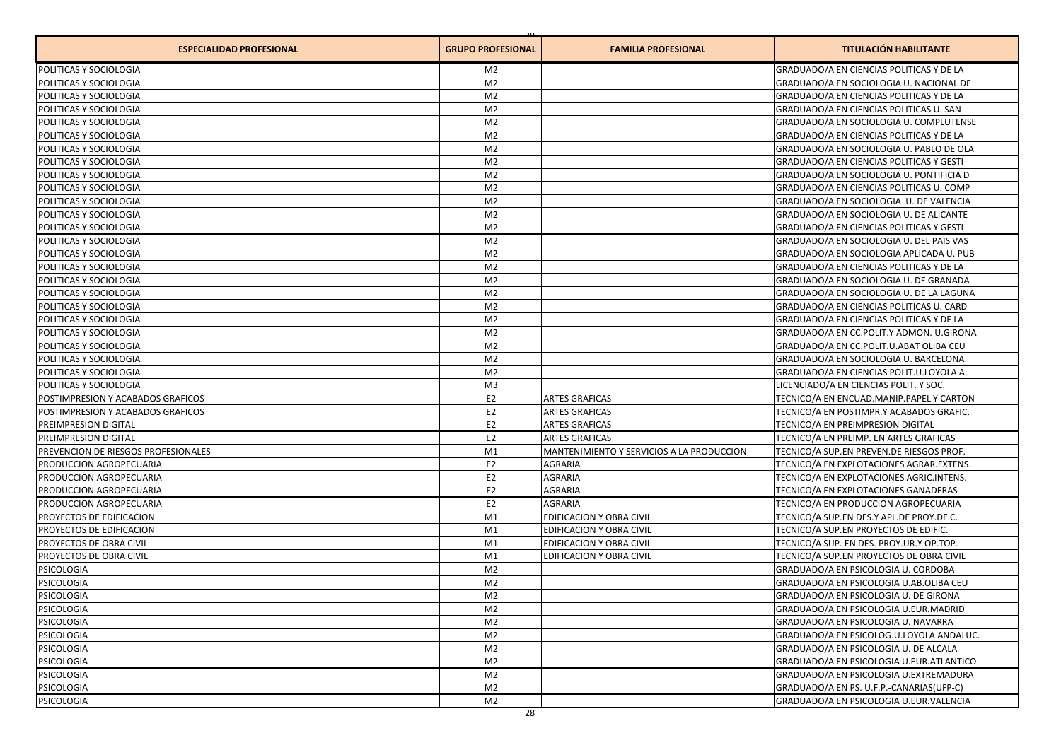| ESPECIALIDAD PROFESIONAL | GRUPO PROFESIONAL | FAMILIA PROFESIONAL | TITULACIÓN HABILITANTE |
|---|---|---|---|
| POLITICAS Y SOCIOLOGIA | M2 | | GRADUADO/A EN CIENCIAS POLITICAS Y DE LA |
| POLITICAS Y SOCIOLOGIA | M2 | | GRADUADO/A EN SOCIOLOGIA U. NACIONAL DE |
| POLITICAS Y SOCIOLOGIA | M2 | | GRADUADO/A EN CIENCIAS POLITICAS Y DE LA |
| POLITICAS Y SOCIOLOGIA | M2 | | GRADUADO/A EN CIENCIAS POLITICAS U. SAN |
| POLITICAS Y SOCIOLOGIA | M2 | | GRADUADO/A EN SOCIOLOGIA U. COMPLUTENSE |
| POLITICAS Y SOCIOLOGIA | M2 | | GRADUADO/A EN CIENCIAS POLITICAS Y DE LA |
| POLITICAS Y SOCIOLOGIA | M2 | | GRADUADO/A EN SOCIOLOGIA U. PABLO DE OLA |
| POLITICAS Y SOCIOLOGIA | M2 | | GRADUADO/A EN CIENCIAS POLITICAS Y GESTI |
| POLITICAS Y SOCIOLOGIA | M2 | | GRADUADO/A EN SOCIOLOGIA U. PONTIFICIA D |
| POLITICAS Y SOCIOLOGIA | M2 | | GRADUADO/A EN CIENCIAS POLITICAS U. COMP |
| POLITICAS Y SOCIOLOGIA | M2 | | GRADUADO/A EN SOCIOLOGIA U. DE VALENCIA |
| POLITICAS Y SOCIOLOGIA | M2 | | GRADUADO/A EN SOCIOLOGIA U. DE ALICANTE |
| POLITICAS Y SOCIOLOGIA | M2 | | GRADUADO/A EN CIENCIAS POLITICAS Y GESTI |
| POLITICAS Y SOCIOLOGIA | M2 | | GRADUADO/A EN SOCIOLOGIA U. DEL PAIS VAS |
| POLITICAS Y SOCIOLOGIA | M2 | | GRADUADO/A EN SOCIOLOGIA APLICADA U. PUB |
| POLITICAS Y SOCIOLOGIA | M2 | | GRADUADO/A EN CIENCIAS POLITICAS Y DE LA |
| POLITICAS Y SOCIOLOGIA | M2 | | GRADUADO/A EN SOCIOLOGIA U. DE GRANADA |
| POLITICAS Y SOCIOLOGIA | M2 | | GRADUADO/A EN SOCIOLOGIA U. DE LA LAGUNA |
| POLITICAS Y SOCIOLOGIA | M2 | | GRADUADO/A EN CIENCIAS POLITICAS U. CARD |
| POLITICAS Y SOCIOLOGIA | M2 | | GRADUADO/A EN CIENCIAS POLITICAS Y DE LA |
| POLITICAS Y SOCIOLOGIA | M2 | | GRADUADO/A EN CC.POLIT.Y ADMON. U.GIRONA |
| POLITICAS Y SOCIOLOGIA | M2 | | GRADUADO/A EN CC.POLIT.U.ABAT OLIBA CEU |
| POLITICAS Y SOCIOLOGIA | M2 | | GRADUADO/A EN SOCIOLOGIA U. BARCELONA |
| POLITICAS Y SOCIOLOGIA | M2 | | GRADUADO/A EN CIENCIAS POLIT.U.LOYOLA A. |
| POLITICAS Y SOCIOLOGIA | M3 | | LICENCIADO/A EN CIENCIAS POLIT. Y SOC. |
| POSTIMPRESION Y ACABADOS GRAFICOS | E2 | ARTES GRAFICAS | TECNICO/A EN ENCUAD.MANIP.PAPEL Y CARTON |
| POSTIMPRESION Y ACABADOS GRAFICOS | E2 | ARTES GRAFICAS | TECNICO/A EN POSTIMPR.Y ACABADOS GRAFIC. |
| PREIMPRESION DIGITAL | E2 | ARTES GRAFICAS | TECNICO/A EN PREIMPRESION DIGITAL |
| PREIMPRESION DIGITAL | E2 | ARTES GRAFICAS | TECNICO/A EN PREIMP. EN ARTES GRAFICAS |
| PREVENCION DE RIESGOS PROFESIONALES | M1 | MANTENIMIENTO Y SERVICIOS A LA PRODUCCION | TECNICO/A SUP.EN PREVEN.DE RIESGOS PROF. |
| PRODUCCION AGROPECUARIA | E2 | AGRARIA | TECNICO/A EN EXPLOTACIONES AGRAR.EXTENS. |
| PRODUCCION AGROPECUARIA | E2 | AGRARIA | TECNICO/A EN EXPLOTACIONES AGRIC.INTENS. |
| PRODUCCION AGROPECUARIA | E2 | AGRARIA | TECNICO/A EN EXPLOTACIONES GANADERAS |
| PRODUCCION AGROPECUARIA | E2 | AGRARIA | TECNICO/A EN PRODUCCION AGROPECUARIA |
| PROYECTOS DE EDIFICACION | M1 | EDIFICACION Y OBRA CIVIL | TECNICO/A SUP.EN DES.Y APL.DE PROY.DE C. |
| PROYECTOS DE EDIFICACION | M1 | EDIFICACION Y OBRA CIVIL | TECNICO/A SUP.EN PROYECTOS DE EDIFIC. |
| PROYECTOS DE OBRA CIVIL | M1 | EDIFICACION Y OBRA CIVIL | TECNICO/A SUP. EN DES. PROY.UR.Y OP.TOP. |
| PROYECTOS DE OBRA CIVIL | M1 | EDIFICACION Y OBRA CIVIL | TECNICO/A SUP.EN PROYECTOS DE OBRA CIVIL |
| PSICOLOGIA | M2 | | GRADUADO/A EN PSICOLOGIA U. CORDOBA |
| PSICOLOGIA | M2 | | GRADUADO/A EN PSICOLOGIA U.AB.OLIBA CEU |
| PSICOLOGIA | M2 | | GRADUADO/A EN PSICOLOGIA U. DE GIRONA |
| PSICOLOGIA | M2 | | GRADUADO/A EN PSICOLOGIA U.EUR.MADRID |
| PSICOLOGIA | M2 | | GRADUADO/A EN PSICOLOGIA U. NAVARRA |
| PSICOLOGIA | M2 | | GRADUADO/A EN PSICOLOG.U.LOYOLA ANDALUC. |
| PSICOLOGIA | M2 | | GRADUADO/A EN PSICOLOGIA U. DE ALCALA |
| PSICOLOGIA | M2 | | GRADUADO/A EN PSICOLOGIA U.EUR.ATLANTICO |
| PSICOLOGIA | M2 | | GRADUADO/A EN PSICOLOGIA U.EXTREMADURA |
| PSICOLOGIA | M2 | | GRADUADO/A EN PS. U.F.P.-CANARIAS(UFP-C) |
| PSICOLOGIA | M2 | | GRADUADO/A EN PSICOLOGIA U.EUR.VALENCIA |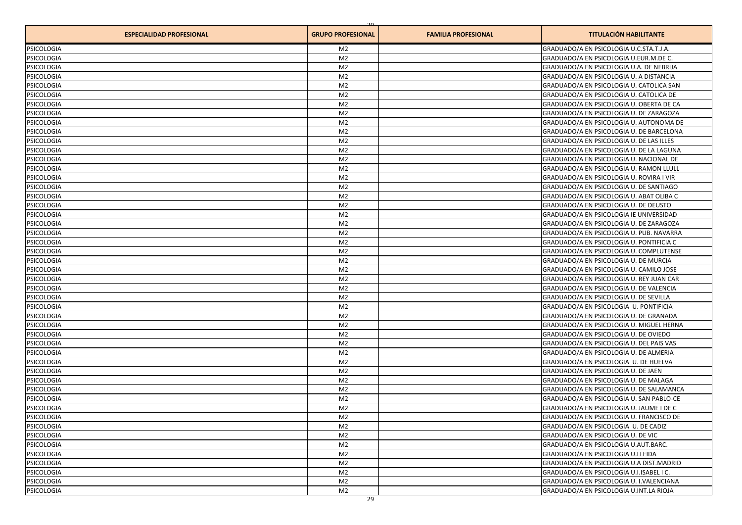| ESPECIALIDAD PROFESIONAL | GRUPO PROFESIONAL | FAMILIA PROFESIONAL | TITULACIÓN HABILITANTE |
|---|---|---|---|
| PSICOLOGIA | M2 | | GRADUADO/A EN PSICOLOGIA U.C.STA.T.J.A. |
| PSICOLOGIA | M2 | | GRADUADO/A EN PSICOLOGIA U.EUR.M.DE C. |
| PSICOLOGIA | M2 | | GRADUADO/A EN PSICOLOGIA U.A. DE NEBRIJA |
| PSICOLOGIA | M2 | | GRADUADO/A EN PSICOLOGIA U. A DISTANCIA |
| PSICOLOGIA | M2 | | GRADUADO/A EN PSICOLOGIA U. CATOLICA SAN |
| PSICOLOGIA | M2 | | GRADUADO/A EN PSICOLOGIA U. CATOLICA DE |
| PSICOLOGIA | M2 | | GRADUADO/A EN PSICOLOGIA U. OBERTA DE CA |
| PSICOLOGIA | M2 | | GRADUADO/A EN PSICOLOGIA U. DE ZARAGOZA |
| PSICOLOGIA | M2 | | GRADUADO/A EN PSICOLOGIA U. AUTONOMA DE |
| PSICOLOGIA | M2 | | GRADUADO/A EN PSICOLOGIA U. DE BARCELONA |
| PSICOLOGIA | M2 | | GRADUADO/A EN PSICOLOGIA U. DE LAS ILLES |
| PSICOLOGIA | M2 | | GRADUADO/A EN PSICOLOGIA U. DE LA LAGUNA |
| PSICOLOGIA | M2 | | GRADUADO/A EN PSICOLOGIA U. NACIONAL DE |
| PSICOLOGIA | M2 | | GRADUADO/A EN PSICOLOGIA U. RAMON LLULL |
| PSICOLOGIA | M2 | | GRADUADO/A EN PSICOLOGIA U. ROVIRA I VIR |
| PSICOLOGIA | M2 | | GRADUADO/A EN PSICOLOGIA U. DE SANTIAGO |
| PSICOLOGIA | M2 | | GRADUADO/A EN PSICOLOGIA U. ABAT OLIBA C |
| PSICOLOGIA | M2 | | GRADUADO/A EN PSICOLOGIA U. DE DEUSTO |
| PSICOLOGIA | M2 | | GRADUADO/A EN PSICOLOGIA IE UNIVERSIDAD |
| PSICOLOGIA | M2 | | GRADUADO/A EN PSICOLOGIA U. DE ZARAGOZA |
| PSICOLOGIA | M2 | | GRADUADO/A EN PSICOLOGIA U. PUB. NAVARRA |
| PSICOLOGIA | M2 | | GRADUADO/A EN PSICOLOGIA U. PONTIFICIA C |
| PSICOLOGIA | M2 | | GRADUADO/A EN PSICOLOGIA U. COMPLUTENSE |
| PSICOLOGIA | M2 | | GRADUADO/A EN PSICOLOGIA U. DE MURCIA |
| PSICOLOGIA | M2 | | GRADUADO/A EN PSICOLOGIA U. CAMILO JOSE |
| PSICOLOGIA | M2 | | GRADUADO/A EN PSICOLOGIA U. REY JUAN CAR |
| PSICOLOGIA | M2 | | GRADUADO/A EN PSICOLOGIA U. DE VALENCIA |
| PSICOLOGIA | M2 | | GRADUADO/A EN PSICOLOGIA U. DE SEVILLA |
| PSICOLOGIA | M2 | | GRADUADO/A EN PSICOLOGIA U. PONTIFICIA |
| PSICOLOGIA | M2 | | GRADUADO/A EN PSICOLOGIA U. DE GRANADA |
| PSICOLOGIA | M2 | | GRADUADO/A EN PSICOLOGIA U. MIGUEL HERNA |
| PSICOLOGIA | M2 | | GRADUADO/A EN PSICOLOGIA U. DE OVIEDO |
| PSICOLOGIA | M2 | | GRADUADO/A EN PSICOLOGIA U. DEL PAIS VAS |
| PSICOLOGIA | M2 | | GRADUADO/A EN PSICOLOGIA U. DE ALMERIA |
| PSICOLOGIA | M2 | | GRADUADO/A EN PSICOLOGIA U. DE HUELVA |
| PSICOLOGIA | M2 | | GRADUADO/A EN PSICOLOGIA U. DE JAEN |
| PSICOLOGIA | M2 | | GRADUADO/A EN PSICOLOGIA U. DE MALAGA |
| PSICOLOGIA | M2 | | GRADUADO/A EN PSICOLOGIA U. DE SALAMANCA |
| PSICOLOGIA | M2 | | GRADUADO/A EN PSICOLOGIA U. SAN PABLO-CE |
| PSICOLOGIA | M2 | | GRADUADO/A EN PSICOLOGIA U. JAUME I DE C |
| PSICOLOGIA | M2 | | GRADUADO/A EN PSICOLOGIA U. FRANCISCO DE |
| PSICOLOGIA | M2 | | GRADUADO/A EN PSICOLOGIA U. DE CADIZ |
| PSICOLOGIA | M2 | | GRADUADO/A EN PSICOLOGIA U. DE VIC |
| PSICOLOGIA | M2 | | GRADUADO/A EN PSICOLOGIA U.AUT.BARC. |
| PSICOLOGIA | M2 | | GRADUADO/A EN PSICOLOGIA U.LLEIDA |
| PSICOLOGIA | M2 | | GRADUADO/A EN PSICOLOGIA U.A DIST.MADRID |
| PSICOLOGIA | M2 | | GRADUADO/A EN PSICOLOGIA U.I.ISABEL I C. |
| PSICOLOGIA | M2 | | GRADUADO/A EN PSICOLOGIA U. I.VALENCIANA |
| PSICOLOGIA | M2 | | GRADUADO/A EN PSICOLOGIA U.INT.LA RIOJA |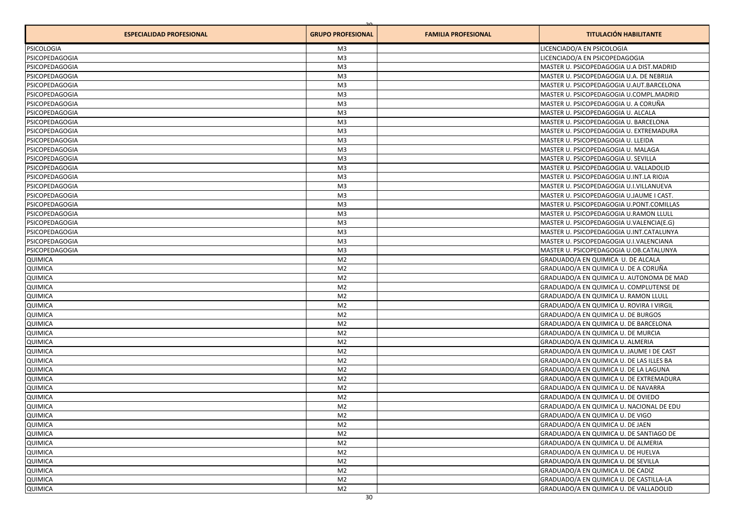| ESPECIALIDAD PROFESIONAL | GRUPO PROFESIONAL | FAMILIA PROFESIONAL | TITULACIÓN HABILITANTE |
|---|---|---|---|
| PSICOLOGIA | M3 | | LICENCIADO/A EN PSICOLOGIA |
| PSICOPEDAGOGIA | M3 | | LICENCIADO/A EN PSICOPEDAGOGIA |
| PSICOPEDAGOGIA | M3 | | MASTER U. PSICOPEDAGOGIA U.A DIST.MADRID |
| PSICOPEDAGOGIA | M3 | | MASTER U. PSICOPEDAGOGIA U.A. DE NEBRIJA |
| PSICOPEDAGOGIA | M3 | | MASTER U. PSICOPEDAGOGIA U.AUT.BARCELONA |
| PSICOPEDAGOGIA | M3 | | MASTER U. PSICOPEDAGOGIA U.COMPL.MADRID |
| PSICOPEDAGOGIA | M3 | | MASTER U. PSICOPEDAGOGIA U. A CORUÑA |
| PSICOPEDAGOGIA | M3 | | MASTER U. PSICOPEDAGOGIA U. ALCALA |
| PSICOPEDAGOGIA | M3 | | MASTER U. PSICOPEDAGOGIA U. BARCELONA |
| PSICOPEDAGOGIA | M3 | | MASTER U. PSICOPEDAGOGIA U. EXTREMADURA |
| PSICOPEDAGOGIA | M3 | | MASTER U. PSICOPEDAGOGIA U. LLEIDA |
| PSICOPEDAGOGIA | M3 | | MASTER U. PSICOPEDAGOGIA U. MALAGA |
| PSICOPEDAGOGIA | M3 | | MASTER U. PSICOPEDAGOGIA U. SEVILLA |
| PSICOPEDAGOGIA | M3 | | MASTER U. PSICOPEDAGOGIA U. VALLADOLID |
| PSICOPEDAGOGIA | M3 | | MASTER U. PSICOPEDAGOGIA U.INT.LA RIOJA |
| PSICOPEDAGOGIA | M3 | | MASTER U. PSICOPEDAGOGIA U.I.VILLANUEVA |
| PSICOPEDAGOGIA | M3 | | MASTER U. PSICOPEDAGOGIA U.JAUME I CAST. |
| PSICOPEDAGOGIA | M3 | | MASTER U. PSICOPEDAGOGIA U.PONT.COMILLAS |
| PSICOPEDAGOGIA | M3 | | MASTER U. PSICOPEDAGOGIA U.RAMON LLULL |
| PSICOPEDAGOGIA | M3 | | MASTER U. PSICOPEDAGOGIA U.VALENCIA(E.G) |
| PSICOPEDAGOGIA | M3 | | MASTER U. PSICOPEDAGOGIA U.INT.CATALUNYA |
| PSICOPEDAGOGIA | M3 | | MASTER U. PSICOPEDAGOGIA U.I.VALENCIANA |
| PSICOPEDAGOGIA | M3 | | MASTER U. PSICOPEDAGOGIA U.OB.CATALUNYA |
| QUIMICA | M2 | | GRADUADO/A EN QUIMICA U. DE ALCALA |
| QUIMICA | M2 | | GRADUADO/A EN QUIMICA U. DE A CORUÑA |
| QUIMICA | M2 | | GRADUADO/A EN QUIMICA U. AUTONOMA DE MAD |
| QUIMICA | M2 | | GRADUADO/A EN QUIMICA U. COMPLUTENSE DE |
| QUIMICA | M2 | | GRADUADO/A EN QUIMICA U. RAMON LLULL |
| QUIMICA | M2 | | GRADUADO/A EN QUIMICA U. ROVIRA I VIRGIL |
| QUIMICA | M2 | | GRADUADO/A EN QUIMICA U. DE BURGOS |
| QUIMICA | M2 | | GRADUADO/A EN QUIMICA U. DE BARCELONA |
| QUIMICA | M2 | | GRADUADO/A EN QUIMICA U. DE MURCIA |
| QUIMICA | M2 | | GRADUADO/A EN QUIMICA U. ALMERIA |
| QUIMICA | M2 | | GRADUADO/A EN QUIMICA U. JAUME I DE CAST |
| QUIMICA | M2 | | GRADUADO/A EN QUIMICA U. DE LAS ILLES BA |
| QUIMICA | M2 | | GRADUADO/A EN QUIMICA U. DE LA LAGUNA |
| QUIMICA | M2 | | GRADUADO/A EN QUIMICA U. DE EXTREMADURA |
| QUIMICA | M2 | | GRADUADO/A EN QUIMICA U. DE NAVARRA |
| QUIMICA | M2 | | GRADUADO/A EN QUIMICA U. DE OVIEDO |
| QUIMICA | M2 | | GRADUADO/A EN QUIMICA U. NACIONAL DE EDU |
| QUIMICA | M2 | | GRADUADO/A EN QUIMICA U. DE VIGO |
| QUIMICA | M2 | | GRADUADO/A EN QUIMICA U. DE JAEN |
| QUIMICA | M2 | | GRADUADO/A EN QUIMICA U. DE SANTIAGO DE |
| QUIMICA | M2 | | GRADUADO/A EN QUIMICA U. DE ALMERIA |
| QUIMICA | M2 | | GRADUADO/A EN QUIMICA U. DE HUELVA |
| QUIMICA | M2 | | GRADUADO/A EN QUIMICA U. DE SEVILLA |
| QUIMICA | M2 | | GRADUADO/A EN QUIMICA U. DE CADIZ |
| QUIMICA | M2 | | GRADUADO/A EN QUIMICA U. DE CASTILLA-LA |
| QUIMICA | M2 | | GRADUADO/A EN QUIMICA U. DE VALLADOLID |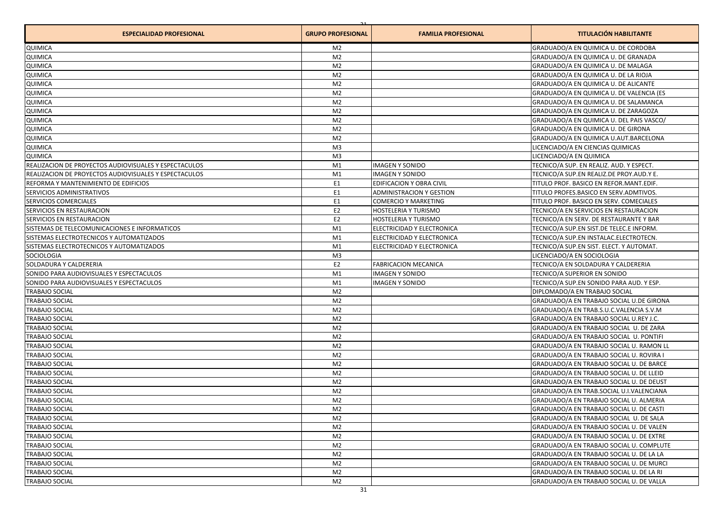| ESPECIALIDAD PROFESIONAL | GRUPO PROFESIONAL | FAMILIA PROFESIONAL | TITULACIÓN HABILITANTE |
|---|---|---|---|
| QUIMICA | M2 | | GRADUADO/A EN QUIMICA U. DE CORDOBA |
| QUIMICA | M2 | | GRADUADO/A EN QUIMICA U. DE GRANADA |
| QUIMICA | M2 | | GRADUADO/A EN QUIMICA U. DE MALAGA |
| QUIMICA | M2 | | GRADUADO/A EN QUIMICA U. DE LA RIOJA |
| QUIMICA | M2 | | GRADUADO/A EN QUIMICA U. DE ALICANTE |
| QUIMICA | M2 | | GRADUADO/A EN QUIMICA U. DE VALENCIA (ES |
| QUIMICA | M2 | | GRADUADO/A EN QUIMICA U. DE SALAMANCA |
| QUIMICA | M2 | | GRADUADO/A EN QUIMICA U. DE ZARAGOZA |
| QUIMICA | M2 | | GRADUADO/A EN QUIMICA U. DEL PAIS VASCO/ |
| QUIMICA | M2 | | GRADUADO/A EN QUIMICA U. DE GIRONA |
| QUIMICA | M2 | | GRADUADO/A EN QUIMICA U.AUT.BARCELONA |
| QUIMICA | M3 | | LICENCIADO/A EN CIENCIAS QUIMICAS |
| QUIMICA | M3 | | LICENCIADO/A EN QUIMICA |
| REALIZACION DE PROYECTOS AUDIOVISUALES Y ESPECTACULOS | M1 | IMAGEN Y SONIDO | TECNICO/A SUP. EN REALIZ. AUD. Y ESPECT. |
| REALIZACION DE PROYECTOS AUDIOVISUALES Y ESPECTACULOS | M1 | IMAGEN Y SONIDO | TECNICO/A SUP.EN REALIZ.DE PROY.AUD.Y E. |
| REFORMA Y MANTENIMIENTO DE EDIFICIOS | E1 | EDIFICACION Y OBRA CIVIL | TITULO PROF. BASICO EN REFOR.MANT.EDIF. |
| SERVICIOS ADMINISTRATIVOS | E1 | ADMINISTRACION Y GESTION | TITULO PROFES.BASICO EN SERV.ADMTIVOS. |
| SERVICIOS COMERCIALES | E1 | COMERCIO Y MARKETING | TITULO PROF. BASICO EN SERV. COMECIALES |
| SERVICIOS EN RESTAURACION | E2 | HOSTELERIA Y TURISMO | TECNICO/A EN SERVICIOS EN RESTAURACION |
| SERVICIOS EN RESTAURACION | E2 | HOSTELERIA Y TURISMO | TECNICO/A EN SERV. DE RESTAURANTE Y BAR |
| SISTEMAS DE TELECOMUNICACIONES E INFORMATICOS | M1 | ELECTRICIDAD Y ELECTRONICA | TECNICO/A SUP.EN SIST.DE TELEC.E INFORM. |
| SISTEMAS ELECTROTECNICOS Y AUTOMATIZADOS | M1 | ELECTRICIDAD Y ELECTRONICA | TECNICO/A SUP.EN INSTALAC.ELECTROTECN. |
| SISTEMAS ELECTROTECNICOS Y AUTOMATIZADOS | M1 | ELECTRICIDAD Y ELECTRONICA | TECNICO/A SUP.EN SIST. ELECT. Y AUTOMAT. |
| SOCIOLOGIA | M3 | | LICENCIADO/A EN SOCIOLOGIA |
| SOLDADURA Y CALDERERIA | E2 | FABRICACION MECANICA | TECNICO/A EN SOLDADURA Y CALDERERIA |
| SONIDO PARA AUDIOVISUALES Y ESPECTACULOS | M1 | IMAGEN Y SONIDO | TECNICO/A SUPERIOR EN SONIDO |
| SONIDO PARA AUDIOVISUALES Y ESPECTACULOS | M1 | IMAGEN Y SONIDO | TECNICO/A SUP.EN SONIDO PARA AUD. Y ESP. |
| TRABAJO SOCIAL | M2 | | DIPLOMADO/A EN TRABAJO SOCIAL |
| TRABAJO SOCIAL | M2 | | GRADUADO/A EN TRABAJO SOCIAL U.DE GIRONA |
| TRABAJO SOCIAL | M2 | | GRADUADO/A EN TRAB.S.U.C.VALENCIA S.V.M |
| TRABAJO SOCIAL | M2 | | GRADUADO/A EN TRABAJO SOCIAL U.REY J.C. |
| TRABAJO SOCIAL | M2 | | GRADUADO/A EN TRABAJO SOCIAL U. DE ZARA |
| TRABAJO SOCIAL | M2 | | GRADUADO/A EN TRABAJO SOCIAL U. PONTIFI |
| TRABAJO SOCIAL | M2 | | GRADUADO/A EN TRABAJO SOCIAL U. RAMON LL |
| TRABAJO SOCIAL | M2 | | GRADUADO/A EN TRABAJO SOCIAL U. ROVIRA I |
| TRABAJO SOCIAL | M2 | | GRADUADO/A EN TRABAJO SOCIAL U. DE BARCE |
| TRABAJO SOCIAL | M2 | | GRADUADO/A EN TRABAJO SOCIAL U. DE LLEID |
| TRABAJO SOCIAL | M2 | | GRADUADO/A EN TRABAJO SOCIAL U. DE DEUST |
| TRABAJO SOCIAL | M2 | | GRADUADO/A EN TRAB.SOCIAL U.I.VALENCIANA |
| TRABAJO SOCIAL | M2 | | GRADUADO/A EN TRABAJO SOCIAL U. ALMERIA |
| TRABAJO SOCIAL | M2 | | GRADUADO/A EN TRABAJO SOCIAL U. DE CASTI |
| TRABAJO SOCIAL | M2 | | GRADUADO/A EN TRABAJO SOCIAL U. DE SALA |
| TRABAJO SOCIAL | M2 | | GRADUADO/A EN TRABAJO SOCIAL U. DE VALEN |
| TRABAJO SOCIAL | M2 | | GRADUADO/A EN TRABAJO SOCIAL U. DE EXTRE |
| TRABAJO SOCIAL | M2 | | GRADUADO/A EN TRABAJO SOCIAL U. COMPLUTE |
| TRABAJO SOCIAL | M2 | | GRADUADO/A EN TRABAJO SOCIAL U. DE LA LA |
| TRABAJO SOCIAL | M2 | | GRADUADO/A EN TRABAJO SOCIAL U. DE MURCI |
| TRABAJO SOCIAL | M2 | | GRADUADO/A EN TRABAJO SOCIAL U. DE LA RI |
| TRABAJO SOCIAL | M2 | | GRADUADO/A EN TRABAJO SOCIAL U. DE VALLA |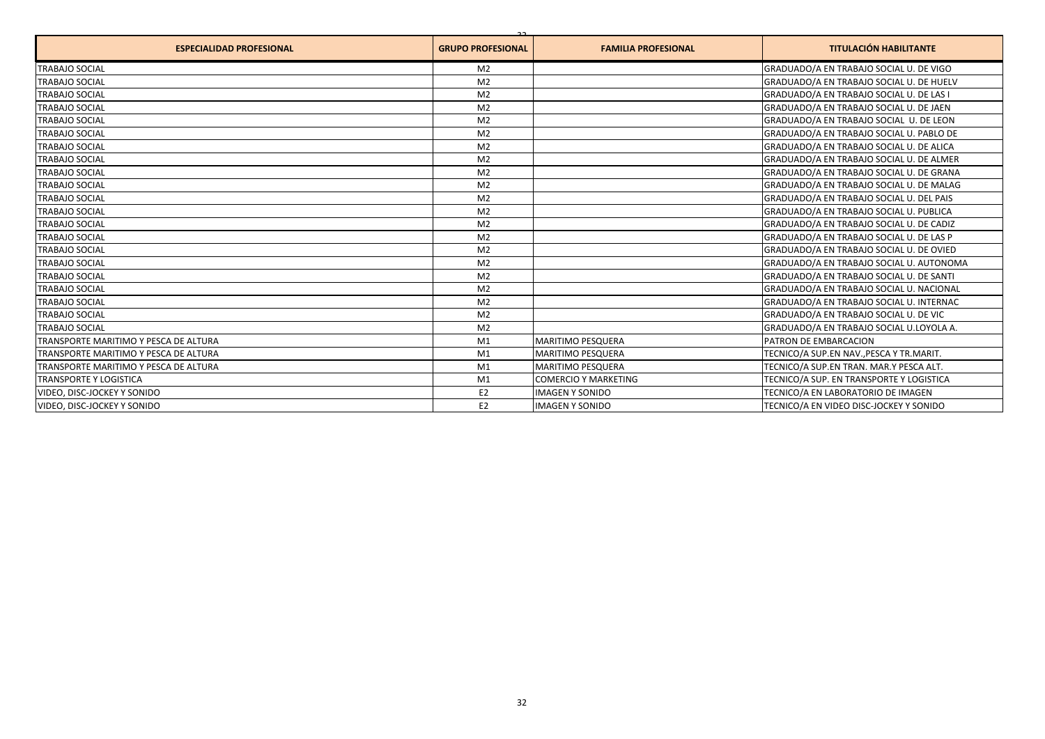| ESPECIALIDAD PROFESIONAL | GRUPO PROFESIONAL | FAMILIA PROFESIONAL | TITULACIÓN HABILITANTE |
|---|---|---|---|
| TRABAJO SOCIAL | M2 | | GRADUADO/A EN TRABAJO SOCIAL U. DE VIGO |
| TRABAJO SOCIAL | M2 | | GRADUADO/A EN TRABAJO SOCIAL U. DE HUELV |
| TRABAJO SOCIAL | M2 | | GRADUADO/A EN TRABAJO SOCIAL U. DE LAS I |
| TRABAJO SOCIAL | M2 | | GRADUADO/A EN TRABAJO SOCIAL U. DE JAEN |
| TRABAJO SOCIAL | M2 | | GRADUADO/A EN TRABAJO SOCIAL U. DE LEON |
| TRABAJO SOCIAL | M2 | | GRADUADO/A EN TRABAJO SOCIAL U. PABLO DE |
| TRABAJO SOCIAL | M2 | | GRADUADO/A EN TRABAJO SOCIAL U. DE ALICA |
| TRABAJO SOCIAL | M2 | | GRADUADO/A EN TRABAJO SOCIAL U. DE ALMER |
| TRABAJO SOCIAL | M2 | | GRADUADO/A EN TRABAJO SOCIAL U. DE GRANA |
| TRABAJO SOCIAL | M2 | | GRADUADO/A EN TRABAJO SOCIAL U. DE MALAG |
| TRABAJO SOCIAL | M2 | | GRADUADO/A EN TRABAJO SOCIAL U. DEL PAIS |
| TRABAJO SOCIAL | M2 | | GRADUADO/A EN TRABAJO SOCIAL U. PUBLICA |
| TRABAJO SOCIAL | M2 | | GRADUADO/A EN TRABAJO SOCIAL U. DE CADIZ |
| TRABAJO SOCIAL | M2 | | GRADUADO/A EN TRABAJO SOCIAL U. DE LAS P |
| TRABAJO SOCIAL | M2 | | GRADUADO/A EN TRABAJO SOCIAL U. DE OVIED |
| TRABAJO SOCIAL | M2 | | GRADUADO/A EN TRABAJO SOCIAL U. AUTONOMA |
| TRABAJO SOCIAL | M2 | | GRADUADO/A EN TRABAJO SOCIAL U. DE SANTI |
| TRABAJO SOCIAL | M2 | | GRADUADO/A EN TRABAJO SOCIAL U. NACIONAL |
| TRABAJO SOCIAL | M2 | | GRADUADO/A EN TRABAJO SOCIAL U. INTERNAC |
| TRABAJO SOCIAL | M2 | | GRADUADO/A EN TRABAJO SOCIAL U. DE VIC |
| TRABAJO SOCIAL | M2 | | GRADUADO/A EN TRABAJO SOCIAL U.LOYOLA A. |
| TRANSPORTE MARITIMO Y PESCA DE ALTURA | M1 | MARITIMO PESQUERA | PATRON DE EMBARCACION |
| TRANSPORTE MARITIMO Y PESCA DE ALTURA | M1 | MARITIMO PESQUERA | TECNICO/A SUP.EN NAV.,PESCA Y TR.MARIT. |
| TRANSPORTE MARITIMO Y PESCA DE ALTURA | M1 | MARITIMO PESQUERA | TECNICO/A SUP.EN TRAN. MAR.Y PESCA ALT. |
| TRANSPORTE Y LOGISTICA | M1 | COMERCIO Y MARKETING | TECNICO/A SUP. EN TRANSPORTE Y LOGISTICA |
| VIDEO, DISC-JOCKEY Y SONIDO | E2 | IMAGEN Y SONIDO | TECNICO/A EN LABORATORIO DE IMAGEN |
| VIDEO, DISC-JOCKEY Y SONIDO | E2 | IMAGEN Y SONIDO | TECNICO/A EN VIDEO DISC-JOCKEY Y SONIDO |